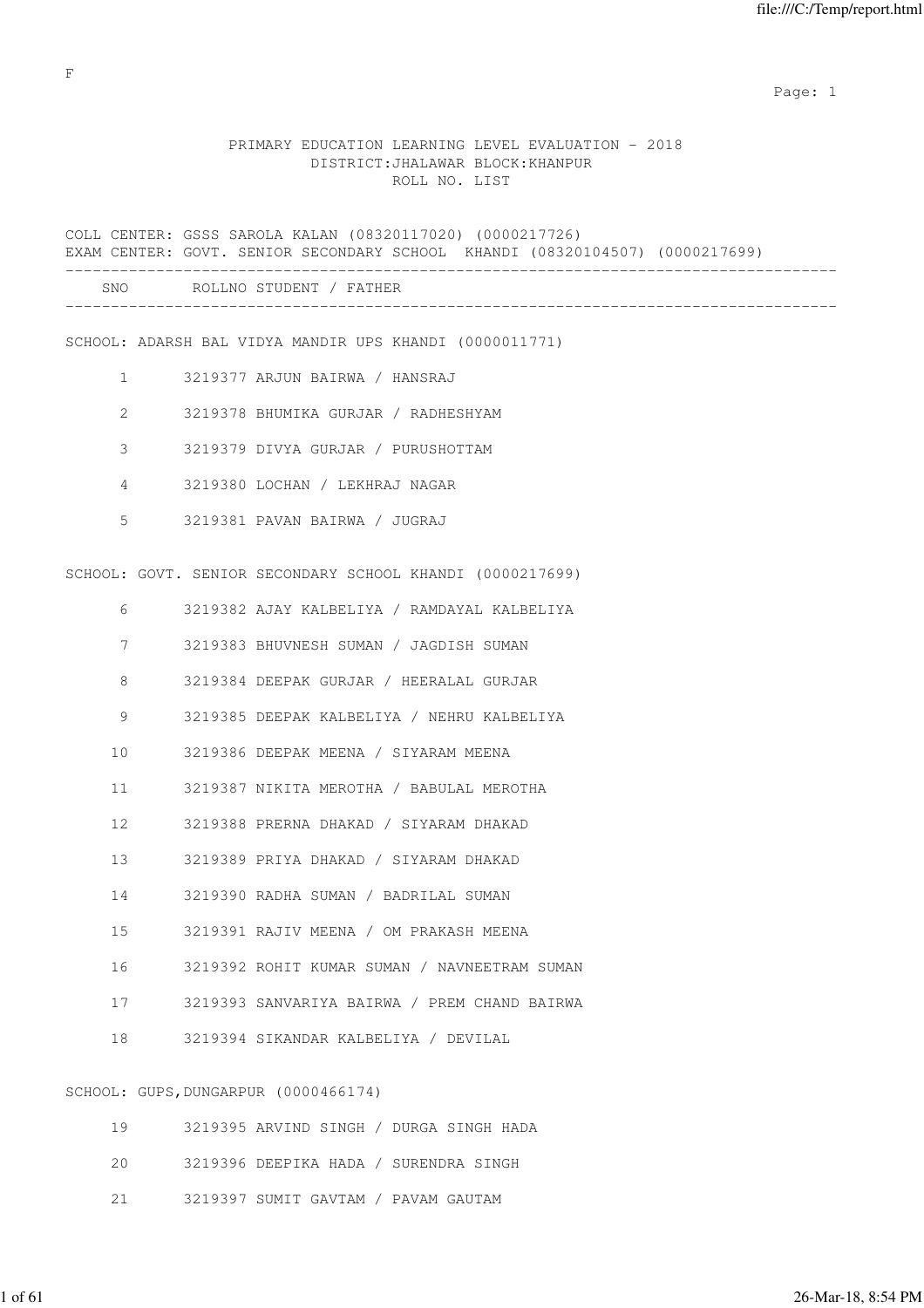F

# PRIMARY EDUCATION LEARNING LEVEL EVALUATION - 2018
## DISTRICT:JHALAWAR BLOCK:KHANPUR
## ROLL NO. LIST

COLL CENTER: GSSS SAROLA KALAN (08320117020) (0000217726)
EXAM CENTER: GOVT. SENIOR SECONDARY SCHOOL KHANDI (08320104507) (0000217699)

| SNO | ROLLNO | STUDENT / FATHER |
|---|---|---|
| | | **SCHOOL: ADARSH BAL VIDYA MANDIR UPS KHANDI (0000011771)** |
| 1 | 3219377 | ARJUN BAIRWA / HANSRAJ |
| 2 | 3219378 | BHUMIKA GURJAR / RADHESHYAM |
| 3 | 3219379 | DIVYA GURJAR / PURUSHOTTAM |
| 4 | 3219380 | LOCHAN / LEKHRAJ NAGAR |
| 5 | 3219381 | PAVAN BAIRWA / JUGRAJ |
| | | **SCHOOL: GOVT. SENIOR SECONDARY SCHOOL KHANDI (0000217699)** |
| 6 | 3219382 | AJAY KALBELIYA / RAMDAYAL KALBELIYA |
| 7 | 3219383 | BHUVNESH SUMAN / JAGDISH SUMAN |
| 8 | 3219384 | DEEPAK GURJAR / HEERALAL GURJAR |
| 9 | 3219385 | DEEPAK KALBELIYA / NEHRU KALBELIYA |
| 10 | 3219386 | DEEPAK MEENA / SIYARAM MEENA |
| 11 | 3219387 | NIKITA MEROTHA / BABULAL MEROTHA |
| 12 | 3219388 | PRERNA DHAKAD / SIYARAM DHAKAD |
| 13 | 3219389 | PRIYA DHAKAD / SIYARAM DHAKAD |
| 14 | 3219390 | RADHA SUMAN / BADRILAL SUMAN |
| 15 | 3219391 | RAJIV MEENA / OM PRAKASH MEENA |
| 16 | 3219392 | ROHIT KUMAR SUMAN / NAVNEETRAM SUMAN |
| 17 | 3219393 | SANVARIYA BAIRWA / PREM CHAND BAIRWA |
| 18 | 3219394 | SIKANDAR KALBELIYA / DEVILAL |
| | | **SCHOOL: GUPS,DUNGARPUR (0000466174)** |
| 19 | 3219395 | ARVIND SINGH / DURGA SINGH HADA |
| 20 | 3219396 | DEEPIKA HADA / SURENDRA SINGH |
| 21 | 3219397 | SUMIT GAVTAM / PAVAM GAUTAM |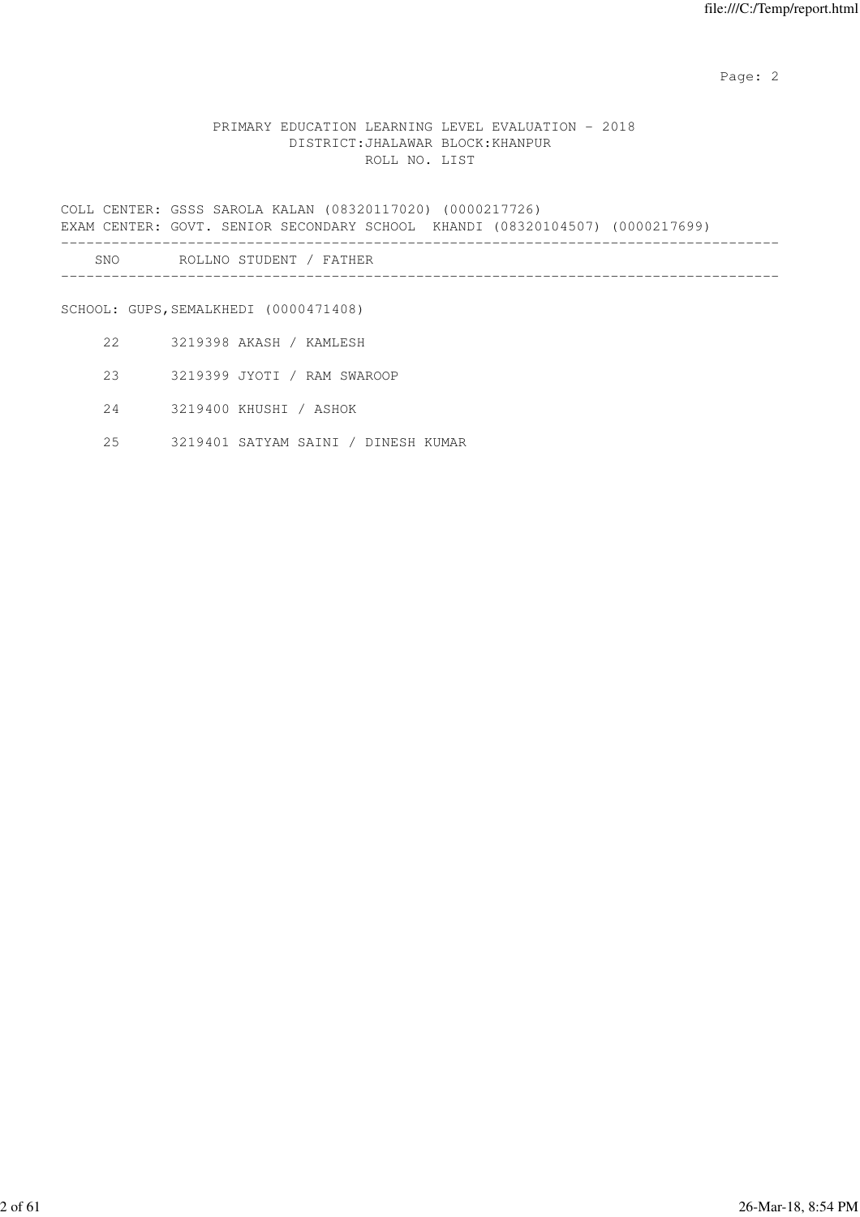PRIMARY EDUCATION LEARNING LEVEL EVALUATION - 2018
DISTRICT:JHALAWAR BLOCK:KHANPUR
ROLL NO. LIST

COLL CENTER: GSSS SAROLA KALAN (08320117020) (0000217726)
EXAM CENTER: GOVT. SENIOR SECONDARY SCHOOL KHANDI (08320104507) (0000217699)

| SNO | ROLLNO | STUDENT / FATHER |
|---|---|---|
| SCHOOL: GUPS,SEMALKHEDI (0000471408) | | |
| 22 | 3219398 | AKASH / KAMLESH |
| 23 | 3219399 | JYOTI / RAM SWAROOP |
| 24 | 3219400 | KHUSHI / ASHOK |
| 25 | 3219401 | SATYAM SAINI / DINESH KUMAR |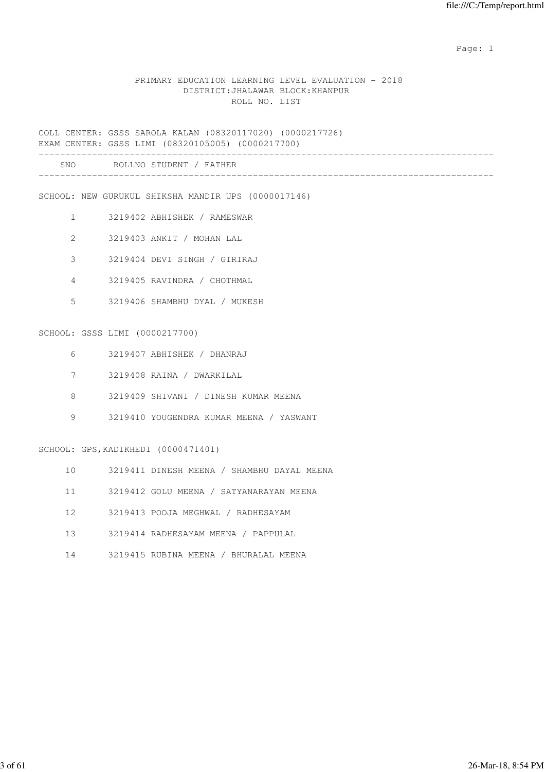PRIMARY EDUCATION LEARNING LEVEL EVALUATION - 2018
DISTRICT:JHALAWAR BLOCK:KHANPUR
ROLL NO. LIST

COLL CENTER: GSSS SAROLA KALAN (08320117020) (0000217726)
EXAM CENTER: GSSS LIMI (08320105005) (0000217700)

| SNO | ROLLNO | STUDENT / FATHER |
|---|---|---|
| **SCHOOL: NEW GURUKUL SHIKSHA MANDIR UPS (0000017146)** | | |
| 1 | 3219402 | ABHISHEK / RAMESWAR |
| 2 | 3219403 | ANKIT / MOHAN LAL |
| 3 | 3219404 | DEVI SINGH / GIRIRAJ |
| 4 | 3219405 | RAVINDRA / CHOTHMAL |
| 5 | 3219406 | SHAMBHU DYAL / MUKESH |
| **SCHOOL: GSSS LIMI (0000217700)** | | |
| 6 | 3219407 | ABHISHEK / DHANRAJ |
| 7 | 3219408 | RAINA / DWARKILAL |
| 8 | 3219409 | SHIVANI / DINESH KUMAR MEENA |
| 9 | 3219410 | YOUGENDRA KUMAR MEENA / YASWANT |
| **SCHOOL: GPS,KADIKHEDI (0000471401)** | | |
| 10 | 3219411 | DINESH MEENA / SHAMBHU DAYAL MEENA |
| 11 | 3219412 | GOLU MEENA / SATYANARAYAN MEENA |
| 12 | 3219413 | POOJA MEGHWAL / RADHESAYAM |
| 13 | 3219414 | RADHESAYAM MEENA / PAPPULAL |
| 14 | 3219415 | RUBINA MEENA / BHURALAL MEENA |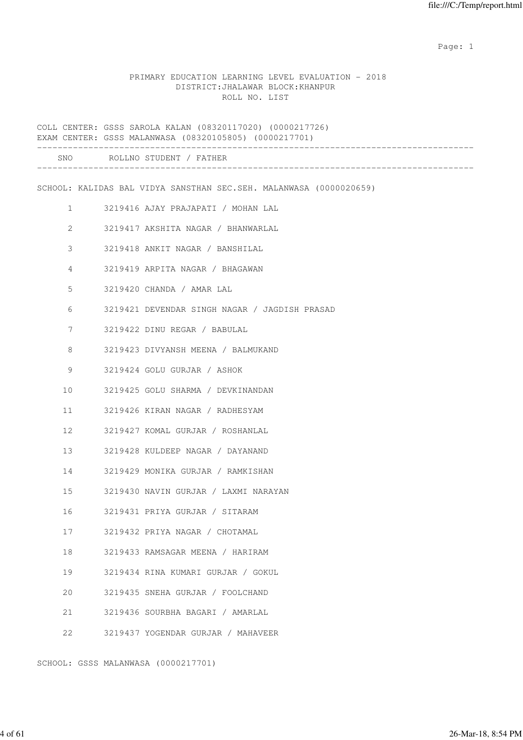# PRIMARY EDUCATION LEARNING LEVEL EVALUATION - 2018

DISTRICT:JHALAWAR BLOCK:KHANPUR

ROLL NO. LIST

COLL CENTER: GSSS SAROLA KALAN (08320117020) (0000217726)

EXAM CENTER: GSSS MALANWASA (08320105805) (0000217701)

SCHOOL: KALIDAS BAL VIDYA SANSTHAN SEC.SEH. MALANWASA (0000020659)

| SNO | ROLLNO | STUDENT / FATHER |
|---|---|---|
| 1 | 3219416 | AJAY PRAJAPATI / MOHAN LAL |
| 2 | 3219417 | AKSHITA NAGAR / BHANWARLAL |
| 3 | 3219418 | ANKIT NAGAR / BANSHILAL |
| 4 | 3219419 | ARPITA NAGAR / BHAGAWAN |
| 5 | 3219420 | CHANDA / AMAR LAL |
| 6 | 3219421 | DEVENDAR SINGH NAGAR / JAGDISH PRASAD |
| 7 | 3219422 | DINU REGAR / BABULAL |
| 8 | 3219423 | DIVYANSH MEENA / BALMUKAND |
| 9 | 3219424 | GOLU GURJAR / ASHOK |
| 10 | 3219425 | GOLU SHARMA / DEVKINANDAN |
| 11 | 3219426 | KIRAN NAGAR / RADHESYAM |
| 12 | 3219427 | KOMAL GURJAR / ROSHANLAL |
| 13 | 3219428 | KULDEEP NAGAR / DAYANAND |
| 14 | 3219429 | MONIKA GURJAR / RAMKISHAN |
| 15 | 3219430 | NAVIN GURJAR / LAXMI NARAYAN |
| 16 | 3219431 | PRIYA GURJAR / SITARAM |
| 17 | 3219432 | PRIYA NAGAR / CHOTAMAL |
| 18 | 3219433 | RAMSAGAR MEENA / HARIRAM |
| 19 | 3219434 | RINA KUMARI GURJAR / GOKUL |
| 20 | 3219435 | SNEHA GURJAR / FOOLCHAND |
| 21 | 3219436 | SOURBHA BAGARI / AMARLAL |
| 22 | 3219437 | YOGENDAR GURJAR / MAHAVEER |

SCHOOL: GSSS MALANWASA (0000217701)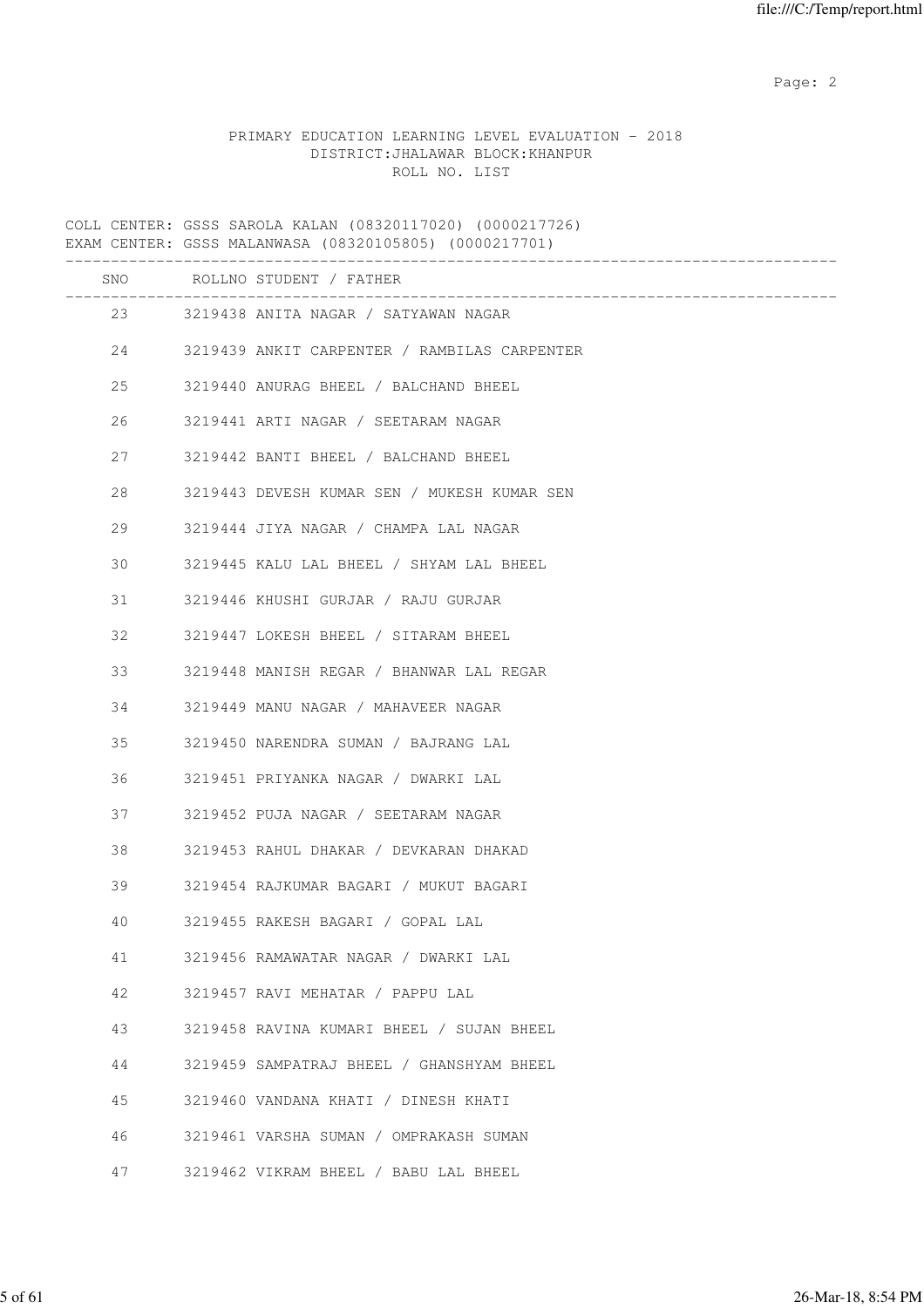PRIMARY EDUCATION LEARNING LEVEL EVALUATION - 2018
DISTRICT:JHALAWAR BLOCK:KHANPUR
ROLL NO. LIST

COLL CENTER: GSSS SAROLA KALAN (08320117020) (0000217726)
EXAM CENTER: GSSS MALANWASA (08320105805) (0000217701)

| SNO | ROLLNO | STUDENT / FATHER |
|---|---|---|
| 23 | 3219438 | ANITA NAGAR / SATYAWAN NAGAR |
| 24 | 3219439 | ANKIT CARPENTER / RAMBILAS CARPENTER |
| 25 | 3219440 | ANURAG BHEEL / BALCHAND BHEEL |
| 26 | 3219441 | ARTI NAGAR / SEETARAM NAGAR |
| 27 | 3219442 | BANTI BHEEL / BALCHAND BHEEL |
| 28 | 3219443 | DEVESH KUMAR SEN / MUKESH KUMAR SEN |
| 29 | 3219444 | JIYA NAGAR / CHAMPA LAL NAGAR |
| 30 | 3219445 | KALU LAL BHEEL / SHYAM LAL BHEEL |
| 31 | 3219446 | KHUSHI GURJAR / RAJU GURJAR |
| 32 | 3219447 | LOKESH BHEEL / SITARAM BHEEL |
| 33 | 3219448 | MANISH REGAR / BHANWAR LAL REGAR |
| 34 | 3219449 | MANU NAGAR / MAHAVEER NAGAR |
| 35 | 3219450 | NARENDRA SUMAN / BAJRANG LAL |
| 36 | 3219451 | PRIYANKA NAGAR / DWARKI LAL |
| 37 | 3219452 | PUJA NAGAR / SEETARAM NAGAR |
| 38 | 3219453 | RAHUL DHAKAR / DEVKARAN DHAKAD |
| 39 | 3219454 | RAJKUMAR BAGARI / MUKUT BAGARI |
| 40 | 3219455 | RAKESH BAGARI / GOPAL LAL |
| 41 | 3219456 | RAMAWATAR NAGAR / DWARKI LAL |
| 42 | 3219457 | RAVI MEHATAR / PAPPU LAL |
| 43 | 3219458 | RAVINA KUMARI BHEEL / SUJAN BHEEL |
| 44 | 3219459 | SAMPATRAJ BHEEL / GHANSHYAM BHEEL |
| 45 | 3219460 | VANDANA KHATI / DINESH KHATI |
| 46 | 3219461 | VARSHA SUMAN / OMPRAKASH SUMAN |
| 47 | 3219462 | VIKRAM BHEEL / BABU LAL BHEEL |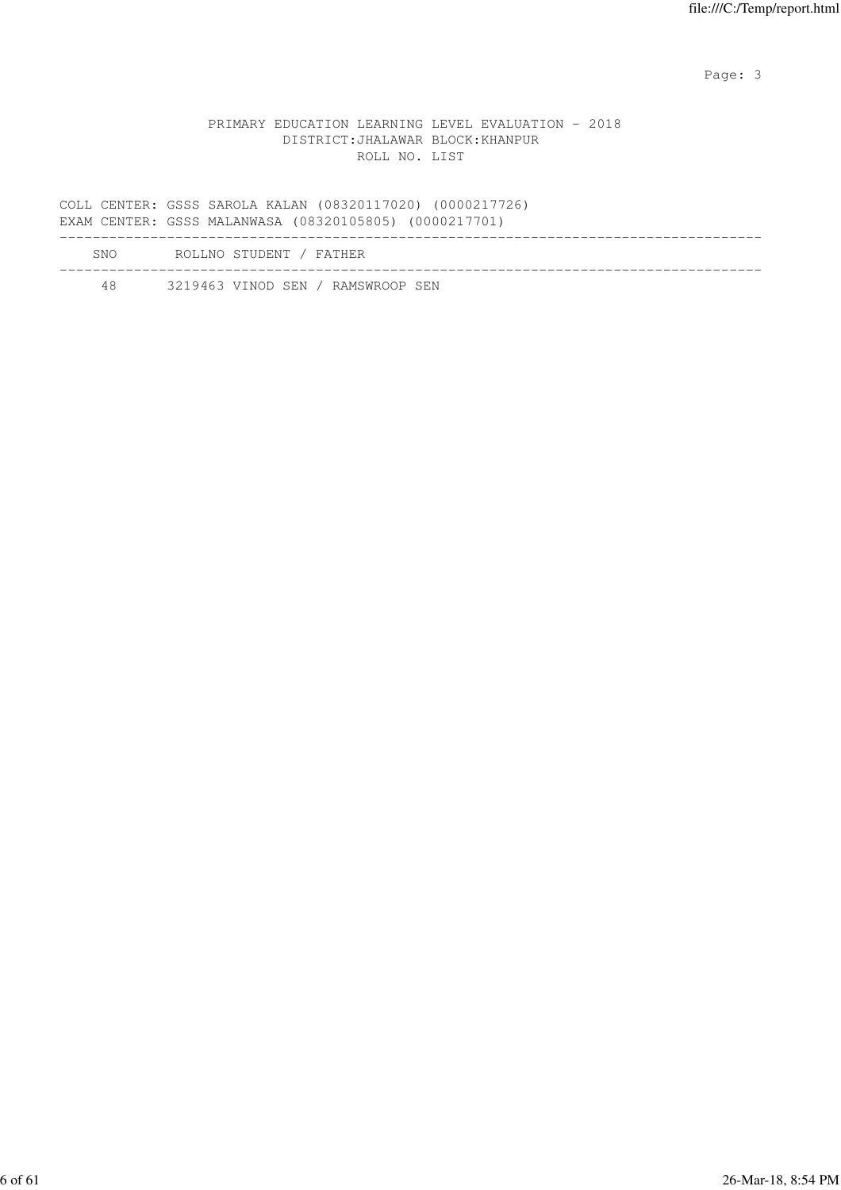PRIMARY EDUCATION LEARNING LEVEL EVALUATION - 2018
DISTRICT:JHALAWAR BLOCK:KHANPUR
ROLL NO. LIST

COLL CENTER: GSSS SAROLA KALAN (08320117020) (0000217726)
EXAM CENTER: GSSS MALANWASA (08320105805) (0000217701)

| SNO | ROLLNO | STUDENT / FATHER |
|---|---|---|
| 48 | 3219463 | VINOD SEN / RAMSWROOP SEN |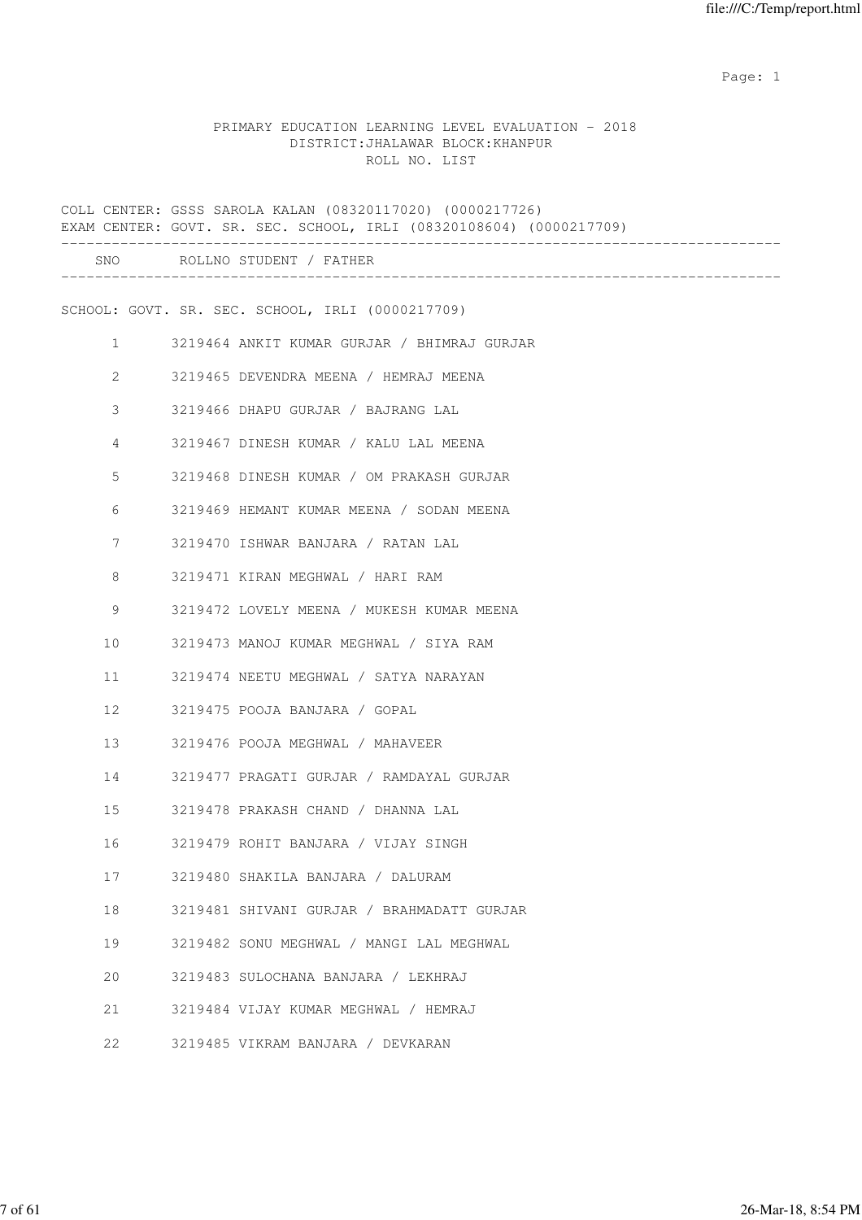PRIMARY EDUCATION LEARNING LEVEL EVALUATION - 2018
DISTRICT:JHALAWAR BLOCK:KHANPUR
ROLL NO. LIST

COLL CENTER: GSSS SAROLA KALAN (08320117020) (0000217726)
EXAM CENTER: GOVT. SR. SEC. SCHOOL, IRLI (08320108604) (0000217709)

SCHOOL: GOVT. SR. SEC. SCHOOL, IRLI (0000217709)

| SNO | ROLLNO | STUDENT / FATHER |
|---|---|---|
| 1 | 3219464 | ANKIT KUMAR GURJAR / BHIMRAJ GURJAR |
| 2 | 3219465 | DEVENDRA MEENA / HEMRAJ MEENA |
| 3 | 3219466 | DHAPU GURJAR / BAJRANG LAL |
| 4 | 3219467 | DINESH KUMAR / KALU LAL MEENA |
| 5 | 3219468 | DINESH KUMAR / OM PRAKASH GURJAR |
| 6 | 3219469 | HEMANT KUMAR MEENA / SODAN MEENA |
| 7 | 3219470 | ISHWAR BANJARA / RATAN LAL |
| 8 | 3219471 | KIRAN MEGHWAL / HARI RAM |
| 9 | 3219472 | LOVELY MEENA / MUKESH KUMAR MEENA |
| 10 | 3219473 | MANOJ KUMAR MEGHWAL / SIYA RAM |
| 11 | 3219474 | NEETU MEGHWAL / SATYA NARAYAN |
| 12 | 3219475 | POOJA BANJARA / GOPAL |
| 13 | 3219476 | POOJA MEGHWAL / MAHAVEER |
| 14 | 3219477 | PRAGATI GURJAR / RAMDAYAL GURJAR |
| 15 | 3219478 | PRAKASH CHAND / DHANNA LAL |
| 16 | 3219479 | ROHIT BANJARA / VIJAY SINGH |
| 17 | 3219480 | SHAKILA BANJARA / DALURAM |
| 18 | 3219481 | SHIVANI GURJAR / BRAHMADATT GURJAR |
| 19 | 3219482 | SONU MEGHWAL / MANGI LAL MEGHWAL |
| 20 | 3219483 | SULOCHANA BANJARA / LEKHRAJ |
| 21 | 3219484 | VIJAY KUMAR MEGHWAL / HEMRAJ |
| 22 | 3219485 | VIKRAM BANJARA / DEVKARAN |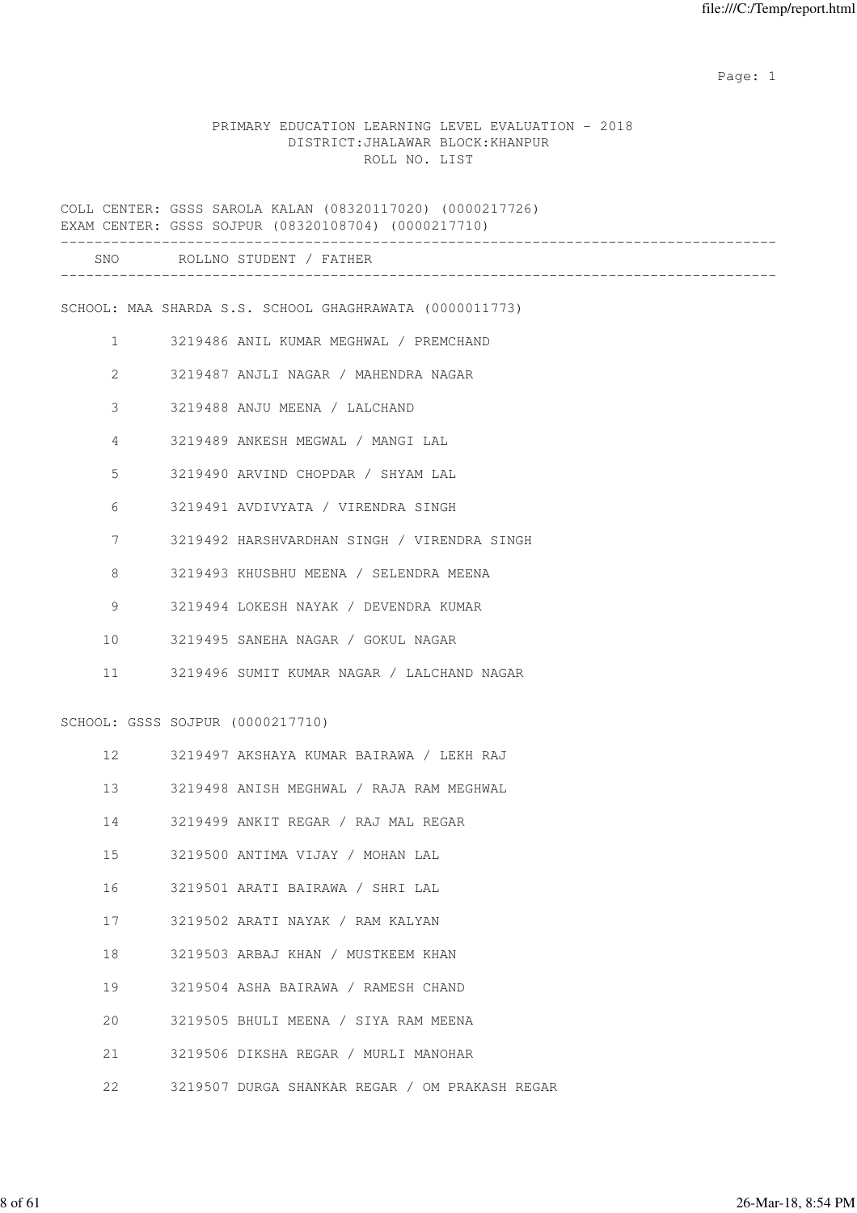PRIMARY EDUCATION LEARNING LEVEL EVALUATION - 2018
DISTRICT:JHALAWAR BLOCK:KHANPUR
ROLL NO. LIST

COLL CENTER: GSSS SAROLA KALAN (08320117020) (0000217726)
EXAM CENTER: GSSS SOJPUR (08320108704) (0000217710)

| SNO | ROLLNO | STUDENT / FATHER |
|---|---|---|

SCHOOL: MAA SHARDA S.S. SCHOOL GHAGHRAWATA (0000011773)

| SNO | ROLLNO | STUDENT / FATHER |
|---|---|---|
| 1 | 3219486 | ANIL KUMAR MEGHWAL / PREMCHAND |
| 2 | 3219487 | ANJLI NAGAR / MAHENDRA NAGAR |
| 3 | 3219488 | ANJU MEENA / LALCHAND |
| 4 | 3219489 | ANKESH MEGWAL / MANGI LAL |
| 5 | 3219490 | ARVIND CHOPDAR / SHYAM LAL |
| 6 | 3219491 | AVDIVYATA / VIRENDRA SINGH |
| 7 | 3219492 | HARSHVARDHAN SINGH / VIRENDRA SINGH |
| 8 | 3219493 | KHUSBHU MEENA / SELENDRA MEENA |
| 9 | 3219494 | LOKESH NAYAK / DEVENDRA KUMAR |
| 10 | 3219495 | SANEHA NAGAR / GOKUL NAGAR |
| 11 | 3219496 | SUMIT KUMAR NAGAR / LALCHAND NAGAR |

SCHOOL: GSSS SOJPUR (0000217710)

| SNO | ROLLNO | STUDENT / FATHER |
|---|---|---|
| 12 | 3219497 | AKSHAYA KUMAR BAIRAWA / LEKH RAJ |
| 13 | 3219498 | ANISH MEGHWAL / RAJA RAM MEGHWAL |
| 14 | 3219499 | ANKIT REGAR / RAJ MAL REGAR |
| 15 | 3219500 | ANTIMA VIJAY / MOHAN LAL |
| 16 | 3219501 | ARATI BAIRAWA / SHRI LAL |
| 17 | 3219502 | ARATI NAYAK / RAM KALYAN |
| 18 | 3219503 | ARBAJ KHAN / MUSTKEEM KHAN |
| 19 | 3219504 | ASHA BAIRAWA / RAMESH CHAND |
| 20 | 3219505 | BHULI MEENA / SIYA RAM MEENA |
| 21 | 3219506 | DIKSHA REGAR / MURLI MANOHAR |
| 22 | 3219507 | DURGA SHANKAR REGAR / OM PRAKASH REGAR |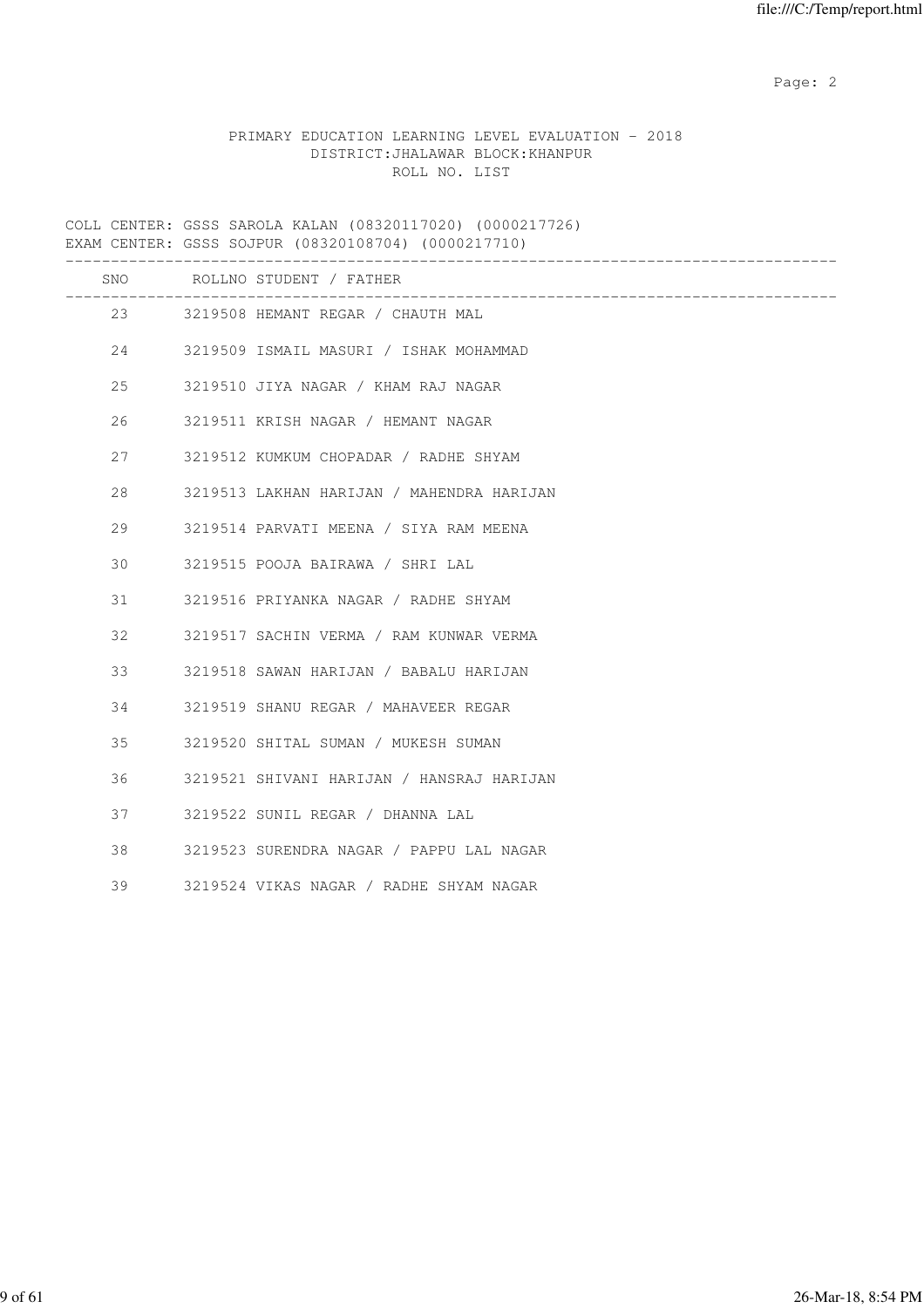PRIMARY EDUCATION LEARNING LEVEL EVALUATION - 2018
DISTRICT:JHALAWAR BLOCK:KHANPUR
ROLL NO. LIST

COLL CENTER: GSSS SAROLA KALAN (08320117020) (0000217726)
EXAM CENTER: GSSS SOJPUR (08320108704) (0000217710)

| SNO | ROLLNO | STUDENT / FATHER |
|---|---|---|
| 23 | 3219508 | HEMANT REGAR / CHAUTH MAL |
| 24 | 3219509 | ISMAIL MASURI / ISHAK MOHAMMAD |
| 25 | 3219510 | JIYA NAGAR / KHAM RAJ NAGAR |
| 26 | 3219511 | KRISH NAGAR / HEMANT NAGAR |
| 27 | 3219512 | KUMKUM CHOPADAR / RADHE SHYAM |
| 28 | 3219513 | LAKHAN HARIJAN / MAHENDRA HARIJAN |
| 29 | 3219514 | PARVATI MEENA / SIYA RAM MEENA |
| 30 | 3219515 | POOJA BAIRAWA / SHRI LAL |
| 31 | 3219516 | PRIYANKA NAGAR / RADHE SHYAM |
| 32 | 3219517 | SACHIN VERMA / RAM KUNWAR VERMA |
| 33 | 3219518 | SAWAN HARIJAN / BABALU HARIJAN |
| 34 | 3219519 | SHANU REGAR / MAHAVEER REGAR |
| 35 | 3219520 | SHITAL SUMAN / MUKESH SUMAN |
| 36 | 3219521 | SHIVANI HARIJAN / HANSRAJ HARIJAN |
| 37 | 3219522 | SUNIL REGAR / DHANNA LAL |
| 38 | 3219523 | SURENDRA NAGAR / PAPPU LAL NAGAR |
| 39 | 3219524 | VIKAS NAGAR / RADHE SHYAM NAGAR |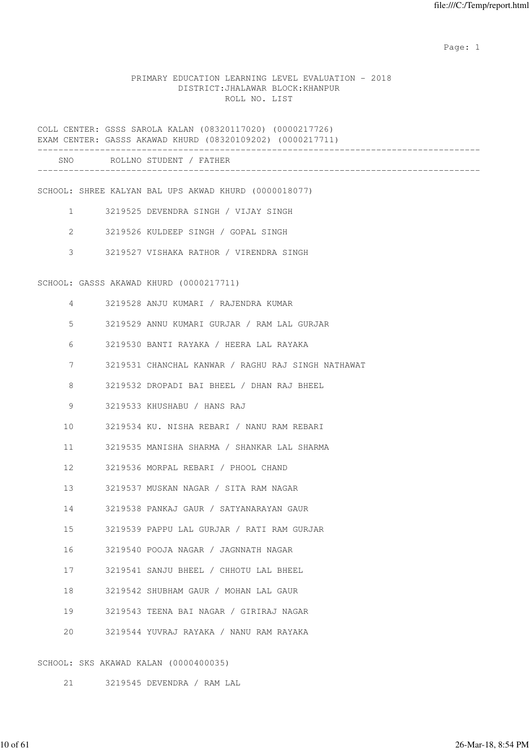PRIMARY EDUCATION LEARNING LEVEL EVALUATION - 2018
DISTRICT:JHALAWAR BLOCK:KHANPUR
ROLL NO. LIST

COLL CENTER: GSSS SAROLA KALAN (08320117020) (0000217726)
EXAM CENTER: GASSS AKAWAD KHURD (08320109202) (0000217711)

| SNO | ROLLNO | STUDENT / FATHER |
|---|---|---|
| **SCHOOL: SHREE KALYAN BAL UPS AKWAD KHURD (0000018077)** | | |
| 1 | 3219525 | DEVENDRA SINGH / VIJAY SINGH |
| 2 | 3219526 | KULDEEP SINGH / GOPAL SINGH |
| 3 | 3219527 | VISHAKA RATHOR / VIRENDRA SINGH |
| **SCHOOL: GASSS AKAWAD KHURD (0000217711)** | | |
| 4 | 3219528 | ANJU KUMARI / RAJENDRA KUMAR |
| 5 | 3219529 | ANNU KUMARI GURJAR / RAM LAL GURJAR |
| 6 | 3219530 | BANTI RAYAKA / HEERA LAL RAYAKA |
| 7 | 3219531 | CHANCHAL KANWAR / RAGHU RAJ SINGH NATHAWAT |
| 8 | 3219532 | DROPADI BAI BHEEL / DHAN RAJ BHEEL |
| 9 | 3219533 | KHUSHABU / HANS RAJ |
| 10 | 3219534 | KU. NISHA REBARI / NANU RAM REBARI |
| 11 | 3219535 | MANISHA SHARMA / SHANKAR LAL SHARMA |
| 12 | 3219536 | MORPAL REBARI / PHOOL CHAND |
| 13 | 3219537 | MUSKAN NAGAR / SITA RAM NAGAR |
| 14 | 3219538 | PANKAJ GAUR / SATYANARAYAN GAUR |
| 15 | 3219539 | PAPPU LAL GURJAR / RATI RAM GURJAR |
| 16 | 3219540 | POOJA NAGAR / JAGNNATH NAGAR |
| 17 | 3219541 | SANJU BHEEL / CHHOTU LAL BHEEL |
| 18 | 3219542 | SHUBHAM GAUR / MOHAN LAL GAUR |
| 19 | 3219543 | TEENA BAI NAGAR / GIRIRAJ NAGAR |
| 20 | 3219544 | YUVRAJ RAYAKA / NANU RAM RAYAKA |
| **SCHOOL: SKS AKAWAD KALAN (0000400035)** | | |
| 21 | 3219545 | DEVENDRA / RAM LAL |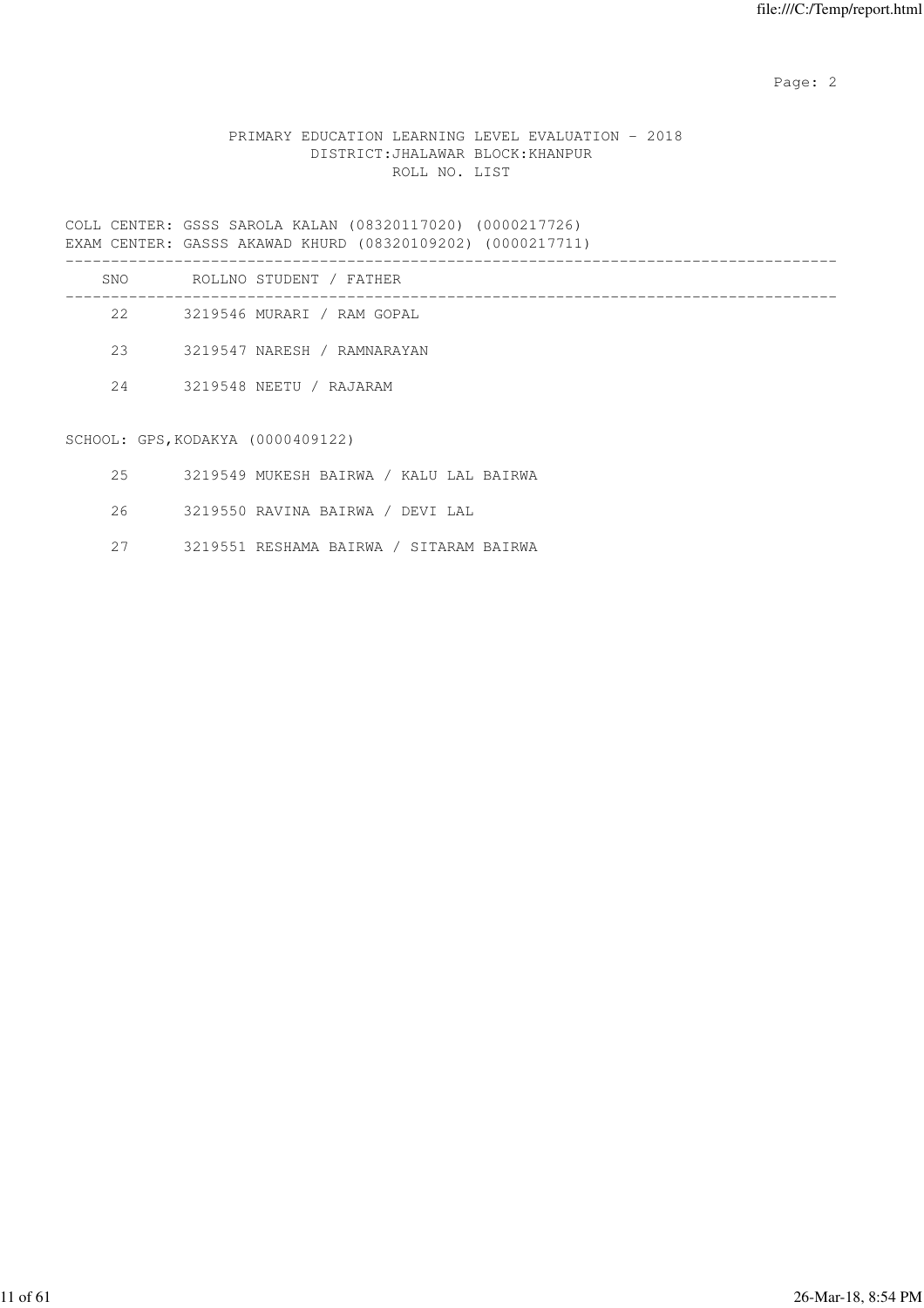PRIMARY EDUCATION LEARNING LEVEL EVALUATION - 2018
DISTRICT:JHALAWAR BLOCK:KHANPUR
ROLL NO. LIST

COLL CENTER: GSSS SAROLA KALAN (08320117020) (0000217726)
EXAM CENTER: GASSS AKAWAD KHURD (08320109202) (0000217711)

| SNO | ROLLNO | STUDENT / FATHER |
|---|---|---|
| 22 | 3219546 | MURARI / RAM GOPAL |
| 23 | 3219547 | NARESH / RAMNARAYAN |
| 24 | 3219548 | NEETU / RAJARAM |

SCHOOL: GPS,KODAKYA (0000409122)

| SNO | ROLLNO | STUDENT / FATHER |
|---|---|---|
| 25 | 3219549 | MUKESH BAIRWA / KALU LAL BAIRWA |
| 26 | 3219550 | RAVINA BAIRWA / DEVI LAL |
| 27 | 3219551 | RESHAMA BAIRWA / SITARAM BAIRWA |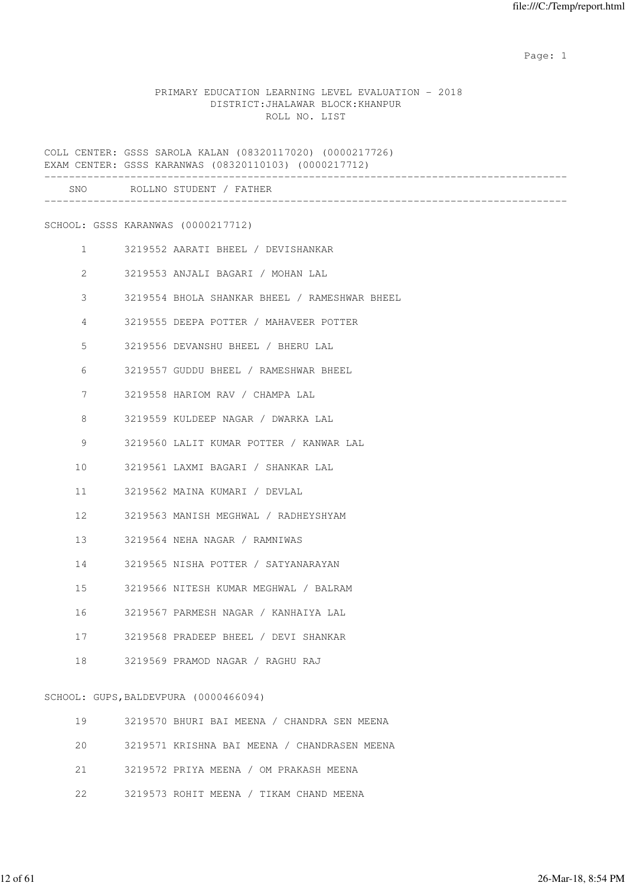PRIMARY EDUCATION LEARNING LEVEL EVALUATION - 2018
DISTRICT:JHALAWAR BLOCK:KHANPUR
ROLL NO. LIST

COLL CENTER: GSSS SAROLA KALAN (08320117020) (0000217726)
EXAM CENTER: GSSS KARANWAS (08320110103) (0000217712)

| SNO | ROLLNO | STUDENT / FATHER |
|---|---|---|
| **SCHOOL: GSSS KARANWAS (0000217712)** | | |
| 1 | 3219552 | AARATI BHEEL / DEVISHANKAR |
| 2 | 3219553 | ANJALI BAGARI / MOHAN LAL |
| 3 | 3219554 | BHOLA SHANKAR BHEEL / RAMESHWAR BHEEL |
| 4 | 3219555 | DEEPA POTTER / MAHAVEER POTTER |
| 5 | 3219556 | DEVANSHU BHEEL / BHERU LAL |
| 6 | 3219557 | GUDDU BHEEL / RAMESHWAR BHEEL |
| 7 | 3219558 | HARIOM RAV / CHAMPA LAL |
| 8 | 3219559 | KULDEEP NAGAR / DWARKA LAL |
| 9 | 3219560 | LALIT KUMAR POTTER / KANWAR LAL |
| 10 | 3219561 | LAXMI BAGARI / SHANKAR LAL |
| 11 | 3219562 | MAINA KUMARI / DEVLAL |
| 12 | 3219563 | MANISH MEGHWAL / RADHEYSHYAM |
| 13 | 3219564 | NEHA NAGAR / RAMNIWAS |
| 14 | 3219565 | NISHA POTTER / SATYANARAYAN |
| 15 | 3219566 | NITESH KUMAR MEGHWAL / BALRAM |
| 16 | 3219567 | PARMESH NAGAR / KANHAIYA LAL |
| 17 | 3219568 | PRADEEP BHEEL / DEVI SHANKAR |
| 18 | 3219569 | PRAMOD NAGAR / RAGHU RAJ |
| **SCHOOL: GUPS,BALDEVPURA (0000466094)** | | |
| 19 | 3219570 | BHURI BAI MEENA / CHANDRA SEN MEENA |
| 20 | 3219571 | KRISHNA BAI MEENA / CHANDRASEN MEENA |
| 21 | 3219572 | PRIYA MEENA / OM PRAKASH MEENA |
| 22 | 3219573 | ROHIT MEENA / TIKAM CHAND MEENA |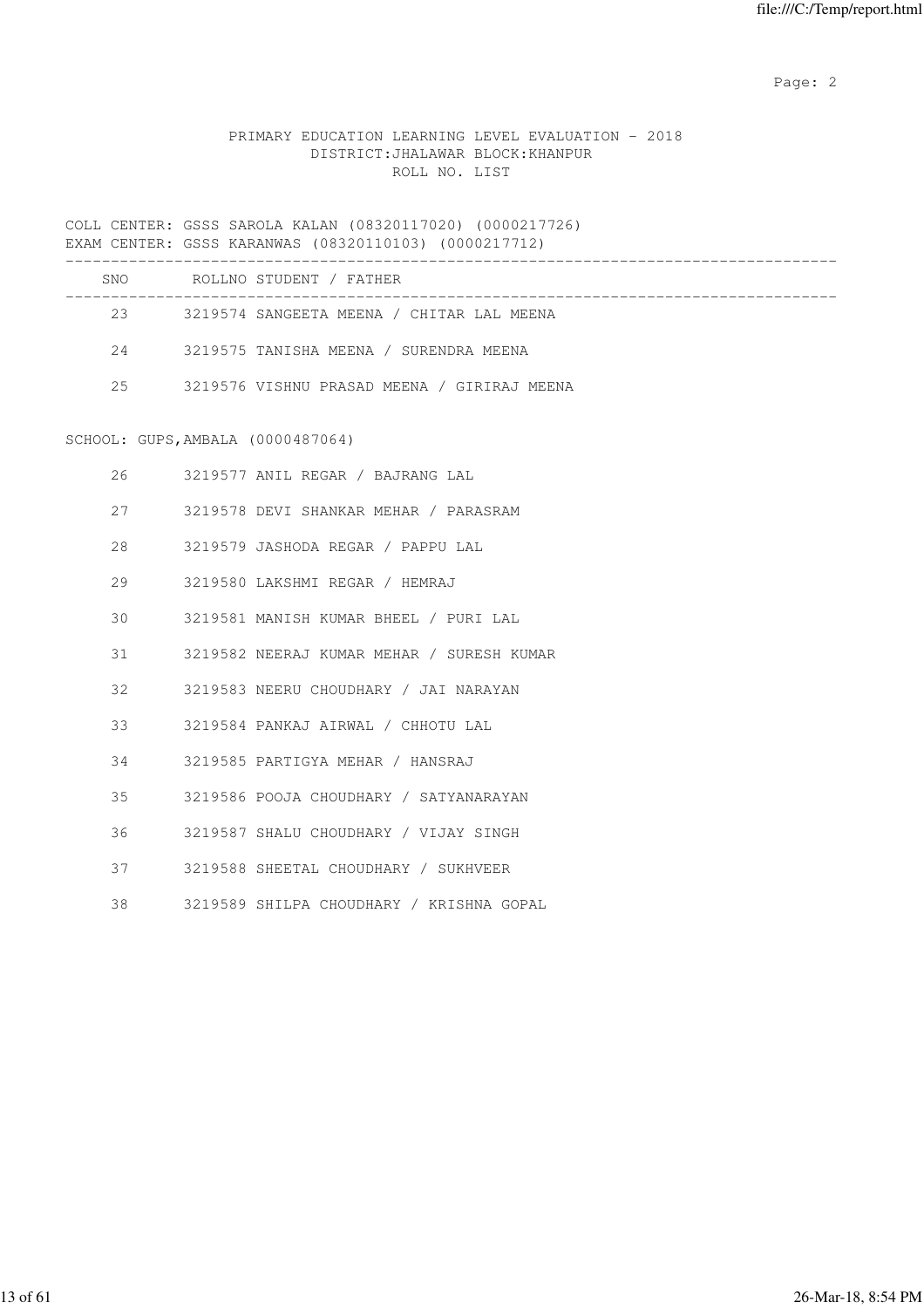PRIMARY EDUCATION LEARNING LEVEL EVALUATION - 2018
DISTRICT:JHALAWAR BLOCK:KHANPUR
ROLL NO. LIST

COLL CENTER: GSSS SAROLA KALAN (08320117020) (0000217726)
EXAM CENTER: GSSS KARANWAS (08320110103) (0000217712)

| SNO | ROLLNO | STUDENT / FATHER |
|---|---|---|
| 23 | 3219574 | SANGEETA MEENA / CHITAR LAL MEENA |
| 24 | 3219575 | TANISHA MEENA / SURENDRA MEENA |
| 25 | 3219576 | VISHNU PRASAD MEENA / GIRIRAJ MEENA |

SCHOOL: GUPS,AMBALA (0000487064)

| SNO | ROLLNO | STUDENT / FATHER |
|---|---|---|
| 26 | 3219577 | ANIL REGAR / BAJRANG LAL |
| 27 | 3219578 | DEVI SHANKAR MEHAR / PARASRAM |
| 28 | 3219579 | JASHODA REGAR / PAPPU LAL |
| 29 | 3219580 | LAKSHMI REGAR / HEMRAJ |
| 30 | 3219581 | MANISH KUMAR BHEEL / PURI LAL |
| 31 | 3219582 | NEERAJ KUMAR MEHAR / SURESH KUMAR |
| 32 | 3219583 | NEERU CHOUDHARY / JAI NARAYAN |
| 33 | 3219584 | PANKAJ AIRWAL / CHHOTU LAL |
| 34 | 3219585 | PARTIGYA MEHAR / HANSRAJ |
| 35 | 3219586 | POOJA CHOUDHARY / SATYANARAYAN |
| 36 | 3219587 | SHALU CHOUDHARY / VIJAY SINGH |
| 37 | 3219588 | SHEETAL CHOUDHARY / SUKHVEER |
| 38 | 3219589 | SHILPA CHOUDHARY / KRISHNA GOPAL |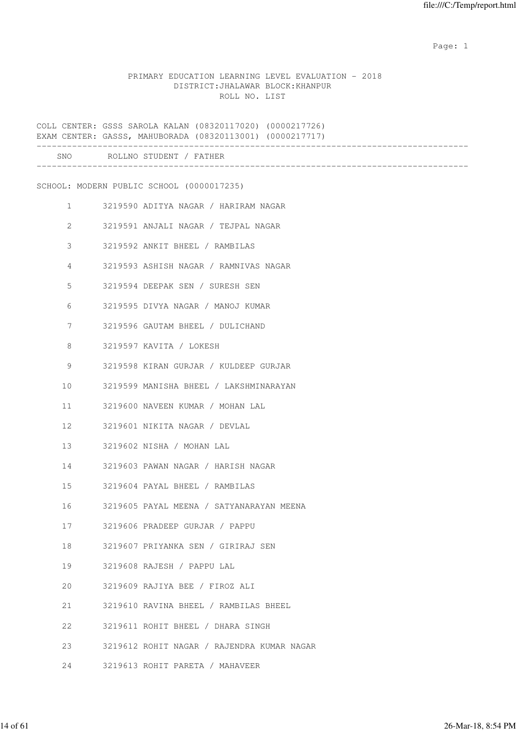PRIMARY EDUCATION LEARNING LEVEL EVALUATION - 2018
DISTRICT:JHALAWAR BLOCK:KHANPUR
ROLL NO. LIST

COLL CENTER: GSSS SAROLA KALAN (08320117020) (0000217726)
EXAM CENTER: GASSS, MAHUBORADA (08320113001) (0000217717)

SCHOOL: MODERN PUBLIC SCHOOL (0000017235)

| SNO | ROLLNO | STUDENT / FATHER |
|---|---|---|
| 1 | 3219590 | ADITYA NAGAR / HARIRAM NAGAR |
| 2 | 3219591 | ANJALI NAGAR / TEJPAL NAGAR |
| 3 | 3219592 | ANKIT BHEEL / RAMBILAS |
| 4 | 3219593 | ASHISH NAGAR / RAMNIVAS NAGAR |
| 5 | 3219594 | DEEPAK SEN / SURESH SEN |
| 6 | 3219595 | DIVYA NAGAR / MANOJ KUMAR |
| 7 | 3219596 | GAUTAM BHEEL / DULICHAND |
| 8 | 3219597 | KAVITA / LOKESH |
| 9 | 3219598 | KIRAN GURJAR / KULDEEP GURJAR |
| 10 | 3219599 | MANISHA BHEEL / LAKSHMINARAYAN |
| 11 | 3219600 | NAVEEN KUMAR / MOHAN LAL |
| 12 | 3219601 | NIKITA NAGAR / DEVLAL |
| 13 | 3219602 | NISHA / MOHAN LAL |
| 14 | 3219603 | PAWAN NAGAR / HARISH NAGAR |
| 15 | 3219604 | PAYAL BHEEL / RAMBILAS |
| 16 | 3219605 | PAYAL MEENA / SATYANARAYAN MEENA |
| 17 | 3219606 | PRADEEP GURJAR / PAPPU |
| 18 | 3219607 | PRIYANKA SEN / GIRIRAJ SEN |
| 19 | 3219608 | RAJESH / PAPPU LAL |
| 20 | 3219609 | RAJIYA BEE / FIROZ ALI |
| 21 | 3219610 | RAVINA BHEEL / RAMBILAS BHEEL |
| 22 | 3219611 | ROHIT BHEEL / DHARA SINGH |
| 23 | 3219612 | ROHIT NAGAR / RAJENDRA KUMAR NAGAR |
| 24 | 3219613 | ROHIT PARETA / MAHAVEER |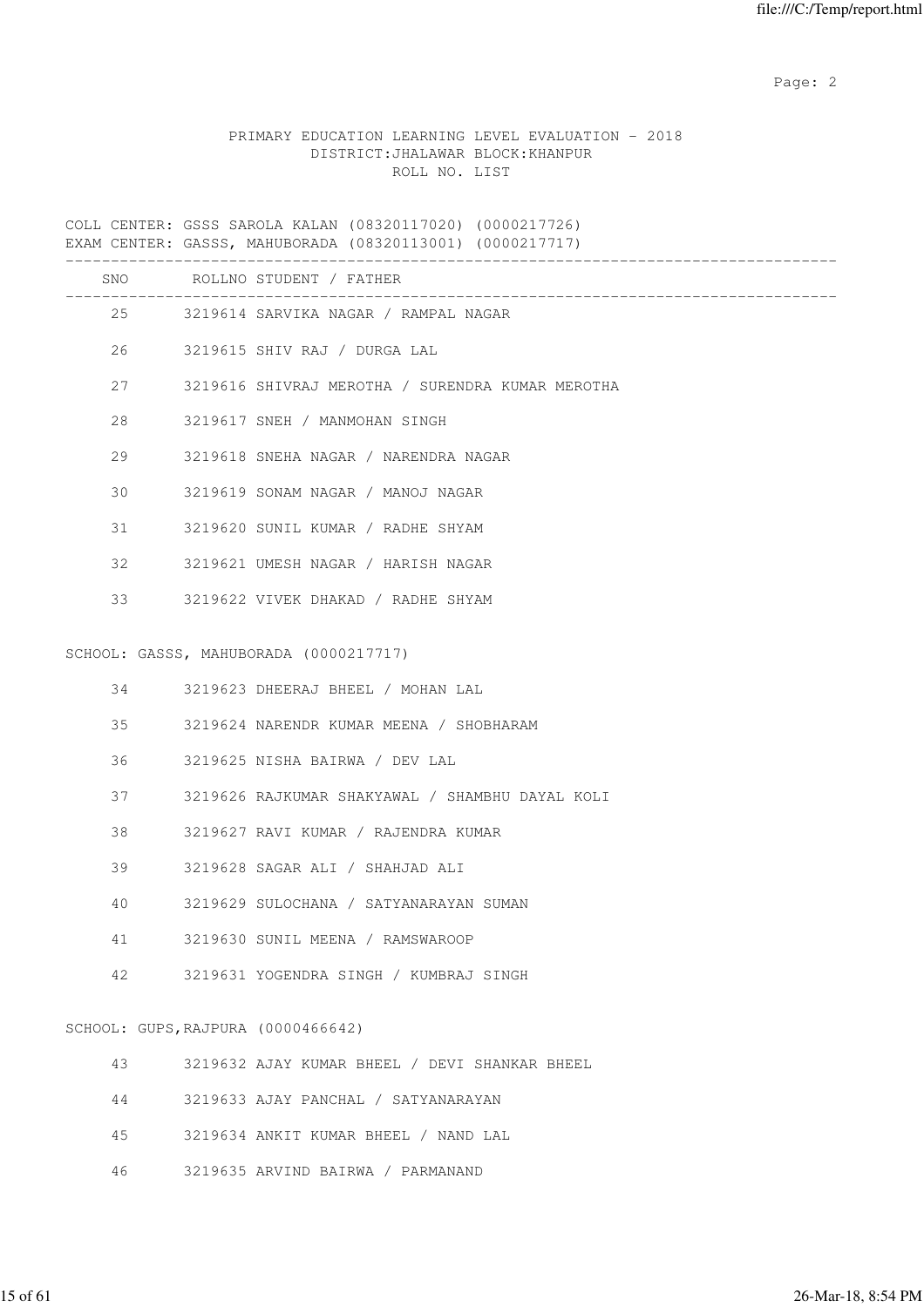PRIMARY EDUCATION LEARNING LEVEL EVALUATION - 2018
DISTRICT:JHALAWAR BLOCK:KHANPUR
ROLL NO. LIST

COLL CENTER: GSSS SAROLA KALAN (08320117020) (0000217726)
EXAM CENTER: GASSS, MAHUBORADA (08320113001) (0000217717)

| SNO | ROLLNO | STUDENT / FATHER |
|---|---|---|
| 25 | 3219614 | SARVIKA NAGAR / RAMPAL NAGAR |
| 26 | 3219615 | SHIV RAJ / DURGA LAL |
| 27 | 3219616 | SHIVRAJ MEROTHA / SURENDRA KUMAR MEROTHA |
| 28 | 3219617 | SNEH / MANMOHAN SINGH |
| 29 | 3219618 | SNEHA NAGAR / NARENDRA NAGAR |
| 30 | 3219619 | SONAM NAGAR / MANOJ NAGAR |
| 31 | 3219620 | SUNIL KUMAR / RADHE SHYAM |
| 32 | 3219621 | UMESH NAGAR / HARISH NAGAR |
| 33 | 3219622 | VIVEK DHAKAD / RADHE SHYAM |

SCHOOL: GASSS, MAHUBORADA (0000217717)

| SNO | ROLLNO | STUDENT / FATHER |
|---|---|---|
| 34 | 3219623 | DHEERAJ BHEEL / MOHAN LAL |
| 35 | 3219624 | NARENDR KUMAR MEENA / SHOBHARAM |
| 36 | 3219625 | NISHA BAIRWA / DEV LAL |
| 37 | 3219626 | RAJKUMAR SHAKYAWAL / SHAMBHU DAYAL KOLI |
| 38 | 3219627 | RAVI KUMAR / RAJENDRA KUMAR |
| 39 | 3219628 | SAGAR ALI / SHAHJAD ALI |
| 40 | 3219629 | SULOCHANA / SATYANARAYAN SUMAN |
| 41 | 3219630 | SUNIL MEENA / RAMSWAROOP |
| 42 | 3219631 | YOGENDRA SINGH / KUMBRAJ SINGH |

SCHOOL: GUPS,RAJPURA (0000466642)

| SNO | ROLLNO | STUDENT / FATHER |
|---|---|---|
| 43 | 3219632 | AJAY KUMAR BHEEL / DEVI SHANKAR BHEEL |
| 44 | 3219633 | AJAY PANCHAL / SATYANARAYAN |
| 45 | 3219634 | ANKIT KUMAR BHEEL / NAND LAL |
| 46 | 3219635 | ARVIND BAIRWA / PARMANAND |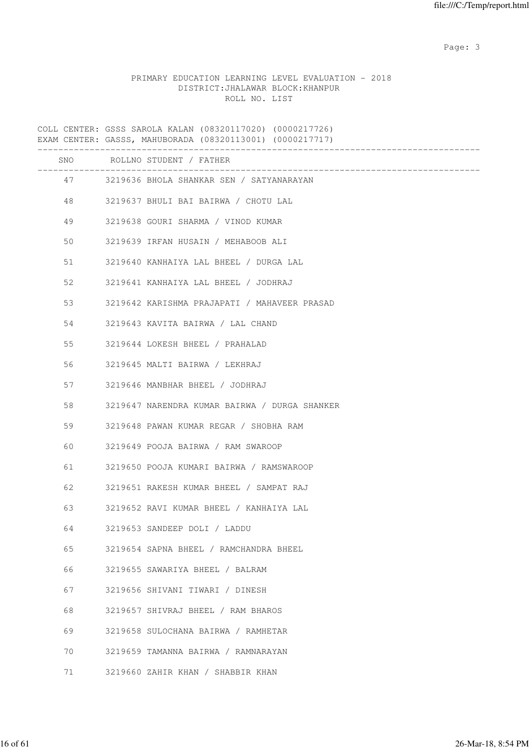PRIMARY EDUCATION LEARNING LEVEL EVALUATION - 2018
DISTRICT:JHALAWAR BLOCK:KHANPUR
ROLL NO. LIST

COLL CENTER: GSSS SAROLA KALAN (08320117020) (0000217726)
EXAM CENTER: GASSS, MAHUBORADA (08320113001) (0000217717)

| SNO | ROLLNO | STUDENT / FATHER |
|---|---|---|
| 47 | 3219636 | BHOLA SHANKAR SEN / SATYANARAYAN |
| 48 | 3219637 | BHULI BAI BAIRWA / CHOTU LAL |
| 49 | 3219638 | GOURI SHARMA / VINOD KUMAR |
| 50 | 3219639 | IRFAN HUSAIN / MEHABOOB ALI |
| 51 | 3219640 | KANHAIYA LAL BHEEL / DURGA LAL |
| 52 | 3219641 | KANHAIYA LAL BHEEL / JODHRAJ |
| 53 | 3219642 | KARISHMA PRAJAPATI / MAHAVEER PRASAD |
| 54 | 3219643 | KAVITA BAIRWA / LAL CHAND |
| 55 | 3219644 | LOKESH BHEEL / PRAHALAD |
| 56 | 3219645 | MALTI BAIRWA / LEKHRAJ |
| 57 | 3219646 | MANBHAR BHEEL / JODHRAJ |
| 58 | 3219647 | NARENDRA KUMAR BAIRWA / DURGA SHANKER |
| 59 | 3219648 | PAWAN KUMAR REGAR / SHOBHA RAM |
| 60 | 3219649 | POOJA BAIRWA / RAM SWAROOP |
| 61 | 3219650 | POOJA KUMARI BAIRWA / RAMSWAROOP |
| 62 | 3219651 | RAKESH KUMAR BHEEL / SAMPAT RAJ |
| 63 | 3219652 | RAVI KUMAR BHEEL / KANHAIYA LAL |
| 64 | 3219653 | SANDEEP DOLI / LADDU |
| 65 | 3219654 | SAPNA BHEEL / RAMCHANDRA BHEEL |
| 66 | 3219655 | SAWARIYA BHEEL / BALRAM |
| 67 | 3219656 | SHIVANI TIWARI / DINESH |
| 68 | 3219657 | SHIVRAJ BHEEL / RAM BHAROS |
| 69 | 3219658 | SULOCHANA BAIRWA / RAMHETAR |
| 70 | 3219659 | TAMANNA BAIRWA / RAMNARAYAN |
| 71 | 3219660 | ZAHIR KHAN / SHABBIR KHAN |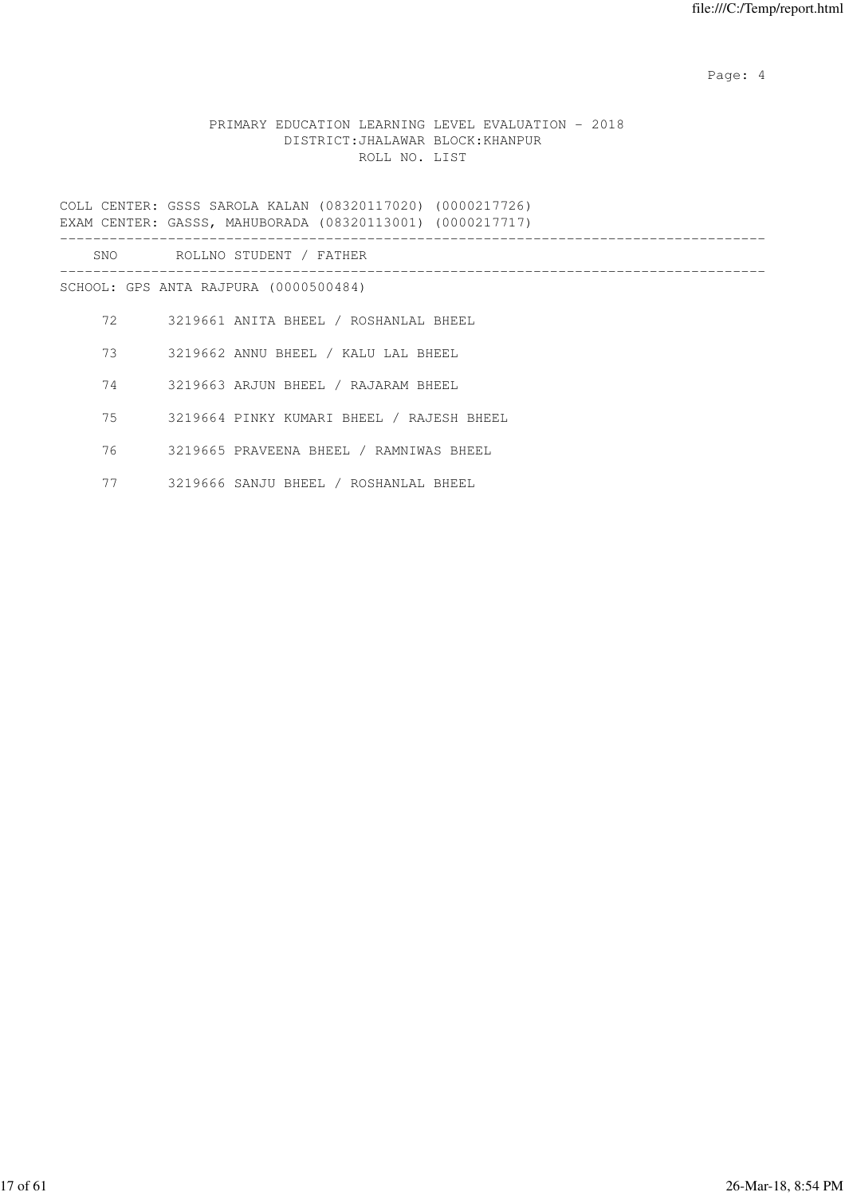PRIMARY EDUCATION LEARNING LEVEL EVALUATION - 2018
DISTRICT:JHALAWAR BLOCK:KHANPUR
ROLL NO. LIST

COLL CENTER: GSSS SAROLA KALAN (08320117020) (0000217726)
EXAM CENTER: GASSS, MAHUBORADA (08320113001) (0000217717)

| SNO | ROLLNO | STUDENT / FATHER |
|---|---|---|
| SCHOOL: GPS ANTA RAJPURA (0000500484) | | |
| 72 | 3219661 | ANITA BHEEL / ROSHANLAL BHEEL |
| 73 | 3219662 | ANNU BHEEL / KALU LAL BHEEL |
| 74 | 3219663 | ARJUN BHEEL / RAJARAM BHEEL |
| 75 | 3219664 | PINKY KUMARI BHEEL / RAJESH BHEEL |
| 76 | 3219665 | PRAVEENA BHEEL / RAMNIWAS BHEEL |
| 77 | 3219666 | SANJU BHEEL / ROSHANLAL BHEEL |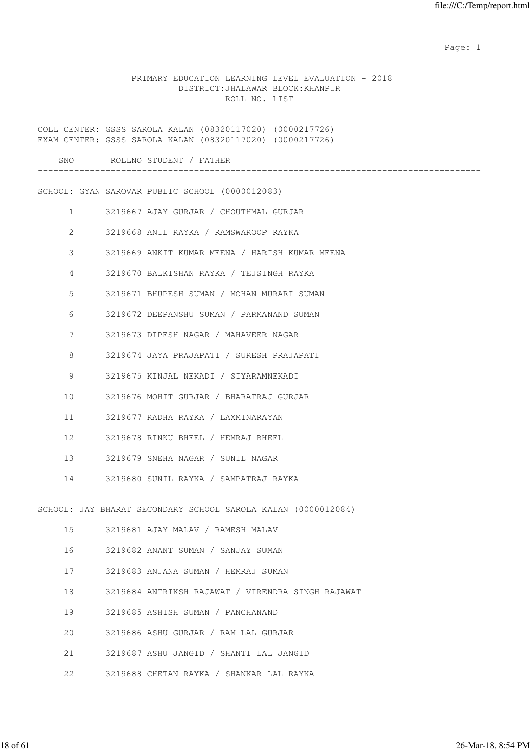# PRIMARY EDUCATION LEARNING LEVEL EVALUATION - 2018

DISTRICT:JHALAWAR BLOCK:KHANPUR

ROLL NO. LIST

COLL CENTER: GSSS SAROLA KALAN (08320117020) (0000217726)
EXAM CENTER: GSSS SAROLA KALAN (08320117020) (0000217726)

| SNO | ROLLNO | STUDENT / FATHER |
|---|---|---|
| **SCHOOL: GYAN SAROVAR PUBLIC SCHOOL (0000012083)** | | |
| 1 | 3219667 | AJAY GURJAR / CHOUTHMAL GURJAR |
| 2 | 3219668 | ANIL RAYKA / RAMSWAROOP RAYKA |
| 3 | 3219669 | ANKIT KUMAR MEENA / HARISH KUMAR MEENA |
| 4 | 3219670 | BALKISHAN RAYKA / TEJSINGH RAYKA |
| 5 | 3219671 | BHUPESH SUMAN / MOHAN MURARI SUMAN |
| 6 | 3219672 | DEEPANSHU SUMAN / PARMANAND SUMAN |
| 7 | 3219673 | DIPESH NAGAR / MAHAVEER NAGAR |
| 8 | 3219674 | JAYA PRAJAPATI / SURESH PRAJAPATI |
| 9 | 3219675 | KINJAL NEKADI / SIYARAMNEKADI |
| 10 | 3219676 | MOHIT GURJAR / BHARATRAJ GURJAR |
| 11 | 3219677 | RADHA RAYKA / LAXMINARAYAN |
| 12 | 3219678 | RINKU BHEEL / HEMRAJ BHEEL |
| 13 | 3219679 | SNEHA NAGAR / SUNIL NAGAR |
| 14 | 3219680 | SUNIL RAYKA / SAMPATRAJ RAYKA |
| **SCHOOL: JAY BHARAT SECONDARY SCHOOL SAROLA KALAN (0000012084)** | | |
| 15 | 3219681 | AJAY MALAV / RAMESH MALAV |
| 16 | 3219682 | ANANT SUMAN / SANJAY SUMAN |
| 17 | 3219683 | ANJANA SUMAN / HEMRAJ SUMAN |
| 18 | 3219684 | ANTRIKSH RAJAWAT / VIRENDRA SINGH RAJAWAT |
| 19 | 3219685 | ASHISH SUMAN / PANCHANAND |
| 20 | 3219686 | ASHU GURJAR / RAM LAL GURJAR |
| 21 | 3219687 | ASHU JANGID / SHANTI LAL JANGID |
| 22 | 3219688 | CHETAN RAYKA / SHANKAR LAL RAYKA |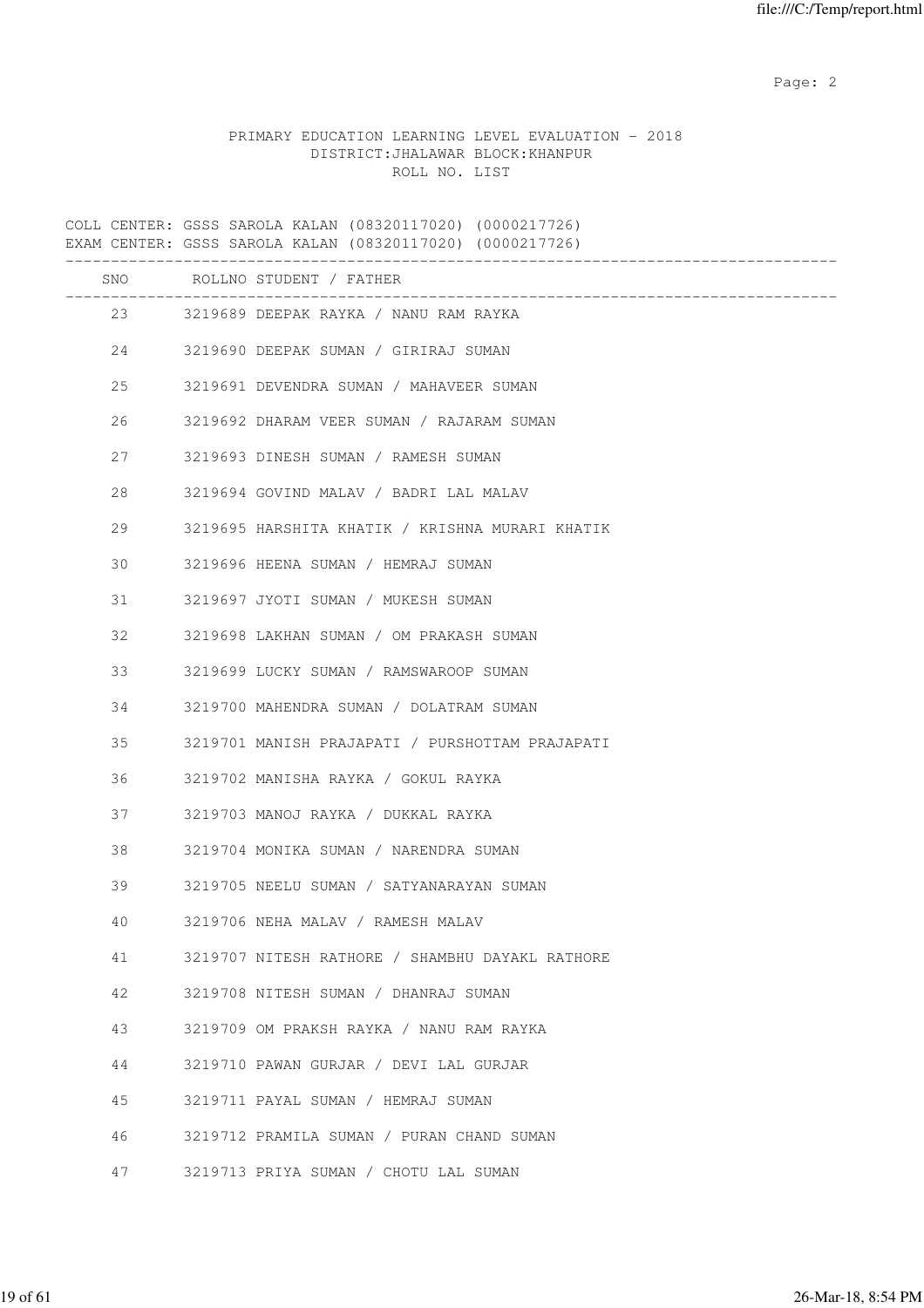PRIMARY EDUCATION LEARNING LEVEL EVALUATION - 2018
DISTRICT:JHALAWAR BLOCK:KHANPUR
ROLL NO. LIST

COLL CENTER: GSSS SAROLA KALAN (08320117020) (0000217726)
EXAM CENTER: GSSS SAROLA KALAN (08320117020) (0000217726)

| SNO | ROLLNO | STUDENT / FATHER |
|---|---|---|
| 23 | 3219689 | DEEPAK RAYKA / NANU RAM RAYKA |
| 24 | 3219690 | DEEPAK SUMAN / GIRIRAJ SUMAN |
| 25 | 3219691 | DEVENDRA SUMAN / MAHAVEER SUMAN |
| 26 | 3219692 | DHARAM VEER SUMAN / RAJARAM SUMAN |
| 27 | 3219693 | DINESH SUMAN / RAMESH SUMAN |
| 28 | 3219694 | GOVIND MALAV / BADRI LAL MALAV |
| 29 | 3219695 | HARSHITA KHATIK / KRISHNA MURARI KHATIK |
| 30 | 3219696 | HEENA SUMAN / HEMRAJ SUMAN |
| 31 | 3219697 | JYOTI SUMAN / MUKESH SUMAN |
| 32 | 3219698 | LAKHAN SUMAN / OM PRAKASH SUMAN |
| 33 | 3219699 | LUCKY SUMAN / RAMSWAROOP SUMAN |
| 34 | 3219700 | MAHENDRA SUMAN / DOLATRAM SUMAN |
| 35 | 3219701 | MANISH PRAJAPATI / PURSHOTTAM PRAJAPATI |
| 36 | 3219702 | MANISHA RAYKA / GOKUL RAYKA |
| 37 | 3219703 | MANOJ RAYKA / DUKKAL RAYKA |
| 38 | 3219704 | MONIKA SUMAN / NARENDRA SUMAN |
| 39 | 3219705 | NEELU SUMAN / SATYANARAYAN SUMAN |
| 40 | 3219706 | NEHA MALAV / RAMESH MALAV |
| 41 | 3219707 | NITESH RATHORE / SHAMBHU DAYAKL RATHORE |
| 42 | 3219708 | NITESH SUMAN / DHANRAJ SUMAN |
| 43 | 3219709 | OM PRAKSH RAYKA / NANU RAM RAYKA |
| 44 | 3219710 | PAWAN GURJAR / DEVI LAL GURJAR |
| 45 | 3219711 | PAYAL SUMAN / HEMRAJ SUMAN |
| 46 | 3219712 | PRAMILA SUMAN / PURAN CHAND SUMAN |
| 47 | 3219713 | PRIYA SUMAN / CHOTU LAL SUMAN |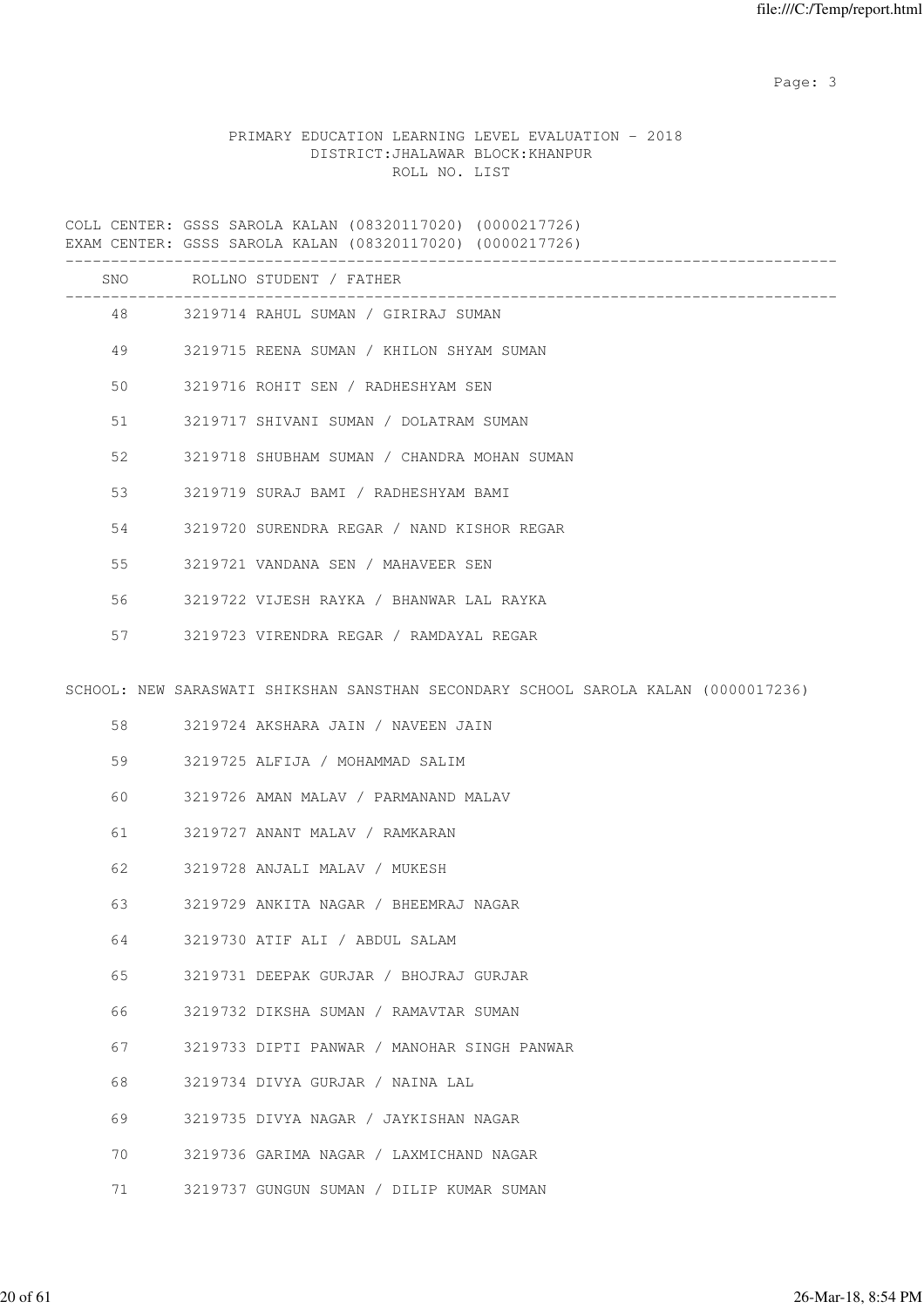PRIMARY EDUCATION LEARNING LEVEL EVALUATION - 2018
DISTRICT:JHALAWAR BLOCK:KHANPUR
ROLL NO. LIST

COLL CENTER: GSSS SAROLA KALAN (08320117020) (0000217726)
EXAM CENTER: GSSS SAROLA KALAN (08320117020) (0000217726)

| SNO | ROLLNO | STUDENT / FATHER |
|---|---|---|
| 48 | 3219714 | RAHUL SUMAN / GIRIRAJ SUMAN |
| 49 | 3219715 | REENA SUMAN / KHILON SHYAM SUMAN |
| 50 | 3219716 | ROHIT SEN / RADHESHYAM SEN |
| 51 | 3219717 | SHIVANI SUMAN / DOLATRAM SUMAN |
| 52 | 3219718 | SHUBHAM SUMAN / CHANDRA MOHAN SUMAN |
| 53 | 3219719 | SURAJ BAMI / RADHESHYAM BAMI |
| 54 | 3219720 | SURENDRA REGAR / NAND KISHOR REGAR |
| 55 | 3219721 | VANDANA SEN / MAHAVEER SEN |
| 56 | 3219722 | VIJESH RAYKA / BHANWAR LAL RAYKA |
| 57 | 3219723 | VIRENDRA REGAR / RAMDAYAL REGAR |

SCHOOL: NEW SARASWATI SHIKSHAN SANSTHAN SECONDARY SCHOOL SAROLA KALAN (0000017236)

| SNO | ROLLNO | STUDENT / FATHER |
|---|---|---|
| 58 | 3219724 | AKSHARA JAIN / NAVEEN JAIN |
| 59 | 3219725 | ALFIJA / MOHAMMAD SALIM |
| 60 | 3219726 | AMAN MALAV / PARMANAND MALAV |
| 61 | 3219727 | ANANT MALAV / RAMKARAN |
| 62 | 3219728 | ANJALI MALAV / MUKESH |
| 63 | 3219729 | ANKITA NAGAR / BHEEMRAJ NAGAR |
| 64 | 3219730 | ATIF ALI / ABDUL SALAM |
| 65 | 3219731 | DEEPAK GURJAR / BHOJRAJ GURJAR |
| 66 | 3219732 | DIKSHA SUMAN / RAMAVTAR SUMAN |
| 67 | 3219733 | DIPTI PANWAR / MANOHAR SINGH PANWAR |
| 68 | 3219734 | DIVYA GURJAR / NAINA LAL |
| 69 | 3219735 | DIVYA NAGAR / JAYKISHAN NAGAR |
| 70 | 3219736 | GARIMA NAGAR / LAXMICHAND NAGAR |
| 71 | 3219737 | GUNGUN SUMAN / DILIP KUMAR SUMAN |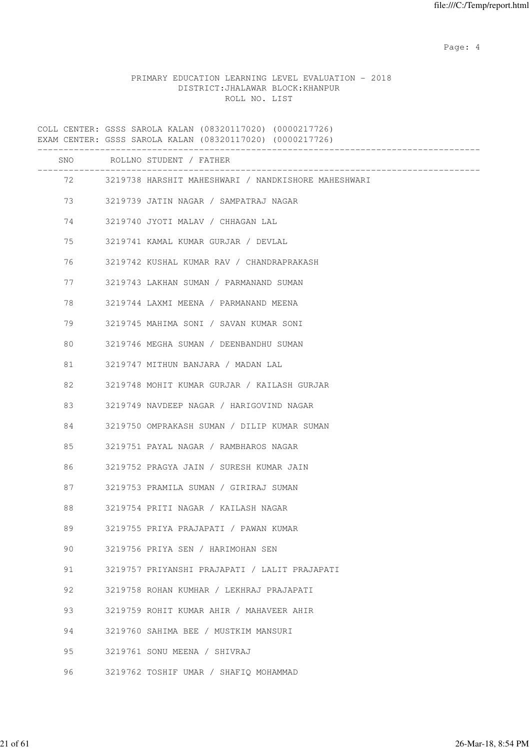PRIMARY EDUCATION LEARNING LEVEL EVALUATION - 2018
DISTRICT:JHALAWAR BLOCK:KHANPUR
ROLL NO. LIST

COLL CENTER: GSSS SAROLA KALAN (08320117020) (0000217726)
EXAM CENTER: GSSS SAROLA KALAN (08320117020) (0000217726)

| SNO | ROLLNO | STUDENT / FATHER |
|---|---|---|
| 72 | 3219738 | HARSHIT MAHESHWARI / NANDKISHORE MAHESHWARI |
| 73 | 3219739 | JATIN NAGAR / SAMPATRAJ NAGAR |
| 74 | 3219740 | JYOTI MALAV / CHHAGAN LAL |
| 75 | 3219741 | KAMAL KUMAR GURJAR / DEVLAL |
| 76 | 3219742 | KUSHAL KUMAR RAV / CHANDRAPRAKASH |
| 77 | 3219743 | LAKHAN SUMAN / PARMANAND SUMAN |
| 78 | 3219744 | LAXMI MEENA / PARMANAND MEENA |
| 79 | 3219745 | MAHIMA SONI / SAVAN KUMAR SONI |
| 80 | 3219746 | MEGHA SUMAN / DEENBANDHU SUMAN |
| 81 | 3219747 | MITHUN BANJARA / MADAN LAL |
| 82 | 3219748 | MOHIT KUMAR GURJAR / KAILASH GURJAR |
| 83 | 3219749 | NAVDEEP NAGAR / HARIGOVIND NAGAR |
| 84 | 3219750 | OMPRAKASH SUMAN / DILIP KUMAR SUMAN |
| 85 | 3219751 | PAYAL NAGAR / RAMBHAROS NAGAR |
| 86 | 3219752 | PRAGYA JAIN / SURESH KUMAR JAIN |
| 87 | 3219753 | PRAMILA SUMAN / GIRIRAJ SUMAN |
| 88 | 3219754 | PRITI NAGAR / KAILASH NAGAR |
| 89 | 3219755 | PRIYA PRAJAPATI / PAWAN KUMAR |
| 90 | 3219756 | PRIYA SEN / HARIMOHAN SEN |
| 91 | 3219757 | PRIYANSHI PRAJAPATI / LALIT PRAJAPATI |
| 92 | 3219758 | ROHAN KUMHAR / LEKHRAJ PRAJAPATI |
| 93 | 3219759 | ROHIT KUMAR AHIR / MAHAVEER AHIR |
| 94 | 3219760 | SAHIMA BEE / MUSTKIM MANSURI |
| 95 | 3219761 | SONU MEENA / SHIVRAJ |
| 96 | 3219762 | TOSHIF UMAR / SHAFIQ MOHAMMAD |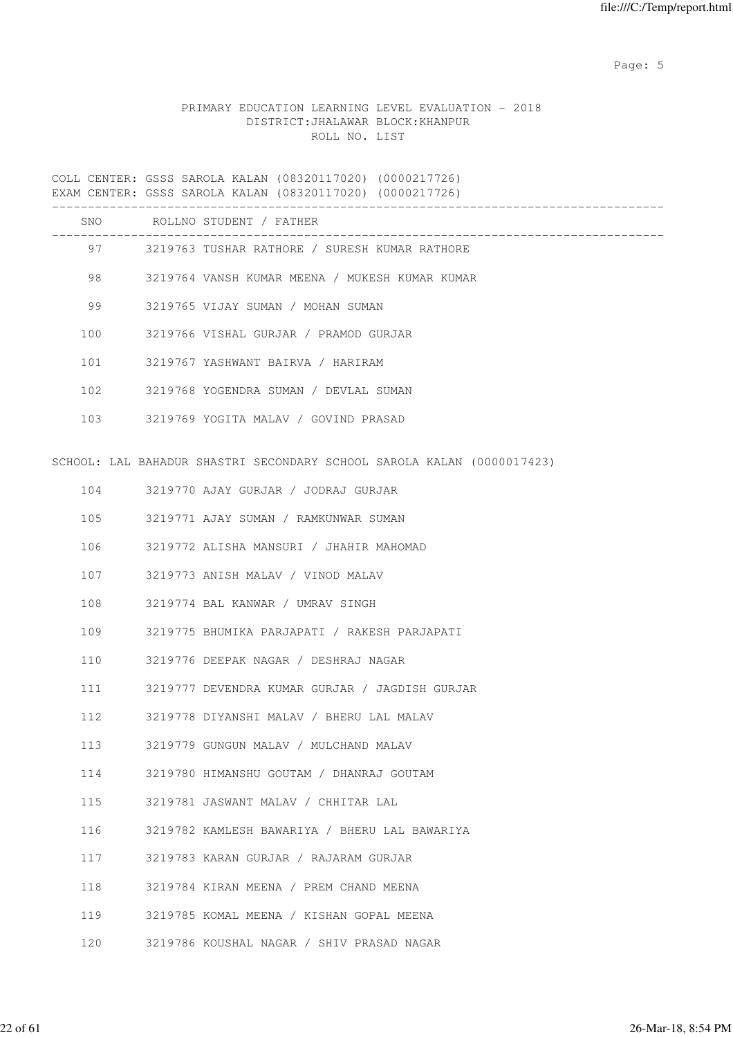PRIMARY EDUCATION LEARNING LEVEL EVALUATION - 2018
DISTRICT:JHALAWAR BLOCK:KHANPUR
ROLL NO. LIST

COLL CENTER: GSSS SAROLA KALAN (08320117020) (0000217726)
EXAM CENTER: GSSS SAROLA KALAN (08320117020) (0000217726)

| SNO | ROLLNO | STUDENT / FATHER |
|---|---|---|
| 97 | 3219763 | TUSHAR RATHORE / SURESH KUMAR RATHORE |
| 98 | 3219764 | VANSH KUMAR MEENA / MUKESH KUMAR KUMAR |
| 99 | 3219765 | VIJAY SUMAN / MOHAN SUMAN |
| 100 | 3219766 | VISHAL GURJAR / PRAMOD GURJAR |
| 101 | 3219767 | YASHWANT BAIRVA / HARIRAM |
| 102 | 3219768 | YOGENDRA SUMAN / DEVLAL SUMAN |
| 103 | 3219769 | YOGITA MALAV / GOVIND PRASAD |

SCHOOL: LAL BAHADUR SHASTRI SECONDARY SCHOOL SAROLA KALAN (0000017423)

| SNO | ROLLNO | STUDENT / FATHER |
|---|---|---|
| 104 | 3219770 | AJAY GURJAR / JODRAJ GURJAR |
| 105 | 3219771 | AJAY SUMAN / RAMKUNWAR SUMAN |
| 106 | 3219772 | ALISHA MANSURI / JHAHIR MAHOMAD |
| 107 | 3219773 | ANISH MALAV / VINOD MALAV |
| 108 | 3219774 | BAL KANWAR / UMRAV SINGH |
| 109 | 3219775 | BHUMIKA PARJAPATI / RAKESH PARJAPATI |
| 110 | 3219776 | DEEPAK NAGAR / DESHRAJ NAGAR |
| 111 | 3219777 | DEVENDRA KUMAR GURJAR / JAGDISH GURJAR |
| 112 | 3219778 | DIYANSHI MALAV / BHERU LAL MALAV |
| 113 | 3219779 | GUNGUN MALAV / MULCHAND MALAV |
| 114 | 3219780 | HIMANSHU GOUTAM / DHANRAJ GOUTAM |
| 115 | 3219781 | JASWANT MALAV / CHHITAR LAL |
| 116 | 3219782 | KAMLESH BAWARIYA / BHERU LAL BAWARIYA |
| 117 | 3219783 | KARAN GURJAR / RAJARAM GURJAR |
| 118 | 3219784 | KIRAN MEENA / PREM CHAND MEENA |
| 119 | 3219785 | KOMAL MEENA / KISHAN GOPAL MEENA |
| 120 | 3219786 | KOUSHAL NAGAR / SHIV PRASAD NAGAR |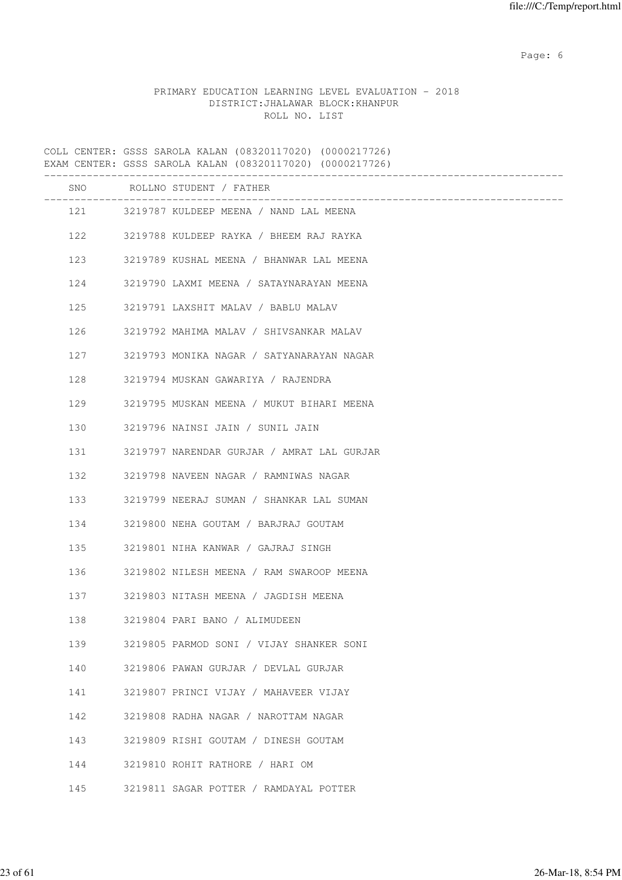PRIMARY EDUCATION LEARNING LEVEL EVALUATION - 2018
DISTRICT:JHALAWAR BLOCK:KHANPUR
ROLL NO. LIST

COLL CENTER: GSSS SAROLA KALAN (08320117020) (0000217726)
EXAM CENTER: GSSS SAROLA KALAN (08320117020) (0000217726)

| SNO | ROLLNO | STUDENT / FATHER |
|---|---|---|
| 121 | 3219787 | KULDEEP MEENA / NAND LAL MEENA |
| 122 | 3219788 | KULDEEP RAYKA / BHEEM RAJ RAYKA |
| 123 | 3219789 | KUSHAL MEENA / BHANWAR LAL MEENA |
| 124 | 3219790 | LAXMI MEENA / SATAYNARAYAN MEENA |
| 125 | 3219791 | LAXSHIT MALAV / BABLU MALAV |
| 126 | 3219792 | MAHIMA MALAV / SHIVSANKAR MALAV |
| 127 | 3219793 | MONIKA NAGAR / SATYANARAYAN NAGAR |
| 128 | 3219794 | MUSKAN GAWARIYA / RAJENDRA |
| 129 | 3219795 | MUSKAN MEENA / MUKUT BIHARI MEENA |
| 130 | 3219796 | NAINSI JAIN / SUNIL JAIN |
| 131 | 3219797 | NARENDAR GURJAR / AMRAT LAL GURJAR |
| 132 | 3219798 | NAVEEN NAGAR / RAMNIWAS NAGAR |
| 133 | 3219799 | NEERAJ SUMAN / SHANKAR LAL SUMAN |
| 134 | 3219800 | NEHA GOUTAM / BARJRAJ GOUTAM |
| 135 | 3219801 | NIHA KANWAR / GAJRAJ SINGH |
| 136 | 3219802 | NILESH MEENA / RAM SWAROOP MEENA |
| 137 | 3219803 | NITASH MEENA / JAGDISH MEENA |
| 138 | 3219804 | PARI BANO / ALIMUDEEN |
| 139 | 3219805 | PARMOD SONI / VIJAY SHANKER SONI |
| 140 | 3219806 | PAWAN GURJAR / DEVLAL GURJAR |
| 141 | 3219807 | PRINCI VIJAY / MAHAVEER VIJAY |
| 142 | 3219808 | RADHA NAGAR / NAROTTAM NAGAR |
| 143 | 3219809 | RISHI GOUTAM / DINESH GOUTAM |
| 144 | 3219810 | ROHIT RATHORE / HARI OM |
| 145 | 3219811 | SAGAR POTTER / RAMDAYAL POTTER |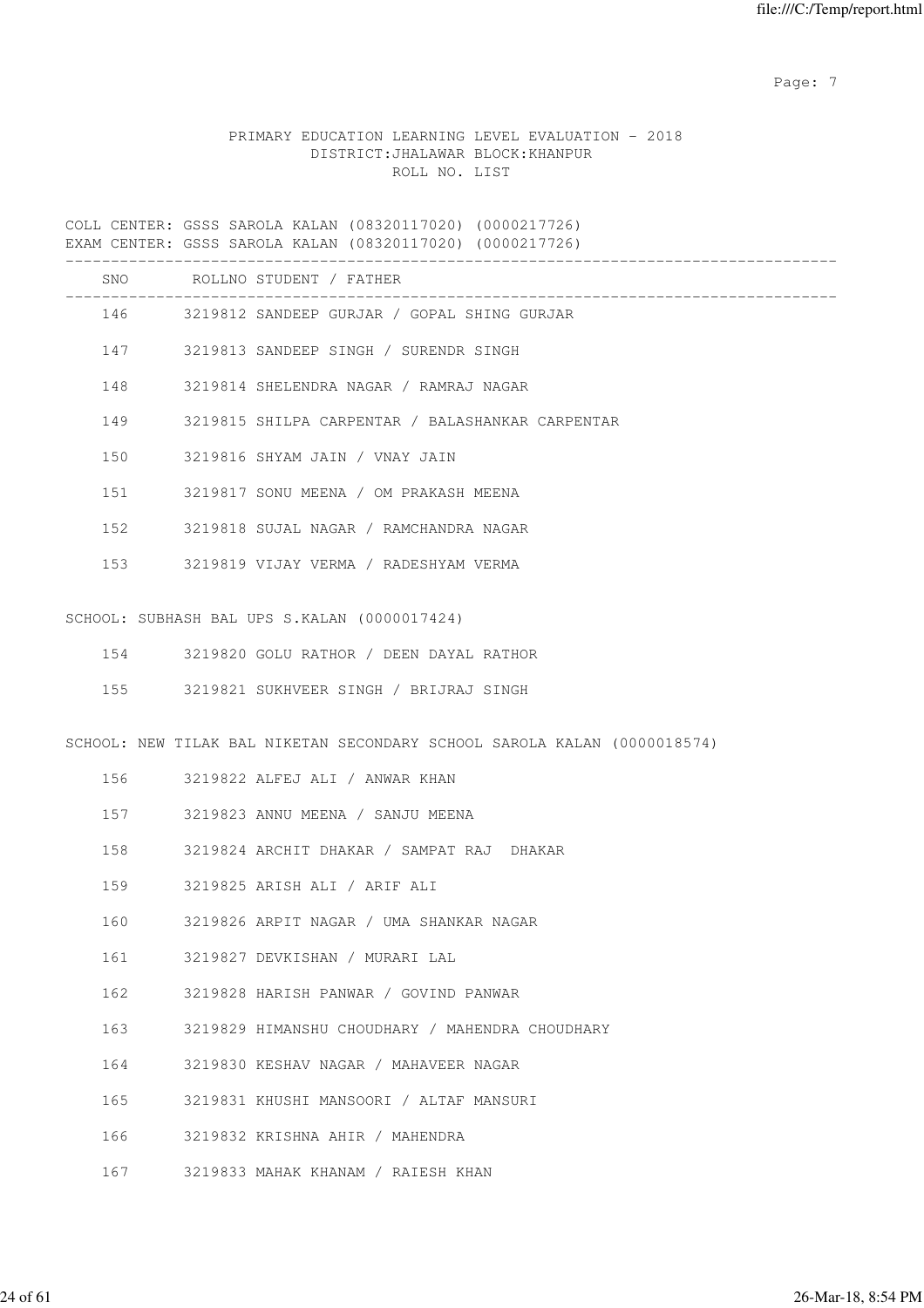PRIMARY EDUCATION LEARNING LEVEL EVALUATION - 2018
DISTRICT:JHALAWAR BLOCK:KHANPUR
ROLL NO. LIST

COLL CENTER: GSSS SAROLA KALAN (08320117020) (0000217726)
EXAM CENTER: GSSS SAROLA KALAN (08320117020) (0000217726)

| SNO | ROLLNO | STUDENT / FATHER |
|---|---|---|
| 146 | 3219812 | SANDEEP GURJAR / GOPAL SHING GURJAR |
| 147 | 3219813 | SANDEEP SINGH / SURENDR SINGH |
| 148 | 3219814 | SHELENDRA NAGAR / RAMRAJ NAGAR |
| 149 | 3219815 | SHILPA CARPENTAR / BALASHANKAR CARPENTAR |
| 150 | 3219816 | SHYAM JAIN / VNAY JAIN |
| 151 | 3219817 | SONU MEENA / OM PRAKASH MEENA |
| 152 | 3219818 | SUJAL NAGAR / RAMCHANDRA NAGAR |
| 153 | 3219819 | VIJAY VERMA / RADESHYAM VERMA |

SCHOOL: SUBHASH BAL UPS S.KALAN (0000017424)

| SNO | ROLLNO | STUDENT / FATHER |
|---|---|---|
| 154 | 3219820 | GOLU RATHOR / DEEN DAYAL RATHOR |
| 155 | 3219821 | SUKHVEER SINGH / BRIJRAJ SINGH |

SCHOOL: NEW TILAK BAL NIKETAN SECONDARY SCHOOL SAROLA KALAN (0000018574)

| SNO | ROLLNO | STUDENT / FATHER |
|---|---|---|
| 156 | 3219822 | ALFEJ ALI / ANWAR KHAN |
| 157 | 3219823 | ANNU MEENA / SANJU MEENA |
| 158 | 3219824 | ARCHIT DHAKAR / SAMPAT RAJ DHAKAR |
| 159 | 3219825 | ARISH ALI / ARIF ALI |
| 160 | 3219826 | ARPIT NAGAR / UMA SHANKAR NAGAR |
| 161 | 3219827 | DEVKISHAN / MURARI LAL |
| 162 | 3219828 | HARISH PANWAR / GOVIND PANWAR |
| 163 | 3219829 | HIMANSHU CHOUDHARY / MAHENDRA CHOUDHARY |
| 164 | 3219830 | KESHAV NAGAR / MAHAVEER NAGAR |
| 165 | 3219831 | KHUSHI MANSOORI / ALTAF MANSURI |
| 166 | 3219832 | KRISHNA AHIR / MAHENDRA |
| 167 | 3219833 | MAHAK KHANAM / RAIESH KHAN |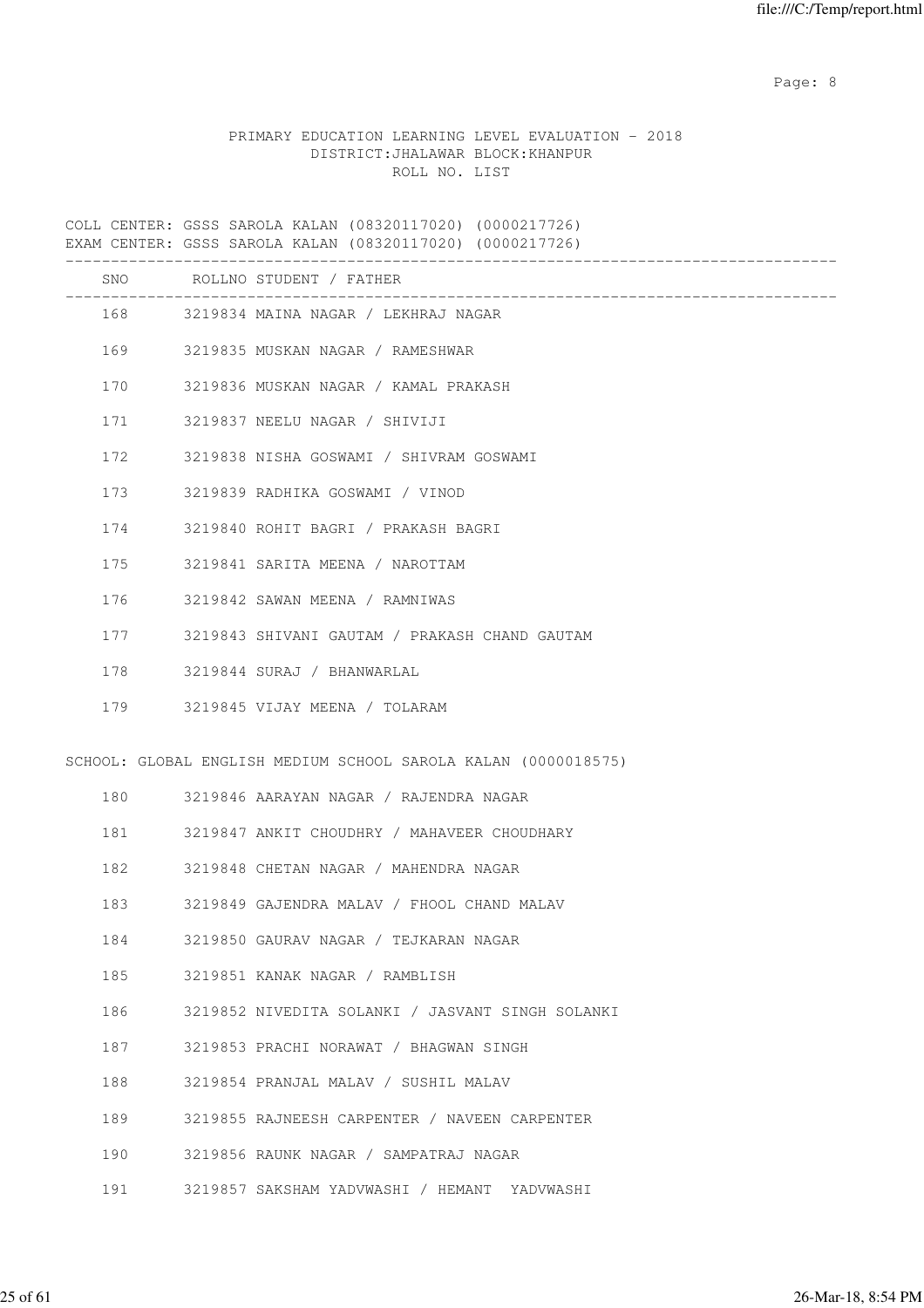PRIMARY EDUCATION LEARNING LEVEL EVALUATION - 2018
DISTRICT:JHALAWAR BLOCK:KHANPUR
ROLL NO. LIST

COLL CENTER: GSSS SAROLA KALAN (08320117020) (0000217726)
EXAM CENTER: GSSS SAROLA KALAN (08320117020) (0000217726)

| SNO | ROLLNO | STUDENT / FATHER |
|---|---|---|
| 168 | 3219834 | MAINA NAGAR / LEKHRAJ NAGAR |
| 169 | 3219835 | MUSKAN NAGAR / RAMESHWAR |
| 170 | 3219836 | MUSKAN NAGAR / KAMAL PRAKASH |
| 171 | 3219837 | NEELU NAGAR / SHIVIJI |
| 172 | 3219838 | NISHA GOSWAMI / SHIVRAM GOSWAMI |
| 173 | 3219839 | RADHIKA GOSWAMI / VINOD |
| 174 | 3219840 | ROHIT BAGRI / PRAKASH BAGRI |
| 175 | 3219841 | SARITA MEENA / NAROTTAM |
| 176 | 3219842 | SAWAN MEENA / RAMNIWAS |
| 177 | 3219843 | SHIVANI GAUTAM / PRAKASH CHAND GAUTAM |
| 178 | 3219844 | SURAJ / BHANWARLAL |
| 179 | 3219845 | VIJAY MEENA / TOLARAM |

SCHOOL: GLOBAL ENGLISH MEDIUM SCHOOL SAROLA KALAN (0000018575)

| SNO | ROLLNO | STUDENT / FATHER |
|---|---|---|
| 180 | 3219846 | AARAYAN NAGAR / RAJENDRA NAGAR |
| 181 | 3219847 | ANKIT CHOUDHRY / MAHAVEER CHOUDHARY |
| 182 | 3219848 | CHETAN NAGAR / MAHENDRA NAGAR |
| 183 | 3219849 | GAJENDRA MALAV / FHOOL CHAND MALAV |
| 184 | 3219850 | GAURAV NAGAR / TEJKARAN NAGAR |
| 185 | 3219851 | KANAK NAGAR / RAMBLISH |
| 186 | 3219852 | NIVEDITA SOLANKI / JASVANT SINGH SOLANKI |
| 187 | 3219853 | PRACHI NORAWAT / BHAGWAN SINGH |
| 188 | 3219854 | PRANJAL MALAV / SUSHIL MALAV |
| 189 | 3219855 | RAJNEESH CARPENTER / NAVEEN CARPENTER |
| 190 | 3219856 | RAUNK NAGAR / SAMPATRAJ NAGAR |
| 191 | 3219857 | SAKSHAM YADVWASHI / HEMANT YADVWASHI |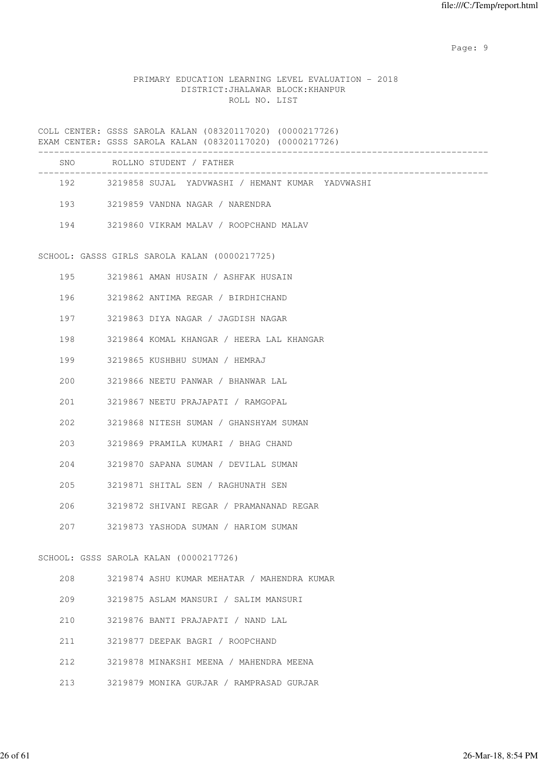PRIMARY EDUCATION LEARNING LEVEL EVALUATION - 2018
DISTRICT:JHALAWAR BLOCK:KHANPUR
ROLL NO. LIST

COLL CENTER: GSSS SAROLA KALAN (08320117020) (0000217726)
EXAM CENTER: GSSS SAROLA KALAN (08320117020) (0000217726)

| SNO | ROLLNO | STUDENT / FATHER |
|---|---|---|
| 192 | 3219858 | SUJAL YADVWASHI / HEMANT KUMAR YADVWASHI |
| 193 | 3219859 | VANDNA NAGAR / NARENDRA |
| 194 | 3219860 | VIKRAM MALAV / ROOPCHAND MALAV |

SCHOOL: GASSS GIRLS SAROLA KALAN (0000217725)

| SNO | ROLLNO | STUDENT / FATHER |
|---|---|---|
| 195 | 3219861 | AMAN HUSAIN / ASHFAK HUSAIN |
| 196 | 3219862 | ANTIMA REGAR / BIRDHICHAND |
| 197 | 3219863 | DIYA NAGAR / JAGDISH NAGAR |
| 198 | 3219864 | KOMAL KHANGAR / HEERA LAL KHANGAR |
| 199 | 3219865 | KUSHBHU SUMAN / HEMRAJ |
| 200 | 3219866 | NEETU PANWAR / BHANWAR LAL |
| 201 | 3219867 | NEETU PRAJAPATI / RAMGOPAL |
| 202 | 3219868 | NITESH SUMAN / GHANSHYAM SUMAN |
| 203 | 3219869 | PRAMILA KUMARI / BHAG CHAND |
| 204 | 3219870 | SAPANA SUMAN / DEVILAL SUMAN |
| 205 | 3219871 | SHITAL SEN / RAGHUNATH SEN |
| 206 | 3219872 | SHIVANI REGAR / PRAMANANAD REGAR |
| 207 | 3219873 | YASHODA SUMAN / HARIOM SUMAN |

SCHOOL: GSSS SAROLA KALAN (0000217726)

| SNO | ROLLNO | STUDENT / FATHER |
|---|---|---|
| 208 | 3219874 | ASHU KUMAR MEHATAR / MAHENDRA KUMAR |
| 209 | 3219875 | ASLAM MANSURI / SALIM MANSURI |
| 210 | 3219876 | BANTI PRAJAPATI / NAND LAL |
| 211 | 3219877 | DEEPAK BAGRI / ROOPCHAND |
| 212 | 3219878 | MINAKSHI MEENA / MAHENDRA MEENA |
| 213 | 3219879 | MONIKA GURJAR / RAMPRASAD GURJAR |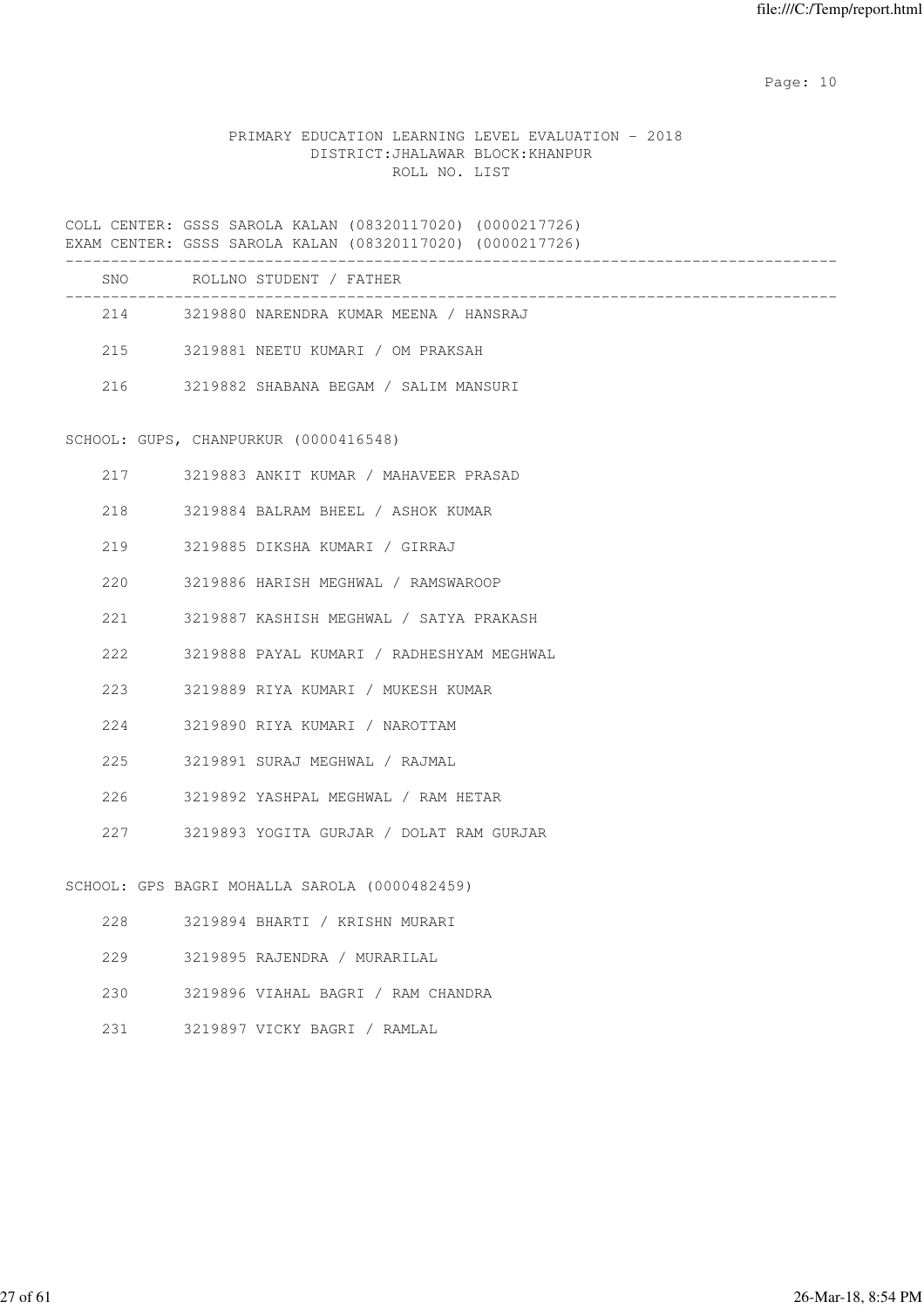PRIMARY EDUCATION LEARNING LEVEL EVALUATION - 2018
DISTRICT:JHALAWAR BLOCK:KHANPUR
ROLL NO. LIST

COLL CENTER: GSSS SAROLA KALAN (08320117020) (0000217726)
EXAM CENTER: GSSS SAROLA KALAN (08320117020) (0000217726)

| SNO | ROLLNO | STUDENT / FATHER |
|---|---|---|
| 214 | 3219880 | NARENDRA KUMAR MEENA / HANSRAJ |
| 215 | 3219881 | NEETU KUMARI / OM PRAKSAH |
| 216 | 3219882 | SHABANA BEGAM / SALIM MANSURI |

SCHOOL: GUPS, CHANPURKUR (0000416548)

| SNO | ROLLNO | STUDENT / FATHER |
|---|---|---|
| 217 | 3219883 | ANKIT KUMAR / MAHAVEER PRASAD |
| 218 | 3219884 | BALRAM BHEEL / ASHOK KUMAR |
| 219 | 3219885 | DIKSHA KUMARI / GIRRAJ |
| 220 | 3219886 | HARISH MEGHWAL / RAMSWAROOP |
| 221 | 3219887 | KASHISH MEGHWAL / SATYA PRAKASH |
| 222 | 3219888 | PAYAL KUMARI / RADHESHYAM MEGHWAL |
| 223 | 3219889 | RIYA KUMARI / MUKESH KUMAR |
| 224 | 3219890 | RIYA KUMARI / NAROTTAM |
| 225 | 3219891 | SURAJ MEGHWAL / RAJMAL |
| 226 | 3219892 | YASHPAL MEGHWAL / RAM HETAR |
| 227 | 3219893 | YOGITA GURJAR / DOLAT RAM GURJAR |

SCHOOL: GPS BAGRI MOHALLA SAROLA (0000482459)

| SNO | ROLLNO | STUDENT / FATHER |
|---|---|---|
| 228 | 3219894 | BHARTI / KRISHN MURARI |
| 229 | 3219895 | RAJENDRA / MURARILAL |
| 230 | 3219896 | VIAHAL BAGRI / RAM CHANDRA |
| 231 | 3219897 | VICKY BAGRI / RAMLAL |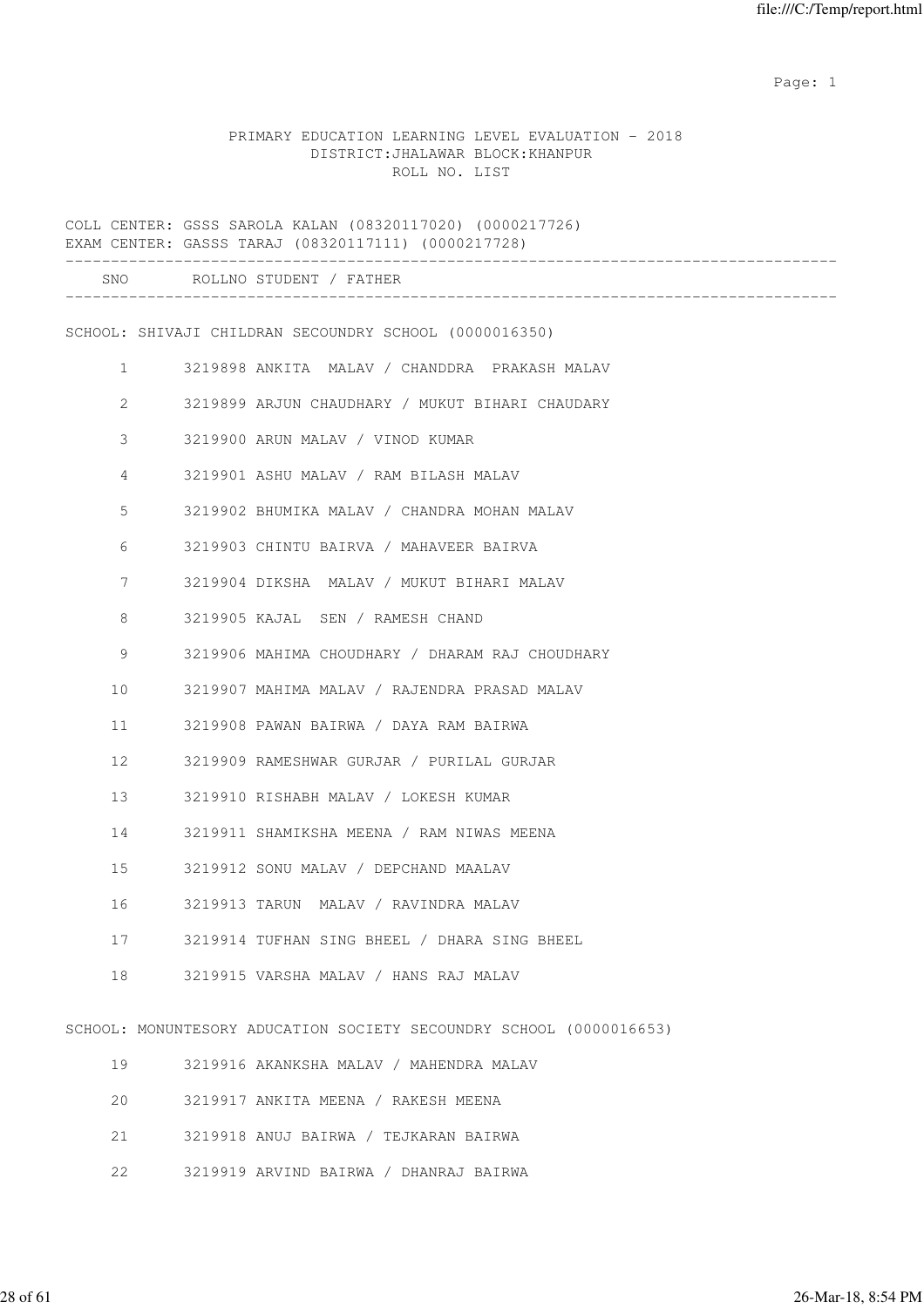PRIMARY EDUCATION LEARNING LEVEL EVALUATION - 2018
DISTRICT:JHALAWAR BLOCK:KHANPUR
ROLL NO. LIST

COLL CENTER: GSSS SAROLA KALAN (08320117020) (0000217726)
EXAM CENTER: GASSS TARAJ (08320117111) (0000217728)

| SNO | ROLLNO | STUDENT / FATHER |
|---|---|---|
| | | **SCHOOL: SHIVAJI CHILDRAN SECOUNDRY SCHOOL (0000016350)** |
| 1 | 3219898 | ANKITA MALAV / CHANDDRA PRAKASH MALAV |
| 2 | 3219899 | ARJUN CHAUDHARY / MUKUT BIHARI CHAUDARY |
| 3 | 3219900 | ARUN MALAV / VINOD KUMAR |
| 4 | 3219901 | ASHU MALAV / RAM BILASH MALAV |
| 5 | 3219902 | BHUMIKA MALAV / CHANDRA MOHAN MALAV |
| 6 | 3219903 | CHINTU BAIRVA / MAHAVEER BAIRVA |
| 7 | 3219904 | DIKSHA MALAV / MUKUT BIHARI MALAV |
| 8 | 3219905 | KAJAL SEN / RAMESH CHAND |
| 9 | 3219906 | MAHIMA CHOUDHARY / DHARAM RAJ CHOUDHARY |
| 10 | 3219907 | MAHIMA MALAV / RAJENDRA PRASAD MALAV |
| 11 | 3219908 | PAWAN BAIRWA / DAYA RAM BAIRWA |
| 12 | 3219909 | RAMESHWAR GURJAR / PURILAL GURJAR |
| 13 | 3219910 | RISHABH MALAV / LOKESH KUMAR |
| 14 | 3219911 | SHAMIKSHA MEENA / RAM NIWAS MEENA |
| 15 | 3219912 | SONU MALAV / DEPCHAND MAALAV |
| 16 | 3219913 | TARUN MALAV / RAVINDRA MALAV |
| 17 | 3219914 | TUFHAN SING BHEEL / DHARA SING BHEEL |
| 18 | 3219915 | VARSHA MALAV / HANS RAJ MALAV |
| | | **SCHOOL: MONUNTESORY ADUCATION SOCIETY SECOUNDRY SCHOOL (0000016653)** |
| 19 | 3219916 | AKANKSHA MALAV / MAHENDRA MALAV |
| 20 | 3219917 | ANKITA MEENA / RAKESH MEENA |
| 21 | 3219918 | ANUJ BAIRWA / TEJKARAN BAIRWA |
| 22 | 3219919 | ARVIND BAIRWA / DHANRAJ BAIRWA |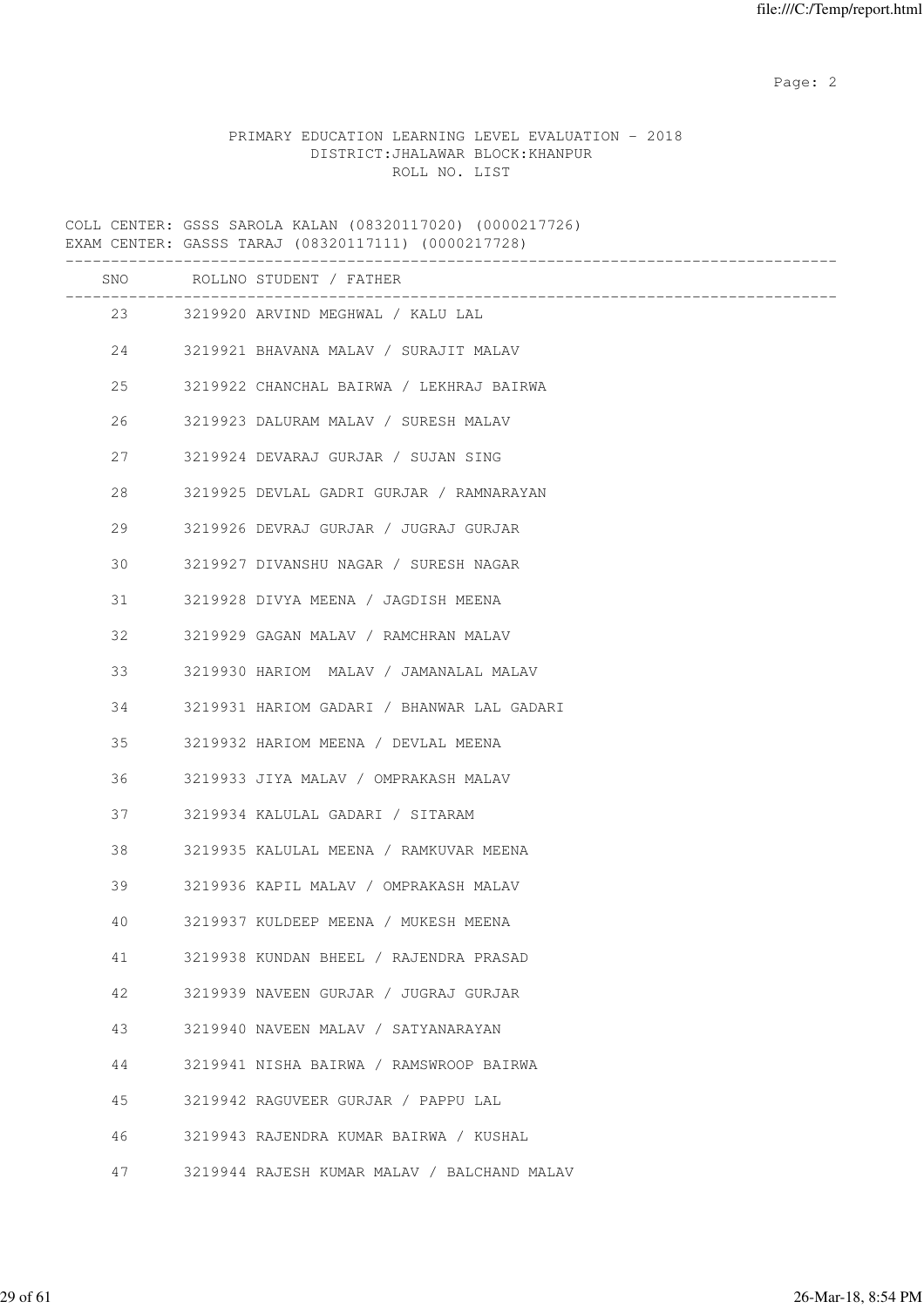PRIMARY EDUCATION LEARNING LEVEL EVALUATION - 2018
DISTRICT:JHALAWAR BLOCK:KHANPUR
ROLL NO. LIST

COLL CENTER: GSSS SAROLA KALAN (08320117020) (0000217726)
EXAM CENTER: GASSS TARAJ (08320117111) (0000217728)

| SNO | ROLLNO | STUDENT / FATHER |
|---|---|---|
| 23 | 3219920 | ARVIND MEGHWAL / KALU LAL |
| 24 | 3219921 | BHAVANA MALAV / SURAJIT MALAV |
| 25 | 3219922 | CHANCHAL BAIRWA / LEKHRAJ BAIRWA |
| 26 | 3219923 | DALURAM MALAV / SURESH MALAV |
| 27 | 3219924 | DEVARAJ GURJAR / SUJAN SING |
| 28 | 3219925 | DEVLAL GADRI GURJAR / RAMNARAYAN |
| 29 | 3219926 | DEVRAJ GURJAR / JUGRAJ GURJAR |
| 30 | 3219927 | DIVANSHU NAGAR / SURESH NAGAR |
| 31 | 3219928 | DIVYA MEENA / JAGDISH MEENA |
| 32 | 3219929 | GAGAN MALAV / RAMCHRAN MALAV |
| 33 | 3219930 | HARIOM  MALAV / JAMANALAL MALAV |
| 34 | 3219931 | HARIOM GADARI / BHANWAR LAL GADARI |
| 35 | 3219932 | HARIOM MEENA / DEVLAL MEENA |
| 36 | 3219933 | JIYA MALAV / OMPRAKASH MALAV |
| 37 | 3219934 | KALULAL GADARI / SITARAM |
| 38 | 3219935 | KALULAL MEENA / RAMKUVAR MEENA |
| 39 | 3219936 | KAPIL MALAV / OMPRAKASH MALAV |
| 40 | 3219937 | KULDEEP MEENA / MUKESH MEENA |
| 41 | 3219938 | KUNDAN BHEEL / RAJENDRA PRASAD |
| 42 | 3219939 | NAVEEN GURJAR / JUGRAJ GURJAR |
| 43 | 3219940 | NAVEEN MALAV / SATYANARAYAN |
| 44 | 3219941 | NISHA BAIRWA / RAMSWROOP BAIRWA |
| 45 | 3219942 | RAGUVEER GURJAR / PAPPU LAL |
| 46 | 3219943 | RAJENDRA KUMAR BAIRWA / KUSHAL |
| 47 | 3219944 | RAJESH KUMAR MALAV / BALCHAND MALAV |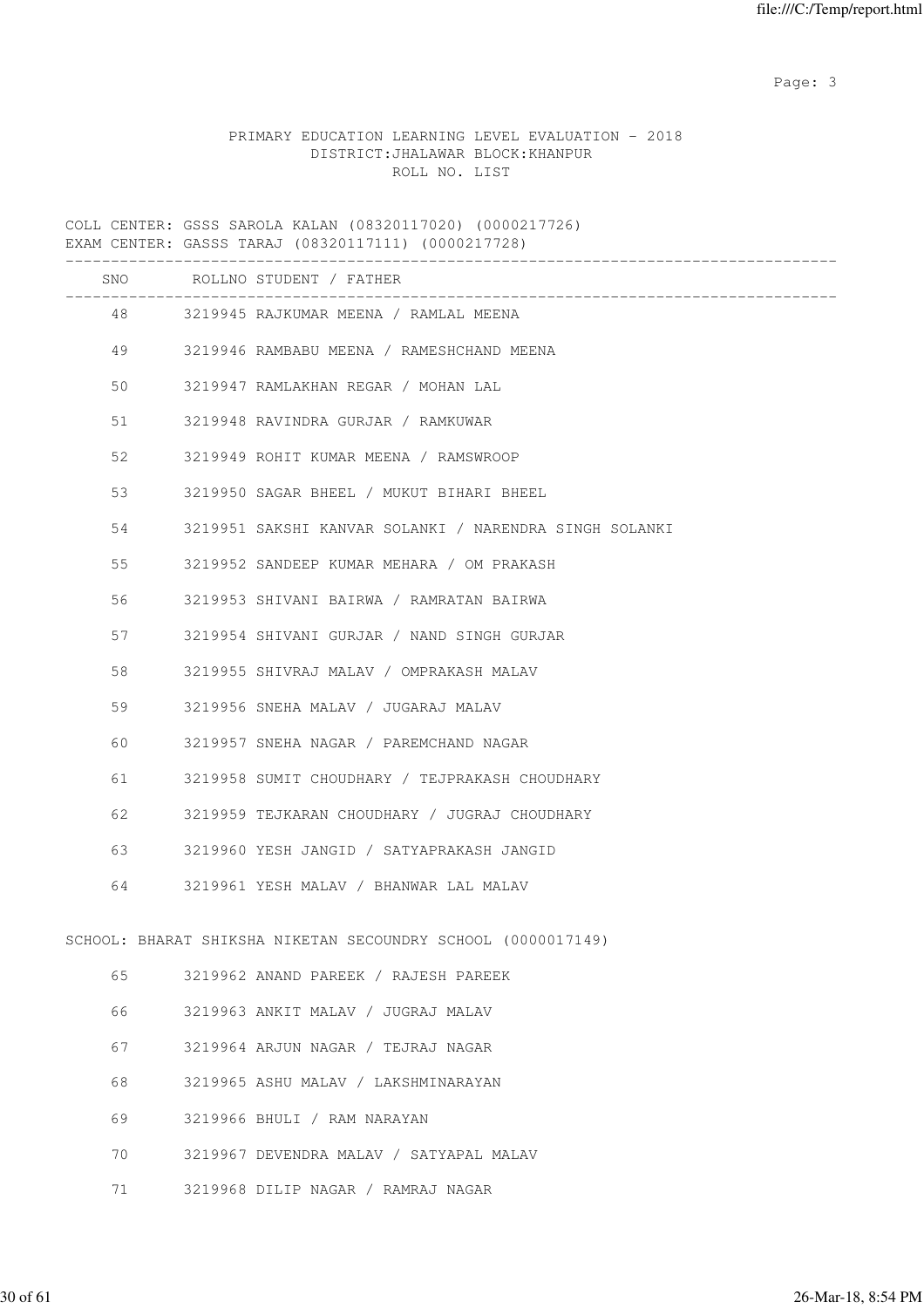PRIMARY EDUCATION LEARNING LEVEL EVALUATION - 2018
DISTRICT:JHALAWAR BLOCK:KHANPUR
ROLL NO. LIST

COLL CENTER: GSSS SAROLA KALAN (08320117020) (0000217726)
EXAM CENTER: GASSS TARAJ (08320117111) (0000217728)

| SNO | ROLLNO | STUDENT / FATHER |
|---|---|---|
| 48 | 3219945 | RAJKUMAR MEENA / RAMLAL MEENA |
| 49 | 3219946 | RAMBABU MEENA / RAMESHCHAND MEENA |
| 50 | 3219947 | RAMLAKHAN REGAR / MOHAN LAL |
| 51 | 3219948 | RAVINDRA GURJAR / RAMKUWAR |
| 52 | 3219949 | ROHIT KUMAR MEENA / RAMSWROOP |
| 53 | 3219950 | SAGAR BHEEL / MUKUT BIHARI BHEEL |
| 54 | 3219951 | SAKSHI KANVAR SOLANKI / NARENDRA SINGH SOLANKI |
| 55 | 3219952 | SANDEEP KUMAR MEHARA / OM PRAKASH |
| 56 | 3219953 | SHIVANI BAIRWA / RAMRATAN BAIRWA |
| 57 | 3219954 | SHIVANI GURJAR / NAND SINGH GURJAR |
| 58 | 3219955 | SHIVRAJ MALAV / OMPRAKASH MALAV |
| 59 | 3219956 | SNEHA MALAV / JUGARAJ MALAV |
| 60 | 3219957 | SNEHA NAGAR / PAREMCHAND NAGAR |
| 61 | 3219958 | SUMIT CHOUDHARY / TEJPRAKASH CHOUDHARY |
| 62 | 3219959 | TEJKARAN CHOUDHARY / JUGRAJ CHOUDHARY |
| 63 | 3219960 | YESH JANGID / SATYAPRAKASH JANGID |
| 64 | 3219961 | YESH MALAV / BHANWAR LAL MALAV |

SCHOOL: BHARAT SHIKSHA NIKETAN SECOUNDRY SCHOOL (0000017149)

| SNO | ROLLNO | STUDENT / FATHER |
|---|---|---|
| 65 | 3219962 | ANAND PAREEK / RAJESH PAREEK |
| 66 | 3219963 | ANKIT MALAV / JUGRAJ MALAV |
| 67 | 3219964 | ARJUN NAGAR / TEJRAJ NAGAR |
| 68 | 3219965 | ASHU MALAV / LAKSHMINARAYAN |
| 69 | 3219966 | BHULI / RAM NARAYAN |
| 70 | 3219967 | DEVENDRA MALAV / SATYAPAL MALAV |
| 71 | 3219968 | DILIP NAGAR / RAMRAJ NAGAR |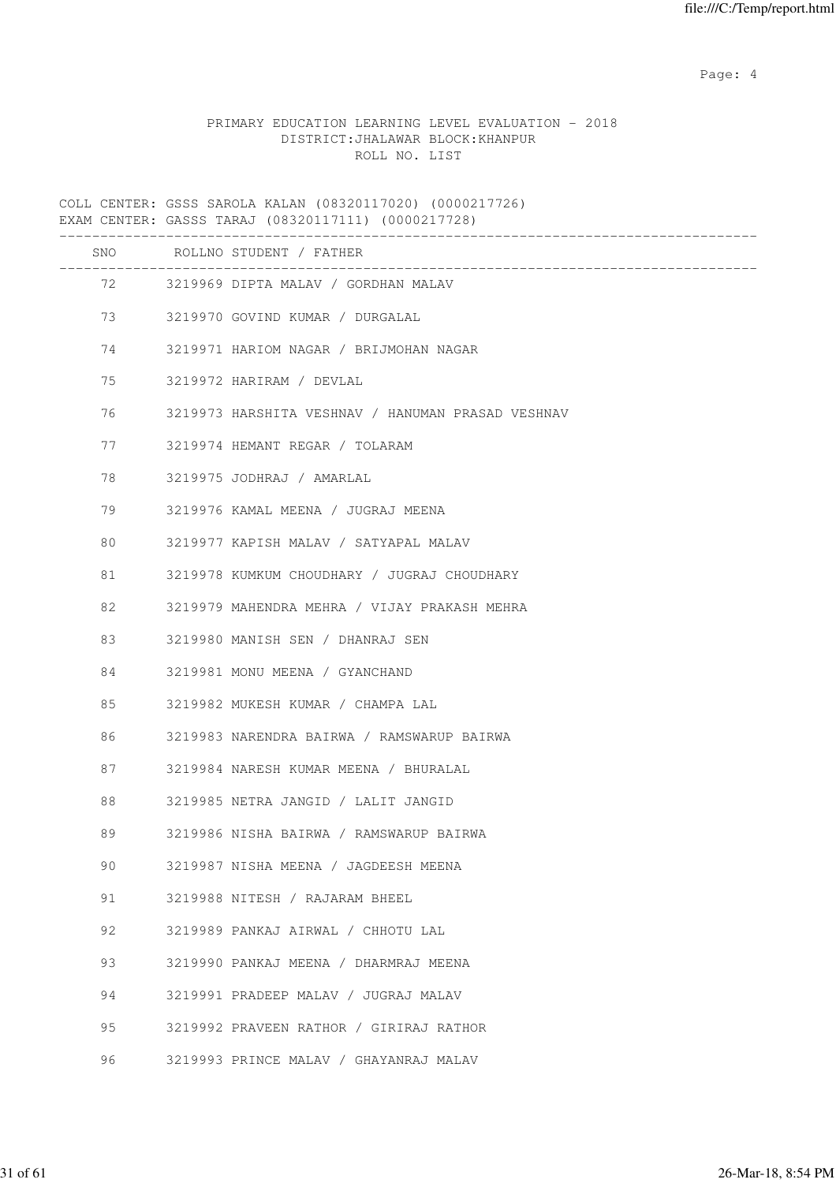PRIMARY EDUCATION LEARNING LEVEL EVALUATION - 2018
DISTRICT:JHALAWAR BLOCK:KHANPUR
ROLL NO. LIST

COLL CENTER: GSSS SAROLA KALAN (08320117020) (0000217726)
EXAM CENTER: GASSS TARAJ (08320117111) (0000217728)

| SNO | ROLLNO | STUDENT / FATHER |
|---|---|---|
| 72 | 3219969 | DIPTA MALAV / GORDHAN MALAV |
| 73 | 3219970 | GOVIND KUMAR / DURGALAL |
| 74 | 3219971 | HARIOM NAGAR / BRIJMOHAN NAGAR |
| 75 | 3219972 | HARIRAM / DEVLAL |
| 76 | 3219973 | HARSHITA VESHNAV / HANUMAN PRASAD VESHNAV |
| 77 | 3219974 | HEMANT REGAR / TOLARAM |
| 78 | 3219975 | JODHRAJ / AMARLAL |
| 79 | 3219976 | KAMAL MEENA / JUGRAJ MEENA |
| 80 | 3219977 | KAPISH MALAV / SATYAPAL MALAV |
| 81 | 3219978 | KUMKUM CHOUDHARY / JUGRAJ CHOUDHARY |
| 82 | 3219979 | MAHENDRA MEHRA / VIJAY PRAKASH MEHRA |
| 83 | 3219980 | MANISH SEN / DHANRAJ SEN |
| 84 | 3219981 | MONU MEENA / GYANCHAND |
| 85 | 3219982 | MUKESH KUMAR / CHAMPA LAL |
| 86 | 3219983 | NARENDRA BAIRWA / RAMSWARUP BAIRWA |
| 87 | 3219984 | NARESH KUMAR MEENA / BHURALAL |
| 88 | 3219985 | NETRA JANGID / LALIT JANGID |
| 89 | 3219986 | NISHA BAIRWA / RAMSWARUP BAIRWA |
| 90 | 3219987 | NISHA MEENA / JAGDEESH MEENA |
| 91 | 3219988 | NITESH / RAJARAM BHEEL |
| 92 | 3219989 | PANKAJ AIRWAL / CHHOTU LAL |
| 93 | 3219990 | PANKAJ MEENA / DHARMRAJ MEENA |
| 94 | 3219991 | PRADEEP MALAV / JUGRAJ MALAV |
| 95 | 3219992 | PRAVEEN RATHOR / GIRIRAJ RATHOR |
| 96 | 3219993 | PRINCE MALAV / GHAYANRAJ MALAV |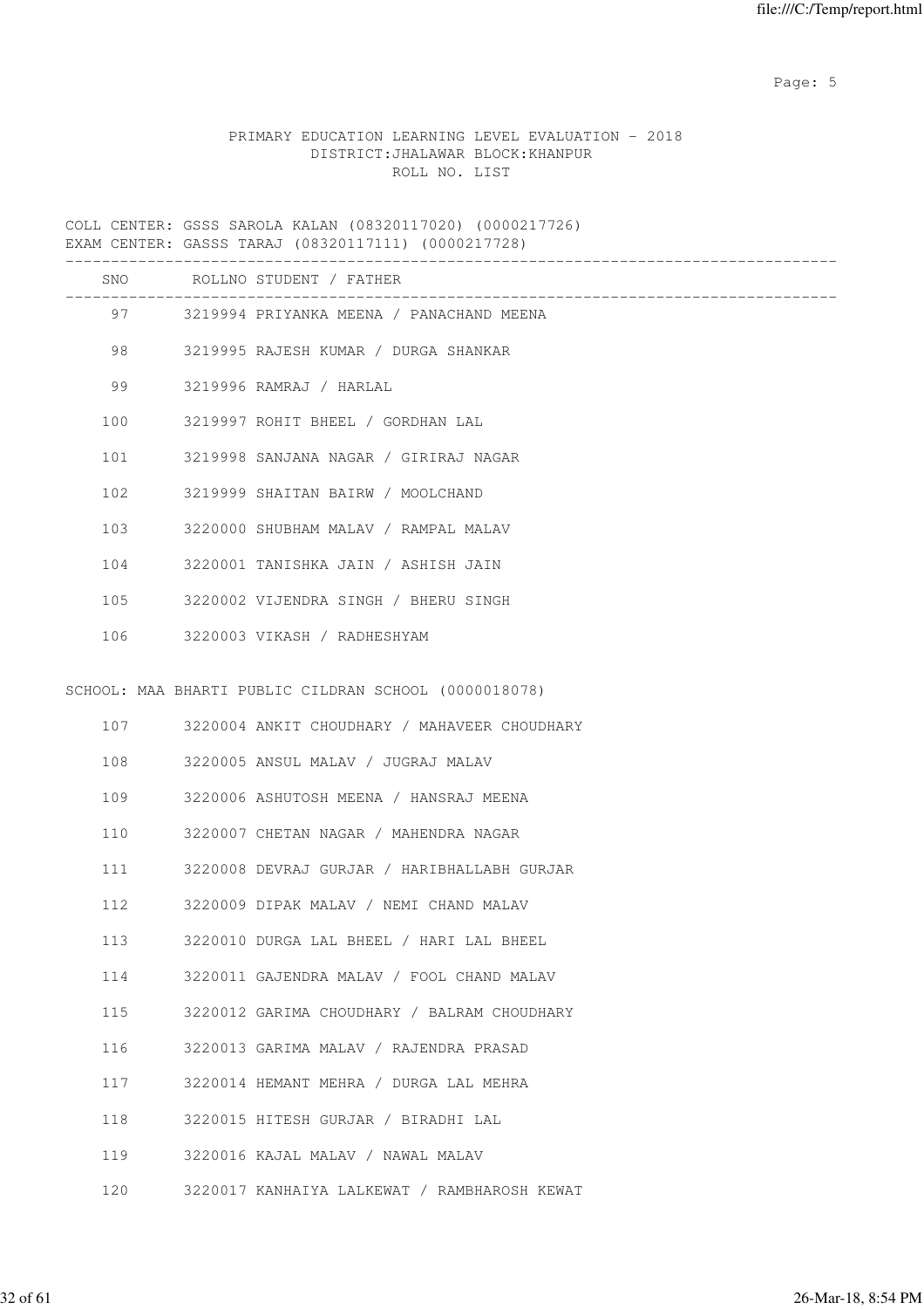PRIMARY EDUCATION LEARNING LEVEL EVALUATION - 2018
DISTRICT:JHALAWAR BLOCK:KHANPUR
ROLL NO. LIST

COLL CENTER: GSSS SAROLA KALAN (08320117020) (0000217726)
EXAM CENTER: GASSS TARAJ (08320117111) (0000217728)

| SNO | ROLLNO | STUDENT / FATHER |
|---|---|---|
| 97 | 3219994 | PRIYANKA MEENA / PANACHAND MEENA |
| 98 | 3219995 | RAJESH KUMAR / DURGA SHANKAR |
| 99 | 3219996 | RAMRAJ / HARLAL |
| 100 | 3219997 | ROHIT BHEEL / GORDHAN LAL |
| 101 | 3219998 | SANJANA NAGAR / GIRIRAJ NAGAR |
| 102 | 3219999 | SHAITAN BAIRW / MOOLCHAND |
| 103 | 3220000 | SHUBHAM MALAV / RAMPAL MALAV |
| 104 | 3220001 | TANISHKA JAIN / ASHISH JAIN |
| 105 | 3220002 | VIJENDRA SINGH / BHERU SINGH |
| 106 | 3220003 | VIKASH / RADHESHYAM |

SCHOOL: MAA BHARTI PUBLIC CILDRAN SCHOOL (0000018078)

| SNO | ROLLNO | STUDENT / FATHER |
|---|---|---|
| 107 | 3220004 | ANKIT CHOUDHARY / MAHAVEER CHOUDHARY |
| 108 | 3220005 | ANSUL MALAV / JUGRAJ MALAV |
| 109 | 3220006 | ASHUTOSH MEENA / HANSRAJ MEENA |
| 110 | 3220007 | CHETAN NAGAR / MAHENDRA NAGAR |
| 111 | 3220008 | DEVRAJ GURJAR / HARIBHALLABH GURJAR |
| 112 | 3220009 | DIPAK MALAV / NEMI CHAND MALAV |
| 113 | 3220010 | DURGA LAL BHEEL / HARI LAL BHEEL |
| 114 | 3220011 | GAJENDRA MALAV / FOOL CHAND MALAV |
| 115 | 3220012 | GARIMA CHOUDHARY / BALRAM CHOUDHARY |
| 116 | 3220013 | GARIMA MALAV / RAJENDRA PRASAD |
| 117 | 3220014 | HEMANT MEHRA / DURGA LAL MEHRA |
| 118 | 3220015 | HITESH GURJAR / BIRADHI LAL |
| 119 | 3220016 | KAJAL MALAV / NAWAL MALAV |
| 120 | 3220017 | KANHAIYA LALKEWAT / RAMBHAROSH KEWAT |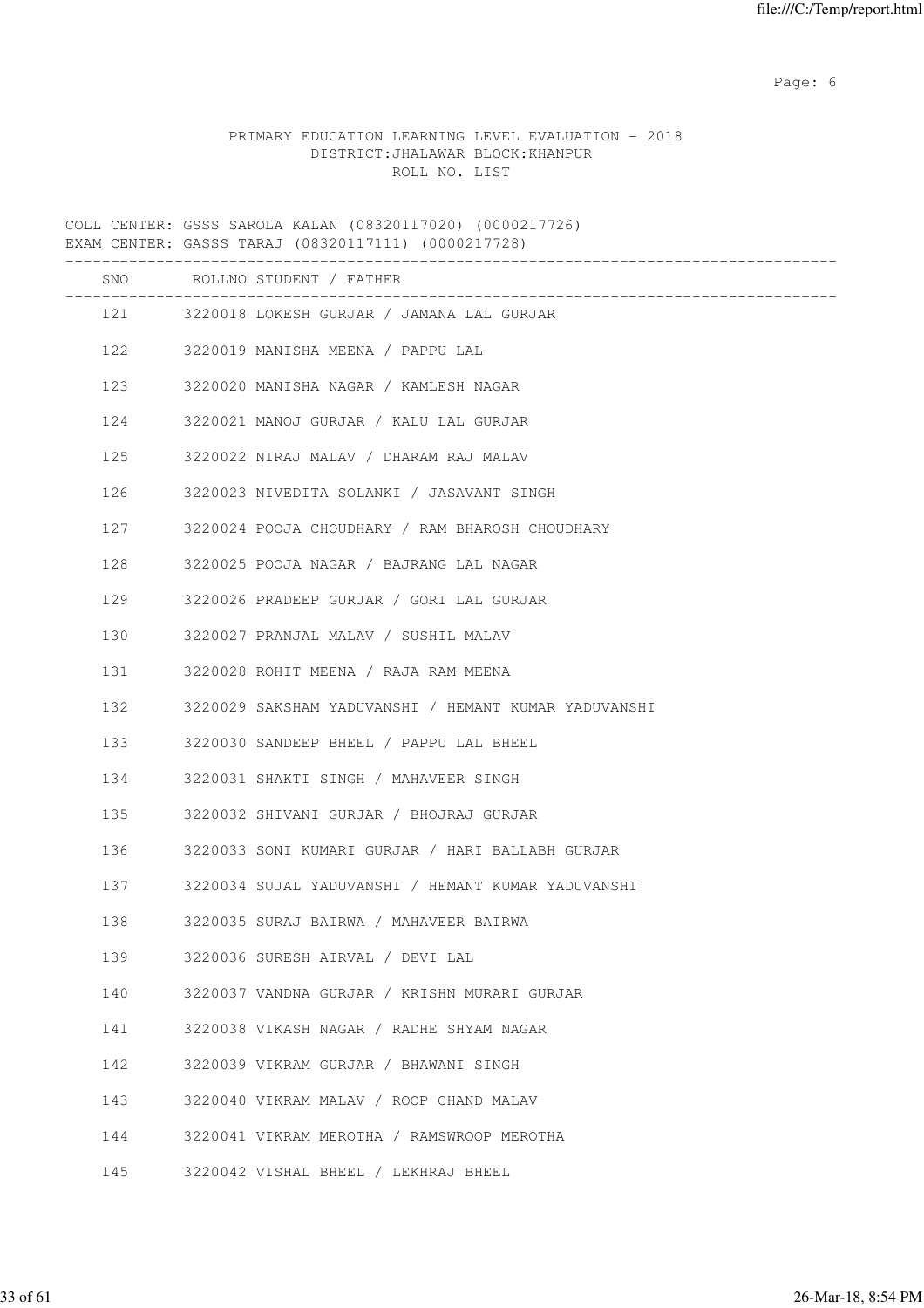PRIMARY EDUCATION LEARNING LEVEL EVALUATION - 2018
DISTRICT:JHALAWAR BLOCK:KHANPUR
ROLL NO. LIST

COLL CENTER: GSSS SAROLA KALAN (08320117020) (0000217726)
EXAM CENTER: GASSS TARAJ (08320117111) (0000217728)

| SNO | ROLLNO | STUDENT / FATHER |
|---|---|---|
| 121 | 3220018 | LOKESH GURJAR / JAMANA LAL GURJAR |
| 122 | 3220019 | MANISHA MEENA / PAPPU LAL |
| 123 | 3220020 | MANISHA NAGAR / KAMLESH NAGAR |
| 124 | 3220021 | MANOJ GURJAR / KALU LAL GURJAR |
| 125 | 3220022 | NIRAJ MALAV / DHARAM RAJ MALAV |
| 126 | 3220023 | NIVEDITA SOLANKI / JASAVANT SINGH |
| 127 | 3220024 | POOJA CHOUDHARY / RAM BHAROSH CHOUDHARY |
| 128 | 3220025 | POOJA NAGAR / BAJRANG LAL NAGAR |
| 129 | 3220026 | PRADEEP GURJAR / GORI LAL GURJAR |
| 130 | 3220027 | PRANJAL MALAV / SUSHIL MALAV |
| 131 | 3220028 | ROHIT MEENA / RAJA RAM MEENA |
| 132 | 3220029 | SAKSHAM YADUVANSHI / HEMANT KUMAR YADUVANSHI |
| 133 | 3220030 | SANDEEP BHEEL / PAPPU LAL BHEEL |
| 134 | 3220031 | SHAKTI SINGH / MAHAVEER SINGH |
| 135 | 3220032 | SHIVANI GURJAR / BHOJRAJ GURJAR |
| 136 | 3220033 | SONI KUMARI GURJAR / HARI BALLABH GURJAR |
| 137 | 3220034 | SUJAL YADUVANSHI / HEMANT KUMAR YADUVANSHI |
| 138 | 3220035 | SURAJ BAIRWA / MAHAVEER BAIRWA |
| 139 | 3220036 | SURESH AIRVAL / DEVI LAL |
| 140 | 3220037 | VANDNA GURJAR / KRISHN MURARI GURJAR |
| 141 | 3220038 | VIKASH NAGAR / RADHE SHYAM NAGAR |
| 142 | 3220039 | VIKRAM GURJAR / BHAWANI SINGH |
| 143 | 3220040 | VIKRAM MALAV / ROOP CHAND MALAV |
| 144 | 3220041 | VIKRAM MEROTHA / RAMSWROOP MEROTHA |
| 145 | 3220042 | VISHAL BHEEL / LEKHRAJ BHEEL |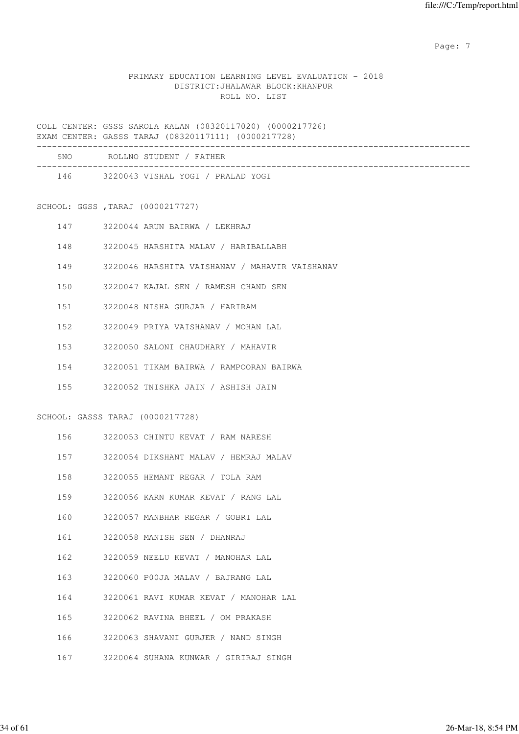PRIMARY EDUCATION LEARNING LEVEL EVALUATION - 2018
DISTRICT:JHALAWAR BLOCK:KHANPUR
ROLL NO. LIST

COLL CENTER: GSSS SAROLA KALAN (08320117020) (0000217726)
EXAM CENTER: GASSS TARAJ (08320117111) (0000217728)

| SNO | ROLLNO | STUDENT / FATHER |
|---|---|---|
| 146 | 3220043 | VISHAL YOGI / PRALAD YOGI |

SCHOOL: GGSS ,TARAJ (0000217727)

| SNO | ROLLNO | STUDENT / FATHER |
|---|---|---|
| 147 | 3220044 | ARUN BAIRWA / LEKHRAJ |
| 148 | 3220045 | HARSHITA MALAV / HARIBALLABH |
| 149 | 3220046 | HARSHITA VAISHANAV / MAHAVIR VAISHANAV |
| 150 | 3220047 | KAJAL SEN / RAMESH CHAND SEN |
| 151 | 3220048 | NISHA GURJAR / HARIRAM |
| 152 | 3220049 | PRIYA VAISHANAV / MOHAN LAL |
| 153 | 3220050 | SALONI CHAUDHARY / MAHAVIR |
| 154 | 3220051 | TIKAM BAIRWA / RAMPOORAN BAIRWA |
| 155 | 3220052 | TNISHKA JAIN / ASHISH JAIN |

SCHOOL: GASSS TARAJ (0000217728)

| SNO | ROLLNO | STUDENT / FATHER |
|---|---|---|
| 156 | 3220053 | CHINTU KEVAT / RAM NARESH |
| 157 | 3220054 | DIKSHANT MALAV / HEMRAJ MALAV |
| 158 | 3220055 | HEMANT REGAR / TOLA RAM |
| 159 | 3220056 | KARN KUMAR KEVAT / RANG LAL |
| 160 | 3220057 | MANBHAR REGAR / GOBRI LAL |
| 161 | 3220058 | MANISH SEN / DHANRAJ |
| 162 | 3220059 | NEELU KEVAT / MANOHAR LAL |
| 163 | 3220060 | P00JA MALAV / BAJRANG LAL |
| 164 | 3220061 | RAVI KUMAR KEVAT / MANOHAR LAL |
| 165 | 3220062 | RAVINA BHEEL / OM PRAKASH |
| 166 | 3220063 | SHAVANI GURJER / NAND SINGH |
| 167 | 3220064 | SUHANA KUNWAR / GIRIRAJ SINGH |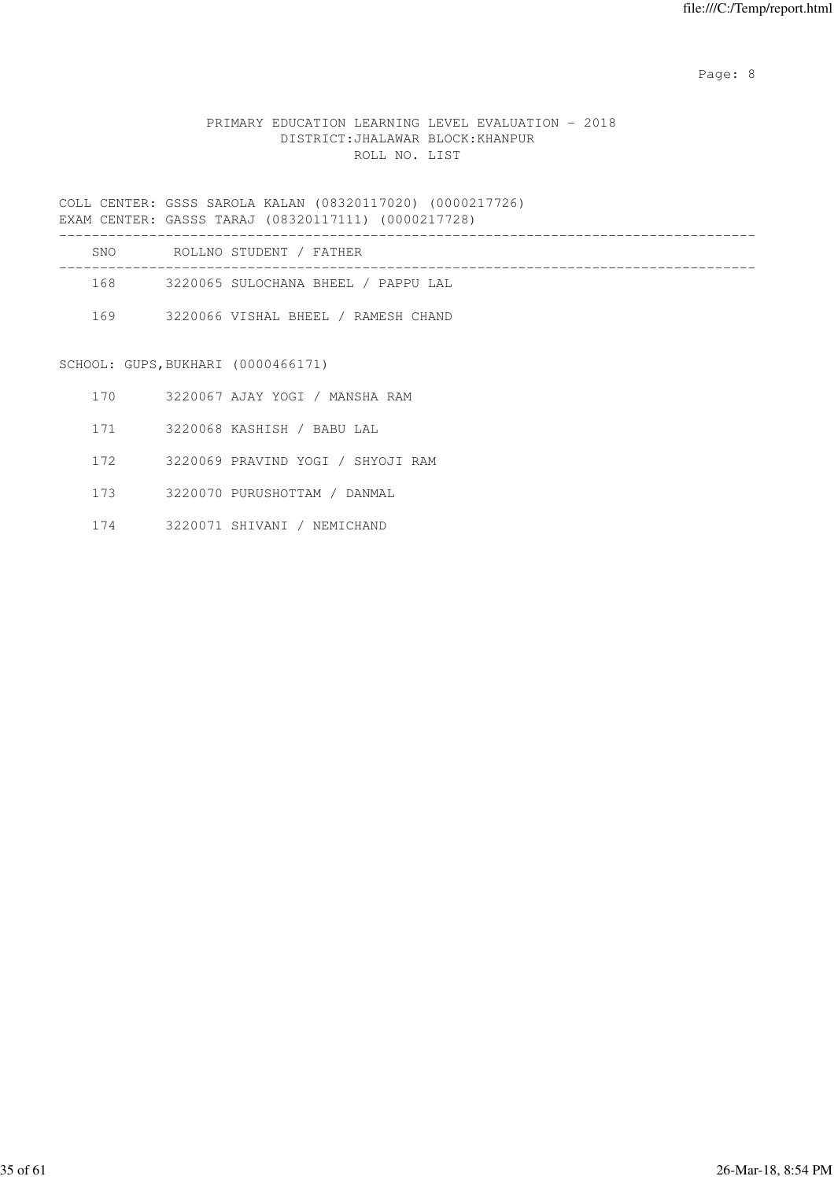PRIMARY EDUCATION LEARNING LEVEL EVALUATION - 2018
DISTRICT:JHALAWAR BLOCK:KHANPUR
ROLL NO. LIST

COLL CENTER: GSSS SAROLA KALAN (08320117020) (0000217726)
EXAM CENTER: GASSS TARAJ (08320117111) (0000217728)

| SNO | ROLLNO | STUDENT / FATHER |
|---|---|---|
| 168 | 3220065 | SULOCHANA BHEEL / PAPPU LAL |
| 169 | 3220066 | VISHAL BHEEL / RAMESH CHAND |

SCHOOL: GUPS,BUKHARI (0000466171)

| SNO | ROLLNO | STUDENT / FATHER |
|---|---|---|
| 170 | 3220067 | AJAY YOGI / MANSHA RAM |
| 171 | 3220068 | KASHISH / BABU LAL |
| 172 | 3220069 | PRAVIND YOGI / SHYOJI RAM |
| 173 | 3220070 | PURUSHOTTAM / DANMAL |
| 174 | 3220071 | SHIVANI / NEMICHAND |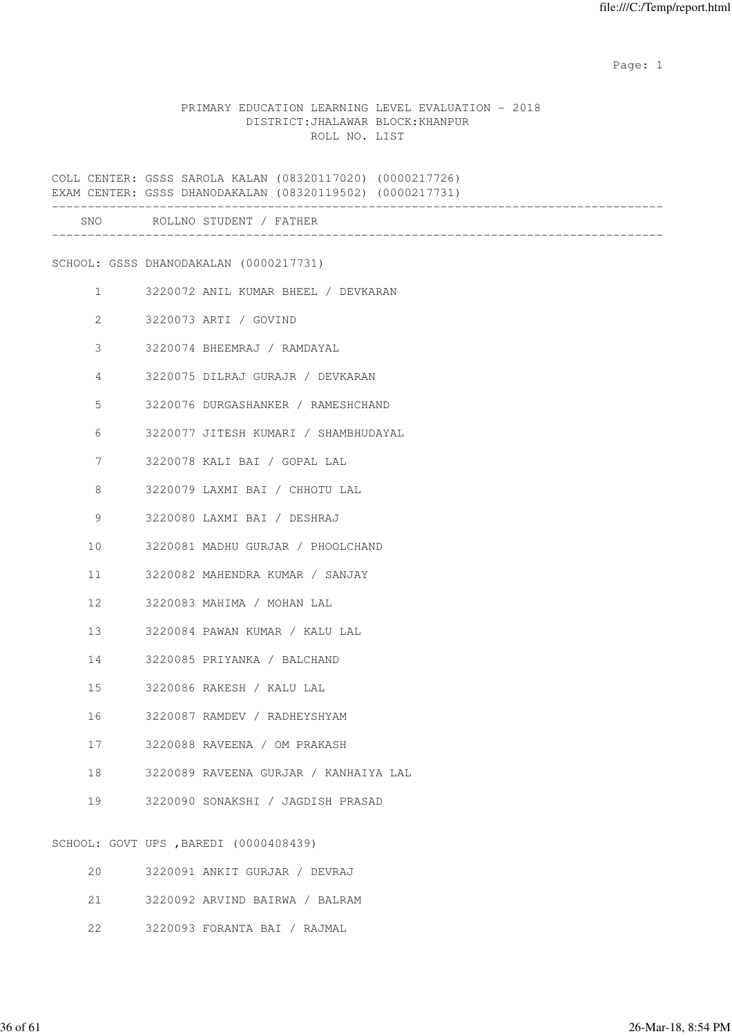PRIMARY EDUCATION LEARNING LEVEL EVALUATION - 2018
DISTRICT:JHALAWAR BLOCK:KHANPUR
ROLL NO. LIST

COLL CENTER: GSSS SAROLA KALAN (08320117020) (0000217726)
EXAM CENTER: GSSS DHANODAKALAN (08320119502) (0000217731)

| SNO | ROLLNO | STUDENT / FATHER |
|---|---|---|
| **SCHOOL: GSSS DHANODAKALAN (0000217731)** | | |
| 1 | 3220072 | ANIL KUMAR BHEEL / DEVKARAN |
| 2 | 3220073 | ARTI / GOVIND |
| 3 | 3220074 | BHEEMRAJ / RAMDAYAL |
| 4 | 3220075 | DILRAJ GURAJR / DEVKARAN |
| 5 | 3220076 | DURGASHANKER / RAMESHCHAND |
| 6 | 3220077 | JITESH KUMARI / SHAMBHUDAYAL |
| 7 | 3220078 | KALI BAI / GOPAL LAL |
| 8 | 3220079 | LAXMI BAI / CHHOTU LAL |
| 9 | 3220080 | LAXMI BAI / DESHRAJ |
| 10 | 3220081 | MADHU GURJAR / PHOOLCHAND |
| 11 | 3220082 | MAHENDRA KUMAR / SANJAY |
| 12 | 3220083 | MAHIMA / MOHAN LAL |
| 13 | 3220084 | PAWAN KUMAR / KALU LAL |
| 14 | 3220085 | PRIYANKA / BALCHAND |
| 15 | 3220086 | RAKESH / KALU LAL |
| 16 | 3220087 | RAMDEV / RADHEYSHYAM |
| 17 | 3220088 | RAVEENA / OM PRAKASH |
| 18 | 3220089 | RAVEENA GURJAR / KANHAIYA LAL |
| 19 | 3220090 | SONAKSHI / JAGDISH PRASAD |
| **SCHOOL: GOVT UPS ,BAREDI (0000408439)** | | |
| 20 | 3220091 | ANKIT GURJAR / DEVRAJ |
| 21 | 3220092 | ARVIND BAIRWA / BALRAM |
| 22 | 3220093 | FORANTA BAI / RAJMAL |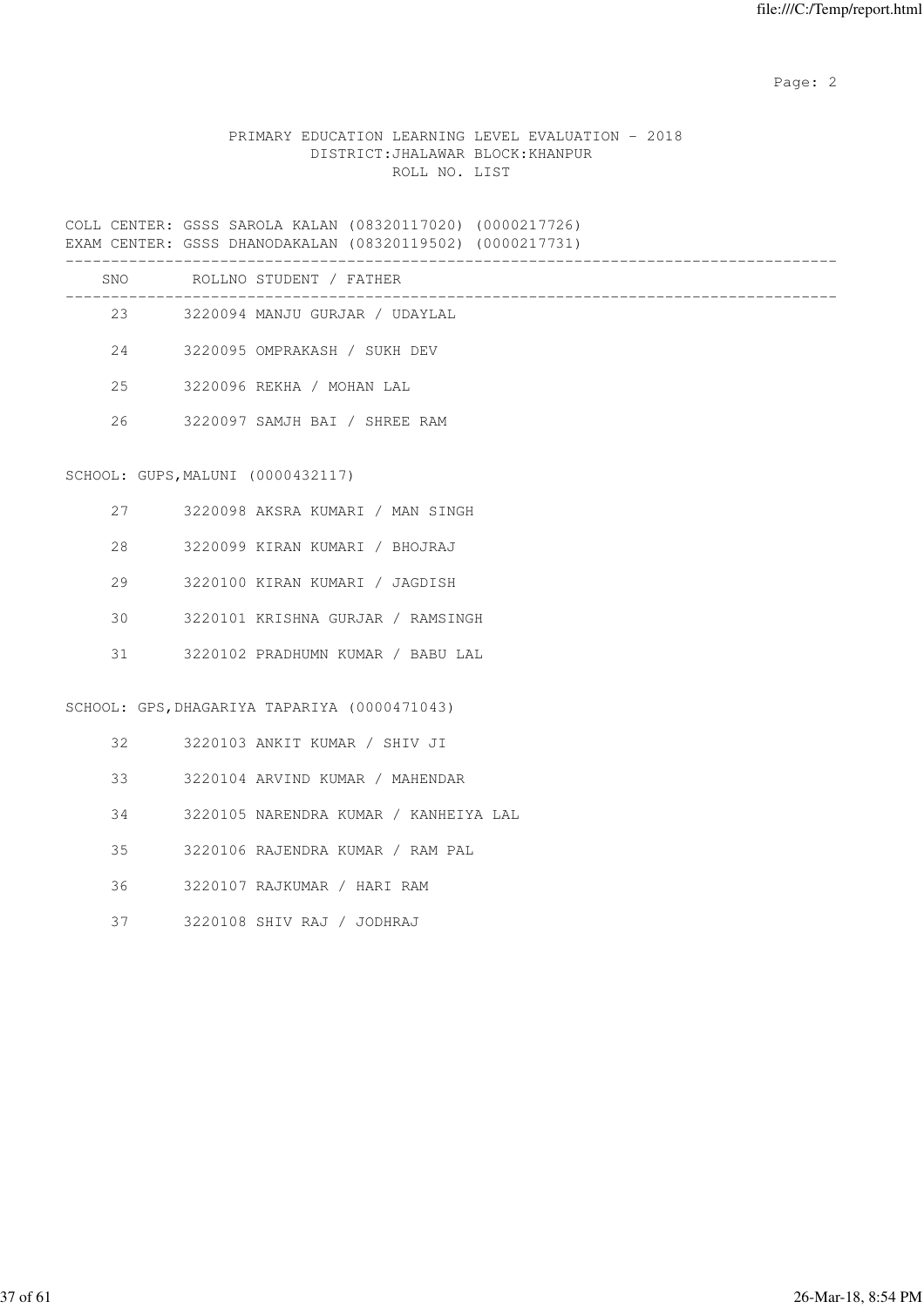PRIMARY EDUCATION LEARNING LEVEL EVALUATION - 2018
DISTRICT:JHALAWAR BLOCK:KHANPUR
ROLL NO. LIST

COLL CENTER: GSSS SAROLA KALAN (08320117020) (0000217726)
EXAM CENTER: GSSS DHANODAKALAN (08320119502) (0000217731)

| SNO | ROLLNO | STUDENT / FATHER |
|---|---|---|
| 23 | 3220094 | MANJU GURJAR / UDAYLAL |
| 24 | 3220095 | OMPRAKASH / SUKH DEV |
| 25 | 3220096 | REKHA / MOHAN LAL |
| 26 | 3220097 | SAMJH BAI / SHREE RAM |

SCHOOL: GUPS,MALUNI (0000432117)

| SNO | ROLLNO | STUDENT / FATHER |
|---|---|---|
| 27 | 3220098 | AKSRA KUMARI / MAN SINGH |
| 28 | 3220099 | KIRAN KUMARI / BHOJRAJ |
| 29 | 3220100 | KIRAN KUMARI / JAGDISH |
| 30 | 3220101 | KRISHNA GURJAR / RAMSINGH |
| 31 | 3220102 | PRADHUMN KUMAR / BABU LAL |

SCHOOL: GPS,DHAGARIYA TAPARIYA (0000471043)

| SNO | ROLLNO | STUDENT / FATHER |
|---|---|---|
| 32 | 3220103 | ANKIT KUMAR / SHIV JI |
| 33 | 3220104 | ARVIND KUMAR / MAHENDAR |
| 34 | 3220105 | NARENDRA KUMAR / KANHEIYA LAL |
| 35 | 3220106 | RAJENDRA KUMAR / RAM PAL |
| 36 | 3220107 | RAJKUMAR / HARI RAM |
| 37 | 3220108 | SHIV RAJ / JODHRAJ |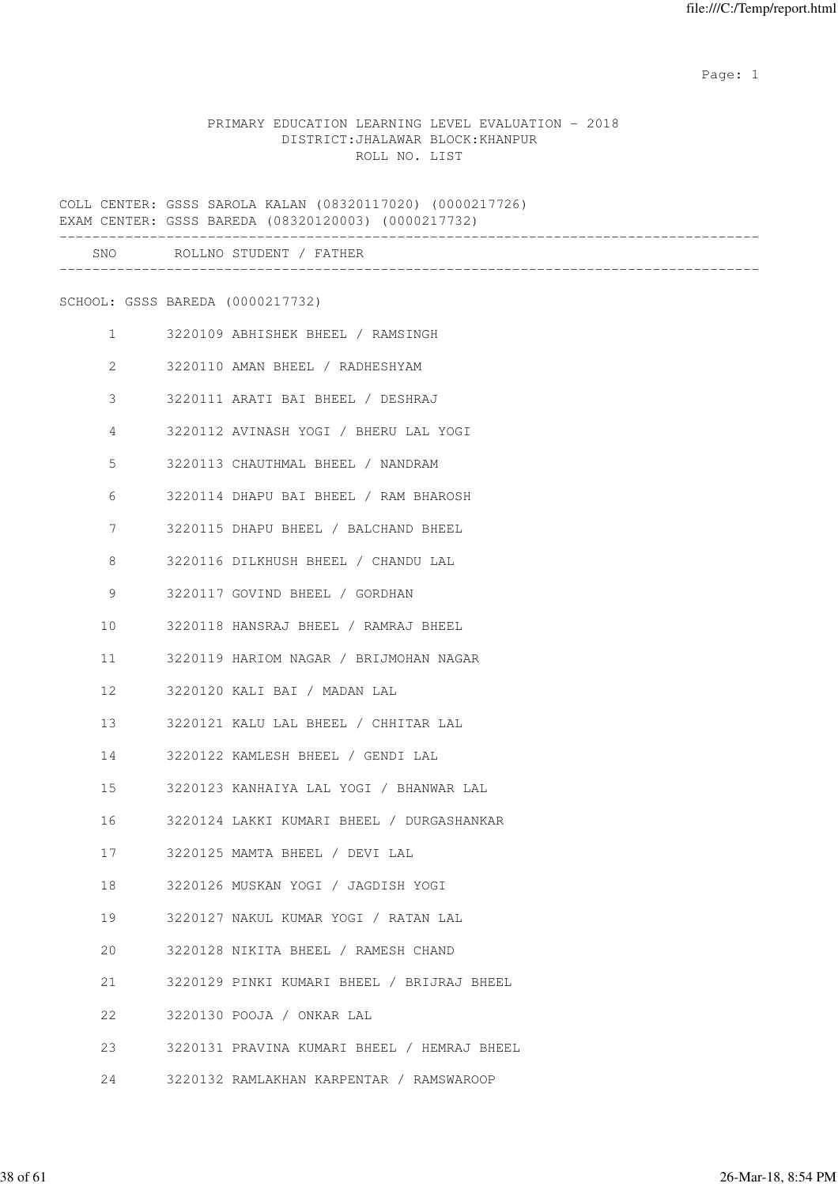PRIMARY EDUCATION LEARNING LEVEL EVALUATION - 2018
DISTRICT:JHALAWAR BLOCK:KHANPUR
ROLL NO. LIST

COLL CENTER: GSSS SAROLA KALAN (08320117020) (0000217726)
EXAM CENTER: GSSS BAREDA (08320120003) (0000217732)

SCHOOL: GSSS BAREDA (0000217732)

| SNO | ROLLNO | STUDENT / FATHER |
|---|---|---|
| 1 | 3220109 | ABHISHEK BHEEL / RAMSINGH |
| 2 | 3220110 | AMAN BHEEL / RADHESHYAM |
| 3 | 3220111 | ARATI BAI BHEEL / DESHRAJ |
| 4 | 3220112 | AVINASH YOGI / BHERU LAL YOGI |
| 5 | 3220113 | CHAUTHMAL BHEEL / NANDRAM |
| 6 | 3220114 | DHAPU BAI BHEEL / RAM BHAROSH |
| 7 | 3220115 | DHAPU BHEEL / BALCHAND BHEEL |
| 8 | 3220116 | DILKHUSH BHEEL / CHANDU LAL |
| 9 | 3220117 | GOVIND BHEEL / GORDHAN |
| 10 | 3220118 | HANSRAJ BHEEL / RAMRAJ BHEEL |
| 11 | 3220119 | HARIOM NAGAR / BRIJMOHAN NAGAR |
| 12 | 3220120 | KALI BAI / MADAN LAL |
| 13 | 3220121 | KALU LAL BHEEL / CHHITAR LAL |
| 14 | 3220122 | KAMLESH BHEEL / GENDI LAL |
| 15 | 3220123 | KANHAIYA LAL YOGI / BHANWAR LAL |
| 16 | 3220124 | LAKKI KUMARI BHEEL / DURGASHANKAR |
| 17 | 3220125 | MAMTA BHEEL / DEVI LAL |
| 18 | 3220126 | MUSKAN YOGI / JAGDISH YOGI |
| 19 | 3220127 | NAKUL KUMAR YOGI / RATAN LAL |
| 20 | 3220128 | NIKITA BHEEL / RAMESH CHAND |
| 21 | 3220129 | PINKI KUMARI BHEEL / BRIJRAJ BHEEL |
| 22 | 3220130 | POOJA / ONKAR LAL |
| 23 | 3220131 | PRAVINA KUMARI BHEEL / HEMRAJ BHEEL |
| 24 | 3220132 | RAMLAKHAN KARPENTAR / RAMSWAROOP |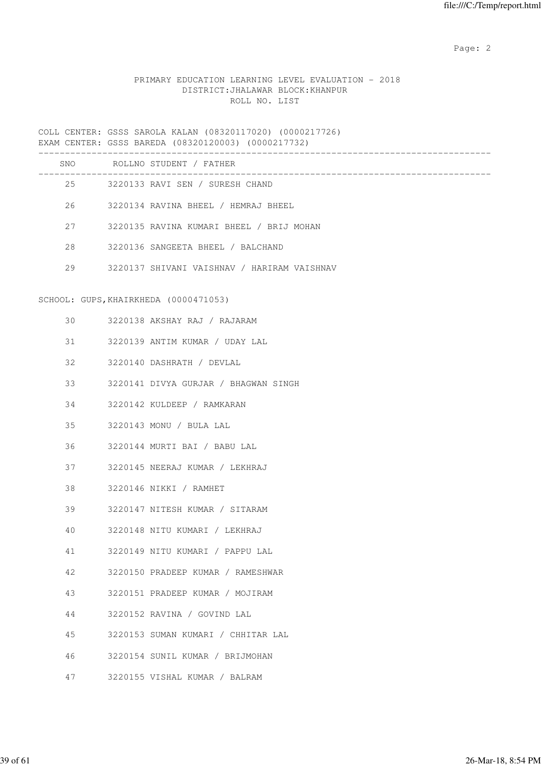PRIMARY EDUCATION LEARNING LEVEL EVALUATION - 2018
DISTRICT:JHALAWAR BLOCK:KHANPUR
ROLL NO. LIST

COLL CENTER: GSSS SAROLA KALAN (08320117020) (0000217726)
EXAM CENTER: GSSS BAREDA (08320120003) (0000217732)

| SNO | ROLLNO | STUDENT / FATHER |
|---|---|---|
| 25 | 3220133 | RAVI SEN / SURESH CHAND |
| 26 | 3220134 | RAVINA BHEEL / HEMRAJ BHEEL |
| 27 | 3220135 | RAVINA KUMARI BHEEL / BRIJ MOHAN |
| 28 | 3220136 | SANGEETA BHEEL / BALCHAND |
| 29 | 3220137 | SHIVANI VAISHNAV / HARIRAM VAISHNAV |

SCHOOL: GUPS,KHAIRKHEDA (0000471053)

| SNO | ROLLNO | STUDENT / FATHER |
|---|---|---|
| 30 | 3220138 | AKSHAY RAJ / RAJARAM |
| 31 | 3220139 | ANTIM KUMAR / UDAY LAL |
| 32 | 3220140 | DASHRATH / DEVLAL |
| 33 | 3220141 | DIVYA GURJAR / BHAGWAN SINGH |
| 34 | 3220142 | KULDEEP / RAMKARAN |
| 35 | 3220143 | MONU / BULA LAL |
| 36 | 3220144 | MURTI BAI / BABU LAL |
| 37 | 3220145 | NEERAJ KUMAR / LEKHRAJ |
| 38 | 3220146 | NIKKI / RAMHET |
| 39 | 3220147 | NITESH KUMAR / SITARAM |
| 40 | 3220148 | NITU KUMARI / LEKHRAJ |
| 41 | 3220149 | NITU KUMARI / PAPPU LAL |
| 42 | 3220150 | PRADEEP KUMAR / RAMESHWAR |
| 43 | 3220151 | PRADEEP KUMAR / MOJIRAM |
| 44 | 3220152 | RAVINA / GOVIND LAL |
| 45 | 3220153 | SUMAN KUMARI / CHHITAR LAL |
| 46 | 3220154 | SUNIL KUMAR / BRIJMOHAN |
| 47 | 3220155 | VISHAL KUMAR / BALRAM |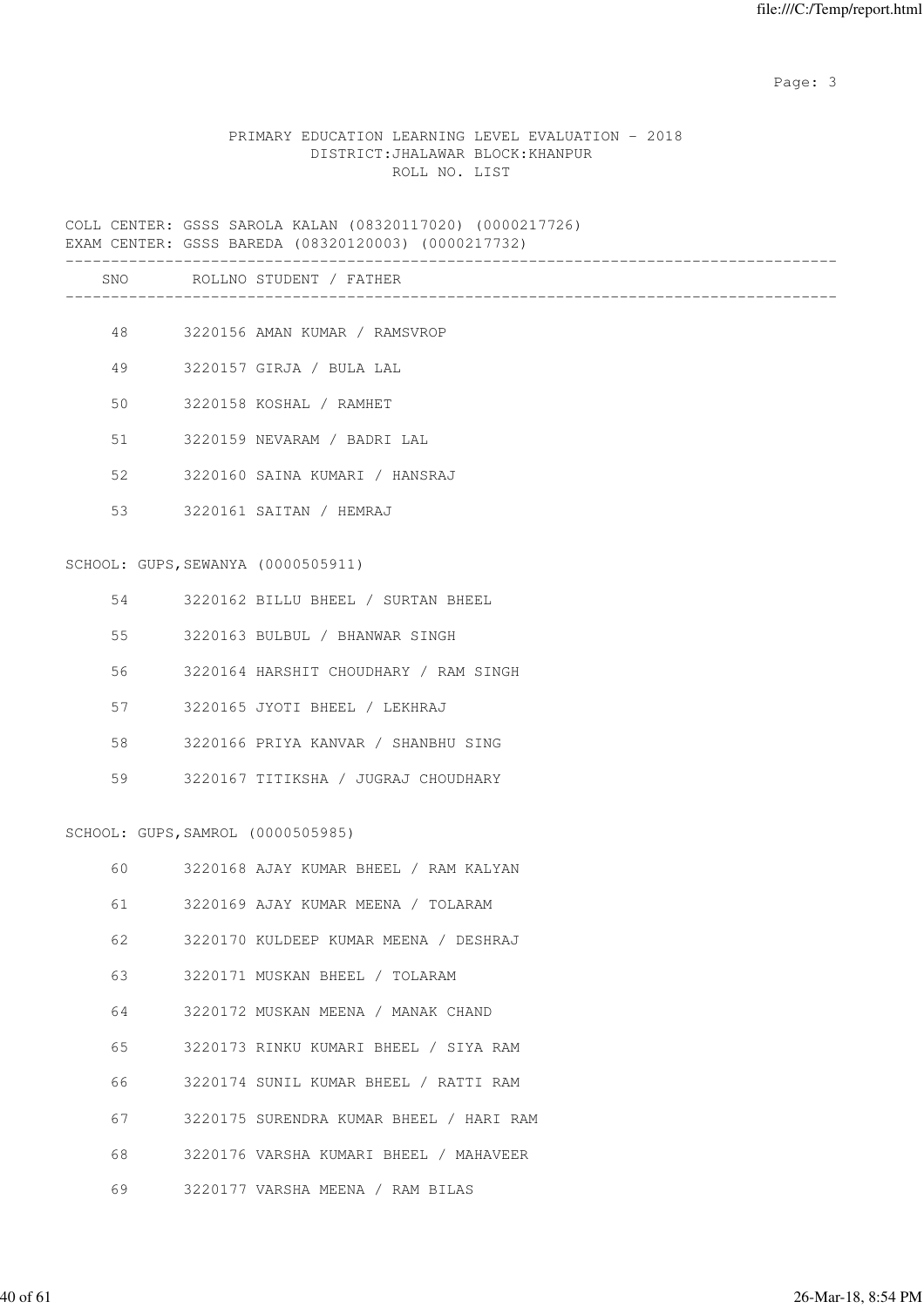PRIMARY EDUCATION LEARNING LEVEL EVALUATION - 2018
DISTRICT:JHALAWAR BLOCK:KHANPUR
ROLL NO. LIST

COLL CENTER: GSSS SAROLA KALAN (08320117020) (0000217726)
EXAM CENTER: GSSS BAREDA (08320120003) (0000217732)

| SNO | ROLLNO | STUDENT / FATHER |
|---|---|---|
| 48 | 3220156 | AMAN KUMAR / RAMSVROP |
| 49 | 3220157 | GIRJA / BULA LAL |
| 50 | 3220158 | KOSHAL / RAMHET |
| 51 | 3220159 | NEVARAM / BADRI LAL |
| 52 | 3220160 | SAINA KUMARI / HANSRAJ |
| 53 | 3220161 | SAITAN / HEMRAJ |

SCHOOL: GUPS,SEWANYA (0000505911)

| SNO | ROLLNO | STUDENT / FATHER |
|---|---|---|
| 54 | 3220162 | BILLU BHEEL / SURTAN BHEEL |
| 55 | 3220163 | BULBUL / BHANWAR SINGH |
| 56 | 3220164 | HARSHIT CHOUDHARY / RAM SINGH |
| 57 | 3220165 | JYOTI BHEEL / LEKHRAJ |
| 58 | 3220166 | PRIYA KANVAR / SHANBHU SING |
| 59 | 3220167 | TITIKSHA / JUGRAJ CHOUDHARY |

SCHOOL: GUPS,SAMROL (0000505985)

| SNO | ROLLNO | STUDENT / FATHER |
|---|---|---|
| 60 | 3220168 | AJAY KUMAR BHEEL / RAM KALYAN |
| 61 | 3220169 | AJAY KUMAR MEENA / TOLARAM |
| 62 | 3220170 | KULDEEP KUMAR MEENA / DESHRAJ |
| 63 | 3220171 | MUSKAN BHEEL / TOLARAM |
| 64 | 3220172 | MUSKAN MEENA / MANAK CHAND |
| 65 | 3220173 | RINKU KUMARI BHEEL / SIYA RAM |
| 66 | 3220174 | SUNIL KUMAR BHEEL / RATTI RAM |
| 67 | 3220175 | SURENDRA KUMAR BHEEL / HARI RAM |
| 68 | 3220176 | VARSHA KUMARI BHEEL / MAHAVEER |
| 69 | 3220177 | VARSHA MEENA / RAM BILAS |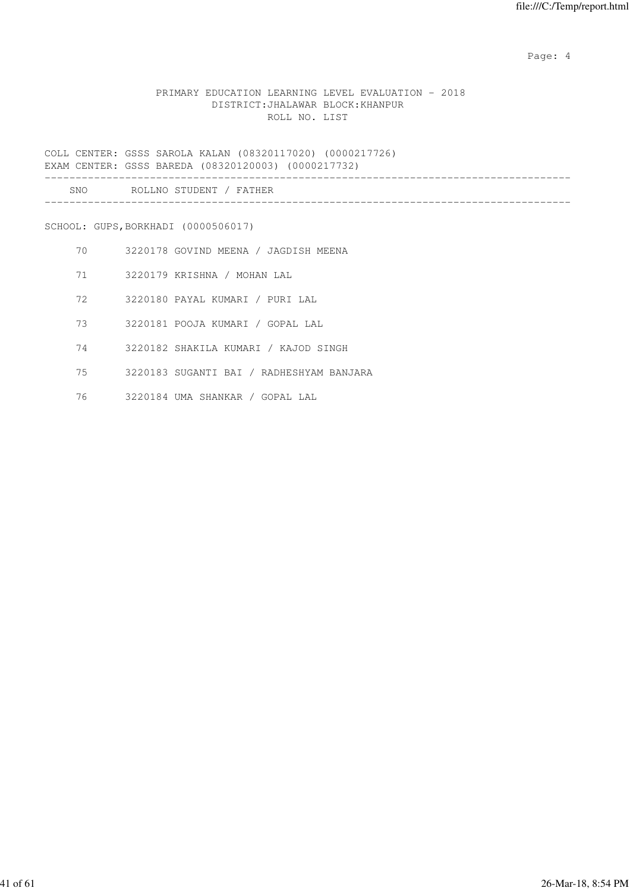PRIMARY EDUCATION LEARNING LEVEL EVALUATION - 2018
DISTRICT:JHALAWAR BLOCK:KHANPUR
ROLL NO. LIST

COLL CENTER: GSSS SAROLA KALAN (08320117020) (0000217726)
EXAM CENTER: GSSS BAREDA (08320120003) (0000217732)

| SNO | ROLLNO | STUDENT / FATHER |
|---|---|---|

SCHOOL: GUPS,BORKHADI (0000506017)

| SNO | ROLLNO | STUDENT / FATHER |
|---|---|---|
| 70 | 3220178 | GOVIND MEENA / JAGDISH MEENA |
| 71 | 3220179 | KRISHNA / MOHAN LAL |
| 72 | 3220180 | PAYAL KUMARI / PURI LAL |
| 73 | 3220181 | POOJA KUMARI / GOPAL LAL |
| 74 | 3220182 | SHAKILA KUMARI / KAJOD SINGH |
| 75 | 3220183 | SUGANTI BAI / RADHESHYAM BANJARA |
| 76 | 3220184 | UMA SHANKAR / GOPAL LAL |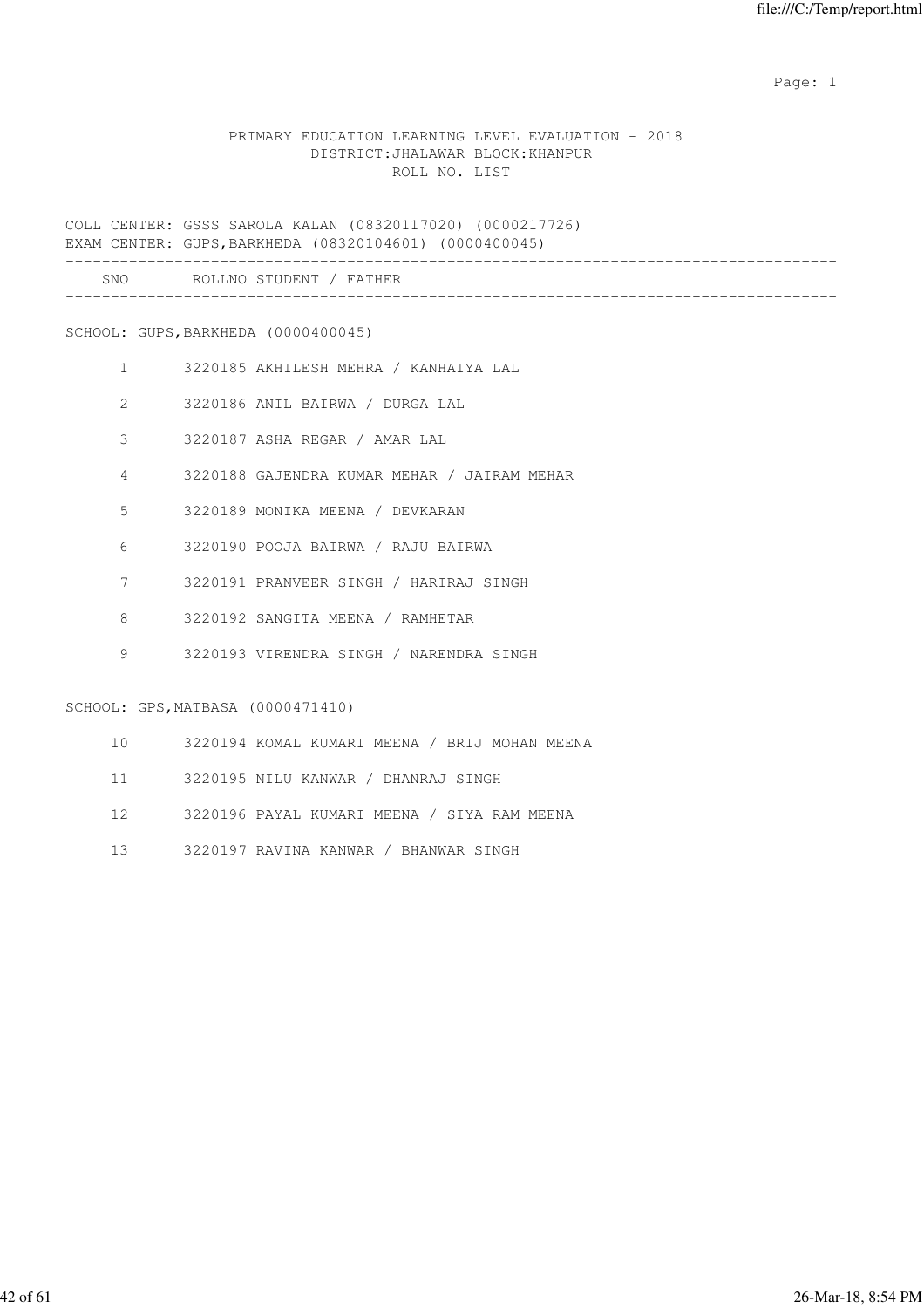PRIMARY EDUCATION LEARNING LEVEL EVALUATION - 2018
DISTRICT:JHALAWAR BLOCK:KHANPUR
ROLL NO. LIST

COLL CENTER: GSSS SAROLA KALAN (08320117020) (0000217726)
EXAM CENTER: GUPS,BARKHEDA (08320104601) (0000400045)

| SNO | ROLLNO | STUDENT / FATHER |
|---|---|---|
| **SCHOOL: GUPS,BARKHEDA (0000400045)** | | |
| 1 | 3220185 | AKHILESH MEHRA / KANHAIYA LAL |
| 2 | 3220186 | ANIL BAIRWA / DURGA LAL |
| 3 | 3220187 | ASHA REGAR / AMAR LAL |
| 4 | 3220188 | GAJENDRA KUMAR MEHAR / JAIRAM MEHAR |
| 5 | 3220189 | MONIKA MEENA / DEVKARAN |
| 6 | 3220190 | POOJA BAIRWA / RAJU BAIRWA |
| 7 | 3220191 | PRANVEER SINGH / HARIRAJ SINGH |
| 8 | 3220192 | SANGITA MEENA / RAMHETAR |
| 9 | 3220193 | VIRENDRA SINGH / NARENDRA SINGH |
| **SCHOOL: GPS,MATBASA (0000471410)** | | |
| 10 | 3220194 | KOMAL KUMARI MEENA / BRIJ MOHAN MEENA |
| 11 | 3220195 | NILU KANWAR / DHANRAJ SINGH |
| 12 | 3220196 | PAYAL KUMARI MEENA / SIYA RAM MEENA |
| 13 | 3220197 | RAVINA KANWAR / BHANWAR SINGH |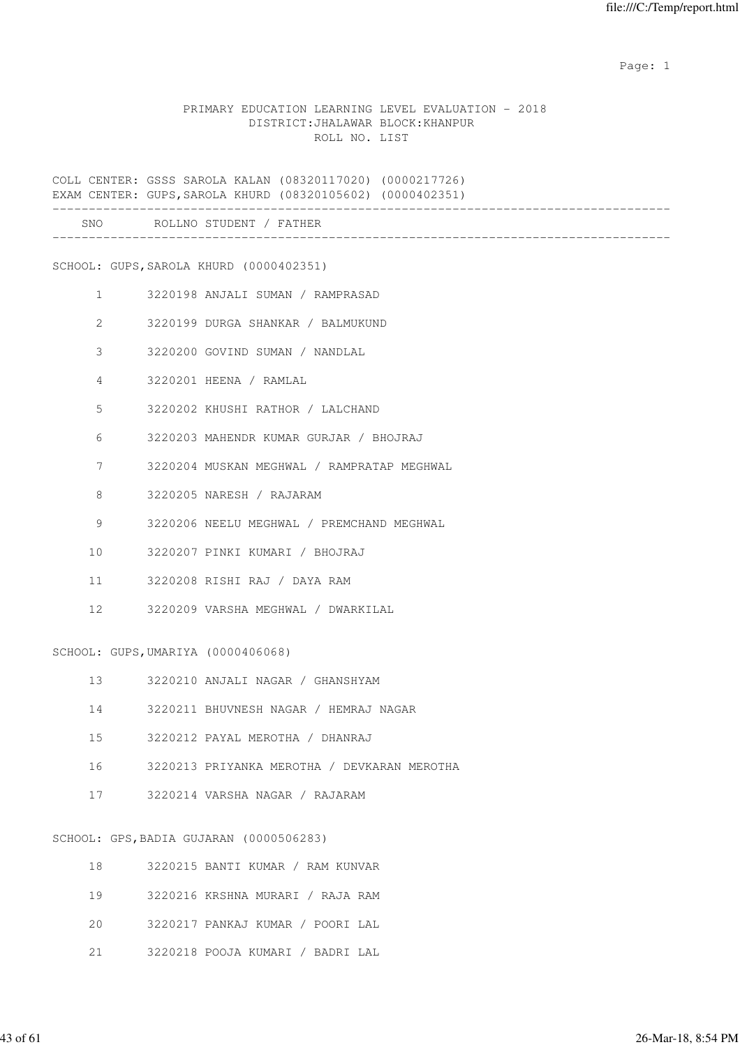PRIMARY EDUCATION LEARNING LEVEL EVALUATION - 2018
DISTRICT:JHALAWAR BLOCK:KHANPUR
ROLL NO. LIST

COLL CENTER: GSSS SAROLA KALAN (08320117020) (0000217726)
EXAM CENTER: GUPS,SAROLA KHURD (08320105602) (0000402351)

| SNO | ROLLNO | STUDENT / FATHER |
|---|---|---|
| | | **SCHOOL: GUPS,SAROLA KHURD (0000402351)** |
| 1 | 3220198 | ANJALI SUMAN / RAMPRASAD |
| 2 | 3220199 | DURGA SHANKAR / BALMUKUND |
| 3 | 3220200 | GOVIND SUMAN / NANDLAL |
| 4 | 3220201 | HEENA / RAMLAL |
| 5 | 3220202 | KHUSHI RATHOR / LALCHAND |
| 6 | 3220203 | MAHENDR KUMAR GURJAR / BHOJRAJ |
| 7 | 3220204 | MUSKAN MEGHWAL / RAMPRATAP MEGHWAL |
| 8 | 3220205 | NARESH / RAJARAM |
| 9 | 3220206 | NEELU MEGHWAL / PREMCHAND MEGHWAL |
| 10 | 3220207 | PINKI KUMARI / BHOJRAJ |
| 11 | 3220208 | RISHI RAJ / DAYA RAM |
| 12 | 3220209 | VARSHA MEGHWAL / DWARKILAL |
| | | **SCHOOL: GUPS,UMARIYA (0000406068)** |
| 13 | 3220210 | ANJALI NAGAR / GHANSHYAM |
| 14 | 3220211 | BHUVNESH NAGAR / HEMRAJ NAGAR |
| 15 | 3220212 | PAYAL MEROTHA / DHANRAJ |
| 16 | 3220213 | PRIYANKA MEROTHA / DEVKARAN MEROTHA |
| 17 | 3220214 | VARSHA NAGAR / RAJARAM |
| | | **SCHOOL: GPS,BADIA GUJARAN (0000506283)** |
| 18 | 3220215 | BANTI KUMAR / RAM KUNVAR |
| 19 | 3220216 | KRSHNA MURARI / RAJA RAM |
| 20 | 3220217 | PANKAJ KUMAR / POORI LAL |
| 21 | 3220218 | POOJA KUMARI / BADRI LAL |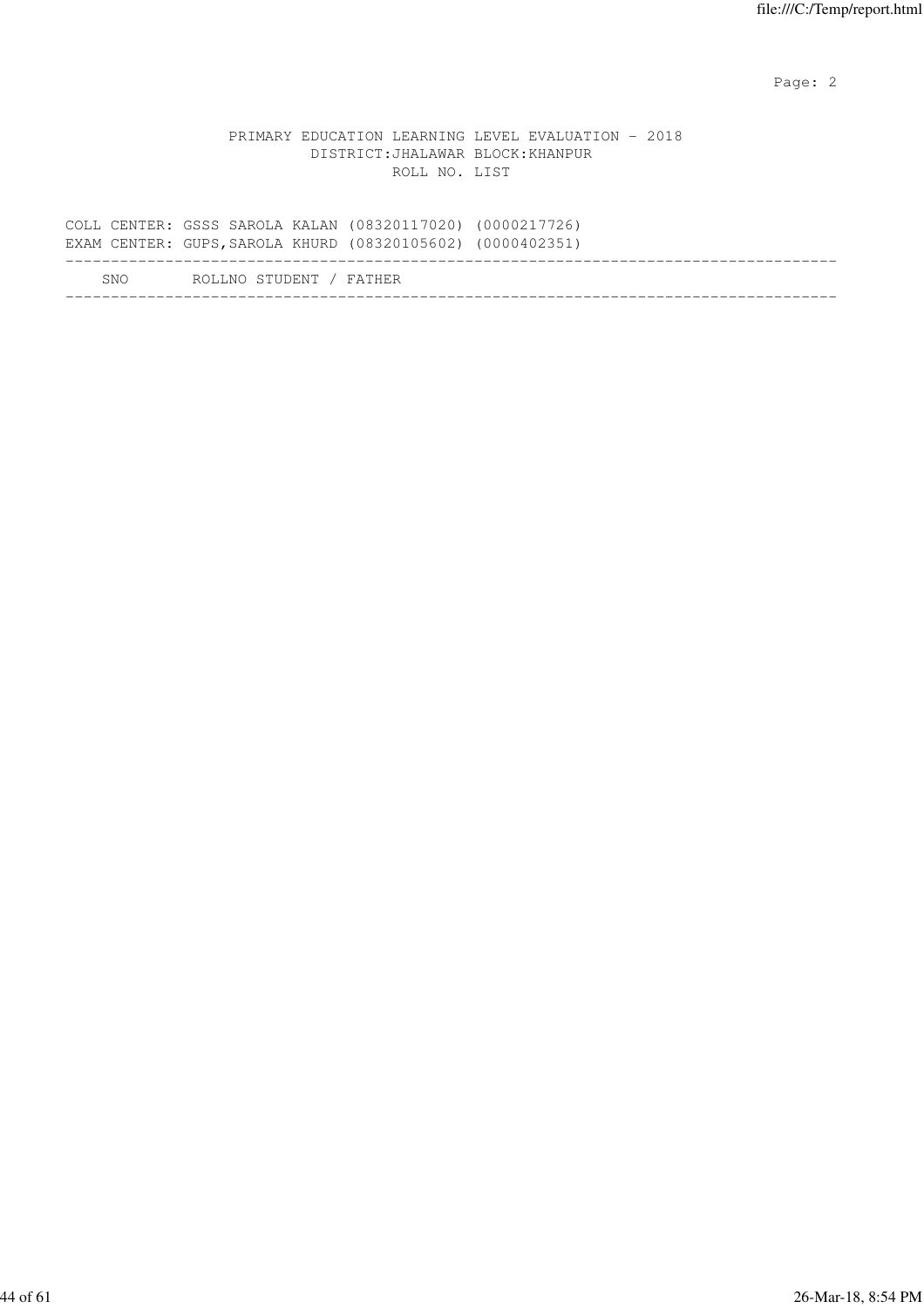PRIMARY EDUCATION LEARNING LEVEL EVALUATION - 2018
DISTRICT:JHALAWAR BLOCK:KHANPUR
ROLL NO. LIST

COLL CENTER: GSSS SAROLA KALAN (08320117020) (0000217726)
EXAM CENTER: GUPS,SAROLA KHURD (08320105602) (0000402351)

| SNO | ROLLNO STUDENT / FATHER |
|---|---|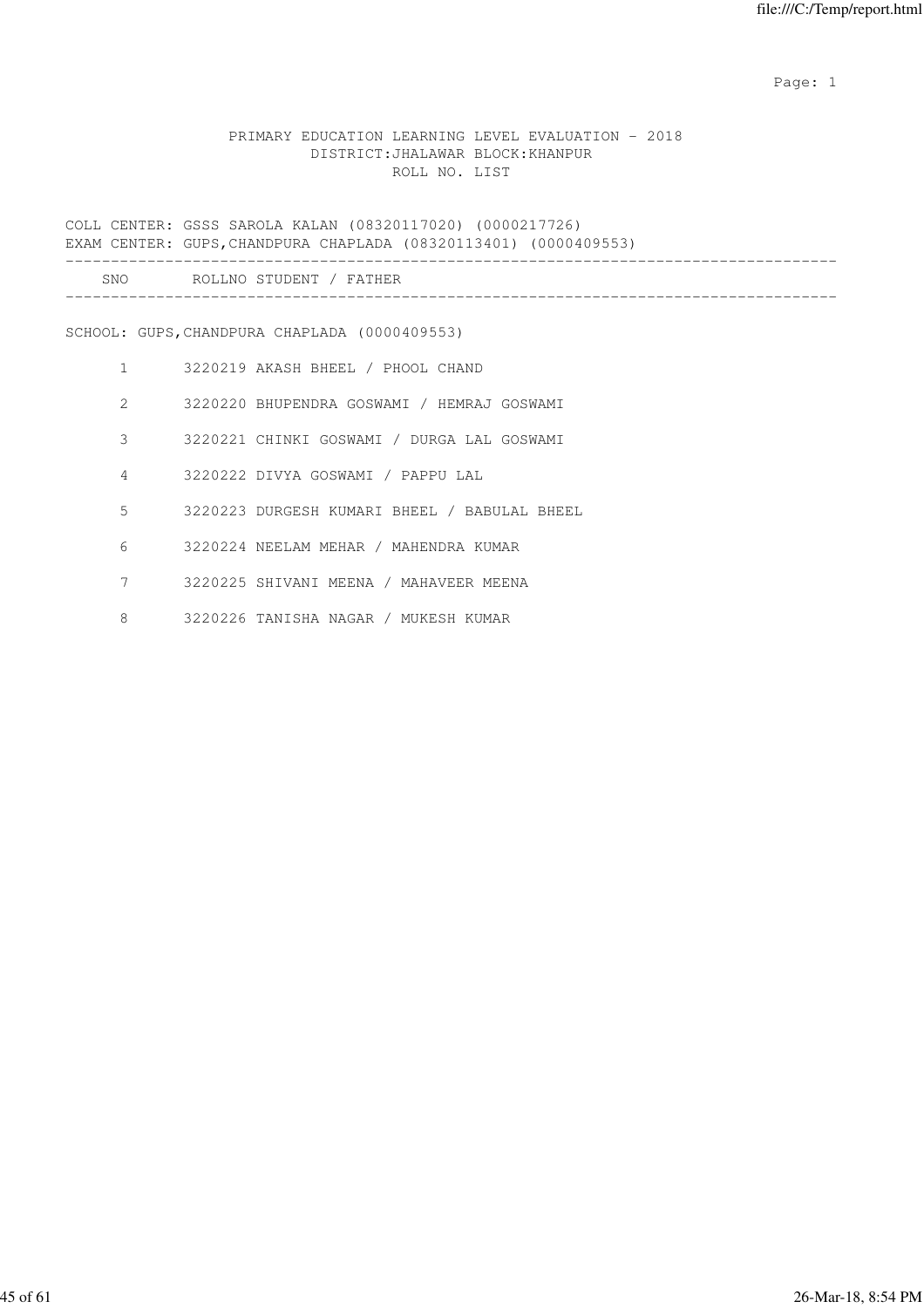# PRIMARY EDUCATION LEARNING LEVEL EVALUATION - 2018

## DISTRICT:JHALAWAR BLOCK:KHANPUR

### ROLL NO. LIST

COLL CENTER: GSSS SAROLA KALAN (08320117020) (0000217726)
EXAM CENTER: GUPS,CHANDPURA CHAPLADA (08320113401) (0000409553)

| SNO | ROLLNO | STUDENT / FATHER |
|---|---|---|

SCHOOL: GUPS,CHANDPURA CHAPLADA (0000409553)

| SNO | ROLLNO | STUDENT / FATHER |
|---|---|---|
| 1 | 3220219 | AKASH BHEEL / PHOOL CHAND |
| 2 | 3220220 | BHUPENDRA GOSWAMI / HEMRAJ GOSWAMI |
| 3 | 3220221 | CHINKI GOSWAMI / DURGA LAL GOSWAMI |
| 4 | 3220222 | DIVYA GOSWAMI / PAPPU LAL |
| 5 | 3220223 | DURGESH KUMARI BHEEL / BABULAL BHEEL |
| 6 | 3220224 | NEELAM MEHAR / MAHENDRA KUMAR |
| 7 | 3220225 | SHIVANI MEENA / MAHAVEER MEENA |
| 8 | 3220226 | TANISHA NAGAR / MUKESH KUMAR |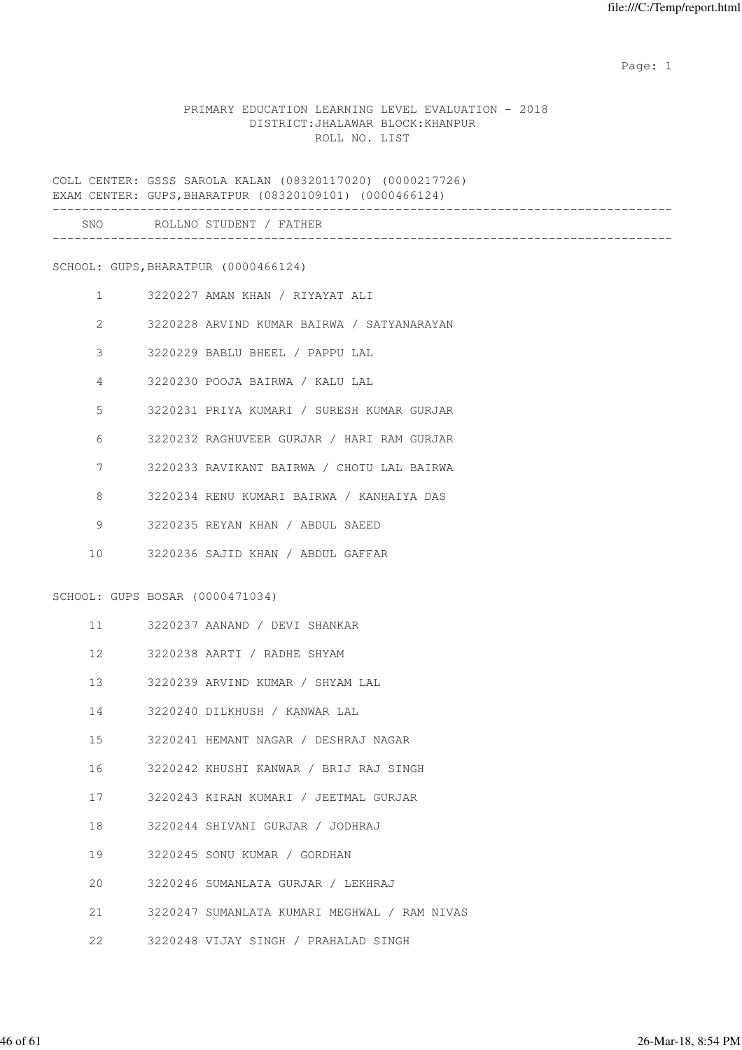PRIMARY EDUCATION LEARNING LEVEL EVALUATION - 2018
DISTRICT:JHALAWAR BLOCK:KHANPUR
ROLL NO. LIST

COLL CENTER: GSSS SAROLA KALAN (08320117020) (0000217726)
EXAM CENTER: GUPS,BHARATPUR (08320109101) (0000466124)

| SNO | ROLLNO STUDENT / FATHER |
|---|---|
| **SCHOOL: GUPS,BHARATPUR (0000466124)** | |
| 1 | 3220227 AMAN KHAN / RIYAYAT ALI |
| 2 | 3220228 ARVIND KUMAR BAIRWA / SATYANARAYAN |
| 3 | 3220229 BABLU BHEEL / PAPPU LAL |
| 4 | 3220230 POOJA BAIRWA / KALU LAL |
| 5 | 3220231 PRIYA KUMARI / SURESH KUMAR GURJAR |
| 6 | 3220232 RAGHUVEER GURJAR / HARI RAM GURJAR |
| 7 | 3220233 RAVIKANT BAIRWA / CHOTU LAL BAIRWA |
| 8 | 3220234 RENU KUMARI BAIRWA / KANHAIYA DAS |
| 9 | 3220235 REYAN KHAN / ABDUL SAEED |
| 10 | 3220236 SAJID KHAN / ABDUL GAFFAR |
| **SCHOOL: GUPS BOSAR (0000471034)** | |
| 11 | 3220237 AANAND / DEVI SHANKAR |
| 12 | 3220238 AARTI / RADHE SHYAM |
| 13 | 3220239 ARVIND KUMAR / SHYAM LAL |
| 14 | 3220240 DILKHUSH / KANWAR LAL |
| 15 | 3220241 HEMANT NAGAR / DESHRAJ NAGAR |
| 16 | 3220242 KHUSHI KANWAR / BRIJ RAJ SINGH |
| 17 | 3220243 KIRAN KUMARI / JEETMAL GURJAR |
| 18 | 3220244 SHIVANI GURJAR / JODHRAJ |
| 19 | 3220245 SONU KUMAR / GORDHAN |
| 20 | 3220246 SUMANLATA GURJAR / LEKHRAJ |
| 21 | 3220247 SUMANLATA KUMARI MEGHWAL / RAM NIVAS |
| 22 | 3220248 VIJAY SINGH / PRAHALAD SINGH |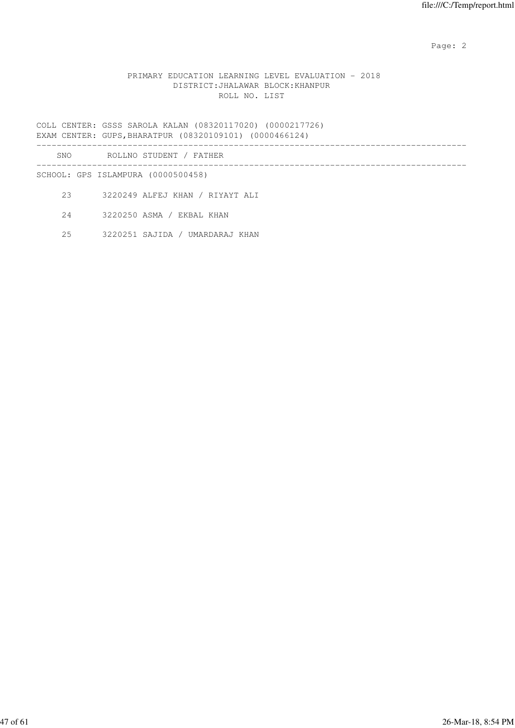PRIMARY EDUCATION LEARNING LEVEL EVALUATION - 2018
DISTRICT:JHALAWAR BLOCK:KHANPUR
ROLL NO. LIST

COLL CENTER: GSSS SAROLA KALAN (08320117020) (0000217726)
EXAM CENTER: GUPS,BHARATPUR (08320109101) (0000466124)

| SNO | ROLLNO | STUDENT / FATHER |
|---|---|---|
| SCHOOL: GPS ISLAMPURA (0000500458) | | |
| 23 | 3220249 | ALFEJ KHAN / RIYAYT ALI |
| 24 | 3220250 | ASMA / EKBAL KHAN |
| 25 | 3220251 | SAJIDA / UMARDARAJ KHAN |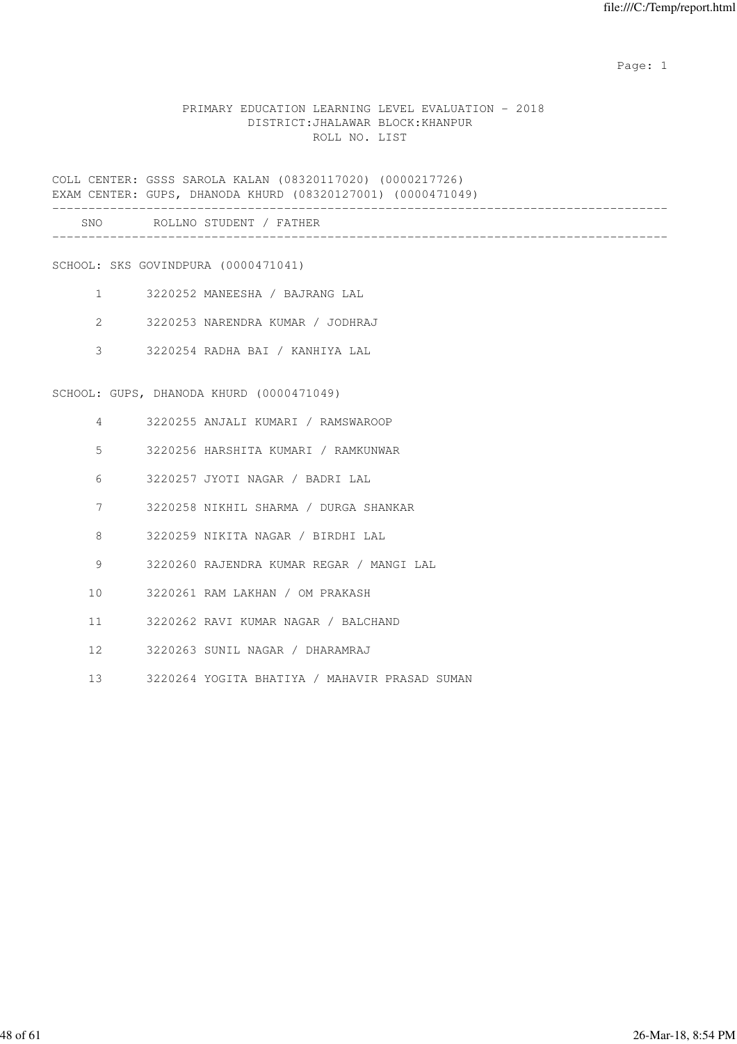PRIMARY EDUCATION LEARNING LEVEL EVALUATION - 2018
DISTRICT:JHALAWAR BLOCK:KHANPUR
ROLL NO. LIST

COLL CENTER: GSSS SAROLA KALAN (08320117020) (0000217726)
EXAM CENTER: GUPS, DHANODA KHURD (08320127001) (0000471049)

| SNO | ROLLNO | STUDENT / FATHER |
|---|---|---|
| **SCHOOL: SKS GOVINDPURA (0000471041)** | | |
| 1 | 3220252 | MANEESHA / BAJRANG LAL |
| 2 | 3220253 | NARENDRA KUMAR / JODHRAJ |
| 3 | 3220254 | RADHA BAI / KANHIYA LAL |
| **SCHOOL: GUPS, DHANODA KHURD (0000471049)** | | |
| 4 | 3220255 | ANJALI KUMARI / RAMSWAROOP |
| 5 | 3220256 | HARSHITA KUMARI / RAMKUNWAR |
| 6 | 3220257 | JYOTI NAGAR / BADRI LAL |
| 7 | 3220258 | NIKHIL SHARMA / DURGA SHANKAR |
| 8 | 3220259 | NIKITA NAGAR / BIRDHI LAL |
| 9 | 3220260 | RAJENDRA KUMAR REGAR / MANGI LAL |
| 10 | 3220261 | RAM LAKHAN / OM PRAKASH |
| 11 | 3220262 | RAVI KUMAR NAGAR / BALCHAND |
| 12 | 3220263 | SUNIL NAGAR / DHARAMRAJ |
| 13 | 3220264 | YOGITA BHATIYA / MAHAVIR PRASAD SUMAN |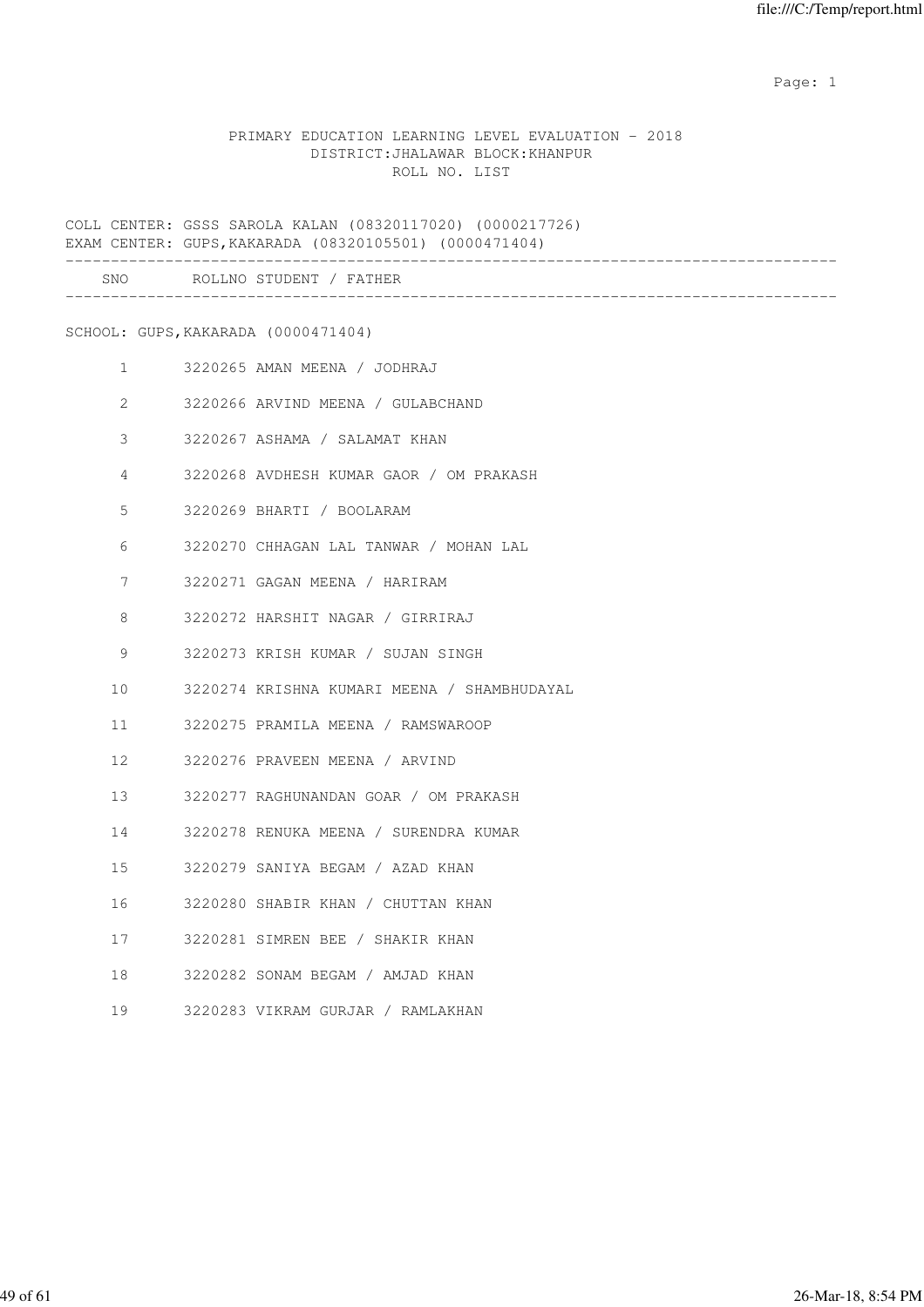PRIMARY EDUCATION LEARNING LEVEL EVALUATION - 2018
DISTRICT:JHALAWAR BLOCK:KHANPUR
ROLL NO. LIST

COLL CENTER: GSSS SAROLA KALAN (08320117020) (0000217726)
EXAM CENTER: GUPS,KAKARADA (08320105501) (0000471404)

| SNO | ROLLNO | STUDENT / FATHER |
|---|---|---|

SCHOOL: GUPS,KAKARADA (0000471404)

| SNO | ROLLNO | STUDENT / FATHER |
|---|---|---|
| 1 | 3220265 | AMAN MEENA / JODHRAJ |
| 2 | 3220266 | ARVIND MEENA / GULABCHAND |
| 3 | 3220267 | ASHAMA / SALAMAT KHAN |
| 4 | 3220268 | AVDHESH KUMAR GAOR / OM PRAKASH |
| 5 | 3220269 | BHARTI / BOOLARAM |
| 6 | 3220270 | CHHAGAN LAL TANWAR / MOHAN LAL |
| 7 | 3220271 | GAGAN MEENA / HARIRAM |
| 8 | 3220272 | HARSHIT NAGAR / GIRRIRAJ |
| 9 | 3220273 | KRISH KUMAR / SUJAN SINGH |
| 10 | 3220274 | KRISHNA KUMARI MEENA / SHAMBHUDAYAL |
| 11 | 3220275 | PRAMILA MEENA / RAMSWAROOP |
| 12 | 3220276 | PRAVEEN MEENA / ARVIND |
| 13 | 3220277 | RAGHUNANDAN GOAR / OM PRAKASH |
| 14 | 3220278 | RENUKA MEENA / SURENDRA KUMAR |
| 15 | 3220279 | SANIYA BEGAM / AZAD KHAN |
| 16 | 3220280 | SHABIR KHAN / CHUTTAN KHAN |
| 17 | 3220281 | SIMREN BEE / SHAKIR KHAN |
| 18 | 3220282 | SONAM BEGAM / AMJAD KHAN |
| 19 | 3220283 | VIKRAM GURJAR / RAMLAKHAN |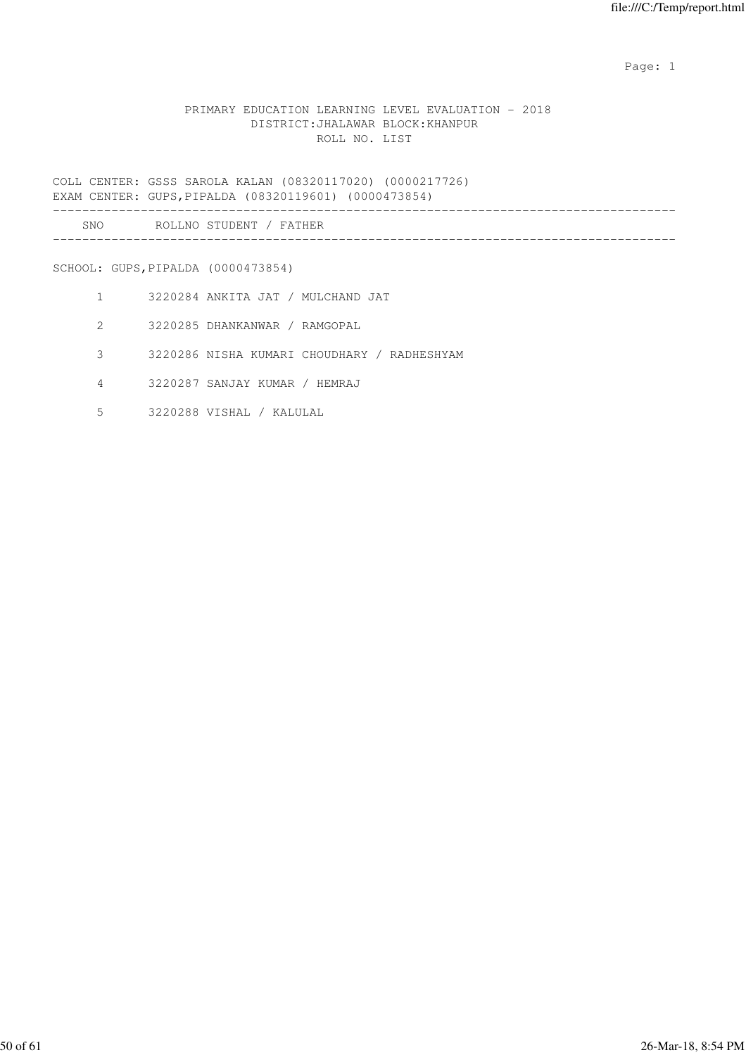PRIMARY EDUCATION LEARNING LEVEL EVALUATION - 2018
DISTRICT:JHALAWAR BLOCK:KHANPUR
ROLL NO. LIST

COLL CENTER: GSSS SAROLA KALAN (08320117020) (0000217726)
EXAM CENTER: GUPS,PIPALDA (08320119601) (0000473854)

| SNO | ROLLNO | STUDENT / FATHER |
|---|---|---|

SCHOOL: GUPS,PIPALDA (0000473854)

| SNO | ROLLNO | STUDENT / FATHER |
|---|---|---|
| 1 | 3220284 | ANKITA JAT / MULCHAND JAT |
| 2 | 3220285 | DHANKANWAR / RAMGOPAL |
| 3 | 3220286 | NISHA KUMARI CHOUDHARY / RADHESHYAM |
| 4 | 3220287 | SANJAY KUMAR / HEMRAJ |
| 5 | 3220288 | VISHAL / KALULAL |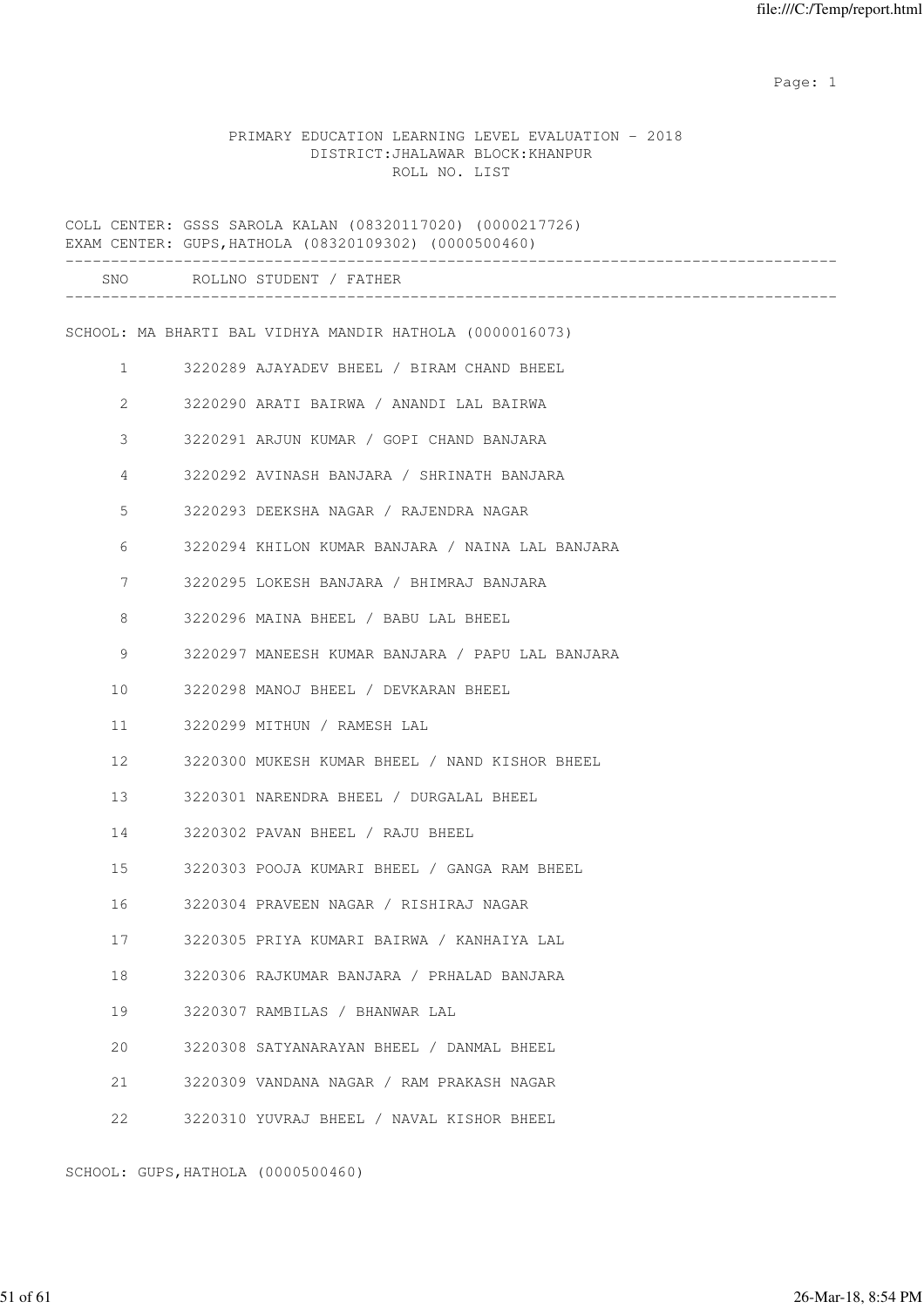PRIMARY EDUCATION LEARNING LEVEL EVALUATION - 2018
DISTRICT:JHALAWAR BLOCK:KHANPUR
ROLL NO. LIST

COLL CENTER: GSSS SAROLA KALAN (08320117020) (0000217726)
EXAM CENTER: GUPS,HATHOLA (08320109302) (0000500460)

| SNO | ROLLNO | STUDENT / FATHER |
|---|---|---|

SCHOOL: MA BHARTI BAL VIDHYA MANDIR HATHOLA (0000016073)

| SNO | ROLLNO | STUDENT / FATHER |
|---|---|---|
| 1 | 3220289 | AJAYADEV BHEEL / BIRAM CHAND BHEEL |
| 2 | 3220290 | ARATI BAIRWA / ANANDI LAL BAIRWA |
| 3 | 3220291 | ARJUN KUMAR / GOPI CHAND BANJARA |
| 4 | 3220292 | AVINASH BANJARA / SHRINATH BANJARA |
| 5 | 3220293 | DEEKSHA NAGAR / RAJENDRA NAGAR |
| 6 | 3220294 | KHILON KUMAR BANJARA / NAINA LAL BANJARA |
| 7 | 3220295 | LOKESH BANJARA / BHIMRAJ BANJARA |
| 8 | 3220296 | MAINA BHEEL / BABU LAL BHEEL |
| 9 | 3220297 | MANEESH KUMAR BANJARA / PAPU LAL BANJARA |
| 10 | 3220298 | MANOJ BHEEL / DEVKARAN BHEEL |
| 11 | 3220299 | MITHUN / RAMESH LAL |
| 12 | 3220300 | MUKESH KUMAR BHEEL / NAND KISHOR BHEEL |
| 13 | 3220301 | NARENDRA BHEEL / DURGALAL BHEEL |
| 14 | 3220302 | PAVAN BHEEL / RAJU BHEEL |
| 15 | 3220303 | POOJA KUMARI BHEEL / GANGA RAM BHEEL |
| 16 | 3220304 | PRAVEEN NAGAR / RISHIRAJ NAGAR |
| 17 | 3220305 | PRIYA KUMARI BAIRWA / KANHAIYA LAL |
| 18 | 3220306 | RAJKUMAR BANJARA / PRHALAD BANJARA |
| 19 | 3220307 | RAMBILAS / BHANWAR LAL |
| 20 | 3220308 | SATYANARAYAN BHEEL / DANMAL BHEEL |
| 21 | 3220309 | VANDANA NAGAR / RAM PRAKASH NAGAR |
| 22 | 3220310 | YUVRAJ BHEEL / NAVAL KISHOR BHEEL |

SCHOOL: GUPS,HATHOLA (0000500460)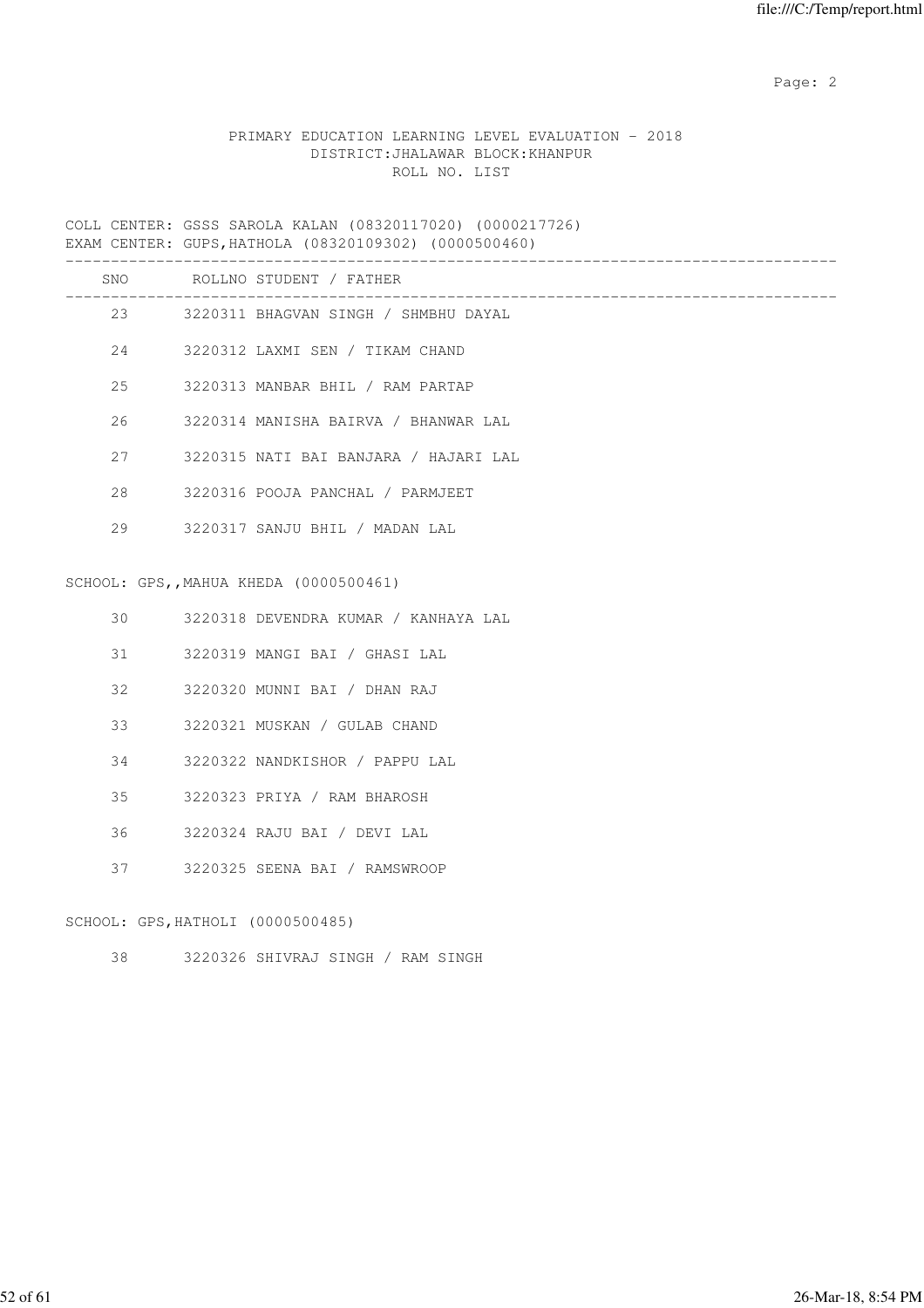PRIMARY EDUCATION LEARNING LEVEL EVALUATION - 2018
DISTRICT:JHALAWAR BLOCK:KHANPUR
ROLL NO. LIST

COLL CENTER: GSSS SAROLA KALAN (08320117020) (0000217726)
EXAM CENTER: GUPS,HATHOLA (08320109302) (0000500460)

| SNO | ROLLNO | STUDENT / FATHER |
|---|---|---|
| 23 | 3220311 | BHAGVAN SINGH / SHMBHU DAYAL |
| 24 | 3220312 | LAXMI SEN / TIKAM CHAND |
| 25 | 3220313 | MANBAR BHIL / RAM PARTAP |
| 26 | 3220314 | MANISHA BAIRVA / BHANWAR LAL |
| 27 | 3220315 | NATI BAI BANJARA / HAJARI LAL |
| 28 | 3220316 | POOJA PANCHAL / PARMJEET |
| 29 | 3220317 | SANJU BHIL / MADAN LAL |

SCHOOL: GPS,,MAHUA KHEDA (0000500461)

| SNO | ROLLNO | STUDENT / FATHER |
|---|---|---|
| 30 | 3220318 | DEVENDRA KUMAR / KANHAYA LAL |
| 31 | 3220319 | MANGI BAI / GHASI LAL |
| 32 | 3220320 | MUNNI BAI / DHAN RAJ |
| 33 | 3220321 | MUSKAN / GULAB CHAND |
| 34 | 3220322 | NANDKISHOR / PAPPU LAL |
| 35 | 3220323 | PRIYA / RAM BHAROSH |
| 36 | 3220324 | RAJU BAI / DEVI LAL |
| 37 | 3220325 | SEENA BAI / RAMSWROOP |

SCHOOL: GPS,HATHOLI (0000500485)

| SNO | ROLLNO | STUDENT / FATHER |
|---|---|---|
| 38 | 3220326 | SHIVRAJ SINGH / RAM SINGH |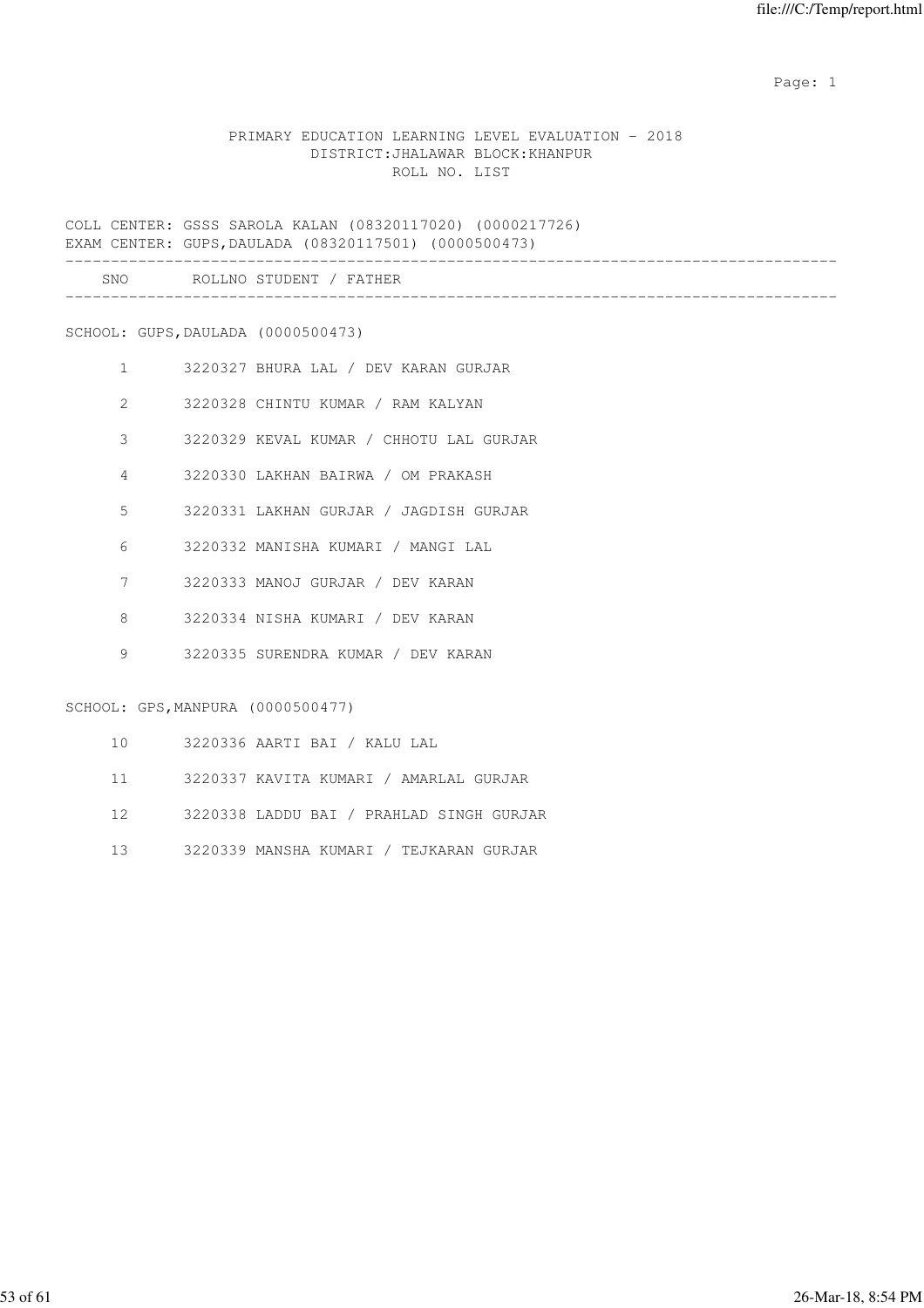# PRIMARY EDUCATION LEARNING LEVEL EVALUATION - 2018

## DISTRICT:JHALAWAR BLOCK:KHANPUR

## ROLL NO. LIST

COLL CENTER: GSSS SAROLA KALAN (08320117020) (0000217726)
EXAM CENTER: GUPS,DAULADA (08320117501) (0000500473)

| SNO | ROLLNO | STUDENT / FATHER |
|---|---|---|
| **SCHOOL: GUPS,DAULADA (0000500473)** | | |
| 1 | 3220327 | BHURA LAL / DEV KARAN GURJAR |
| 2 | 3220328 | CHINTU KUMAR / RAM KALYAN |
| 3 | 3220329 | KEVAL KUMAR / CHHOTU LAL GURJAR |
| 4 | 3220330 | LAKHAN BAIRWA / OM PRAKASH |
| 5 | 3220331 | LAKHAN GURJAR / JAGDISH GURJAR |
| 6 | 3220332 | MANISHA KUMARI / MANGI LAL |
| 7 | 3220333 | MANOJ GURJAR / DEV KARAN |
| 8 | 3220334 | NISHA KUMARI / DEV KARAN |
| 9 | 3220335 | SURENDRA KUMAR / DEV KARAN |
| **SCHOOL: GPS,MANPURA (0000500477)** | | |
| 10 | 3220336 | AARTI BAI / KALU LAL |
| 11 | 3220337 | KAVITA KUMARI / AMARLAL GURJAR |
| 12 | 3220338 | LADDU BAI / PRAHLAD SINGH GURJAR |
| 13 | 3220339 | MANSHA KUMARI / TEJKARAN GURJAR |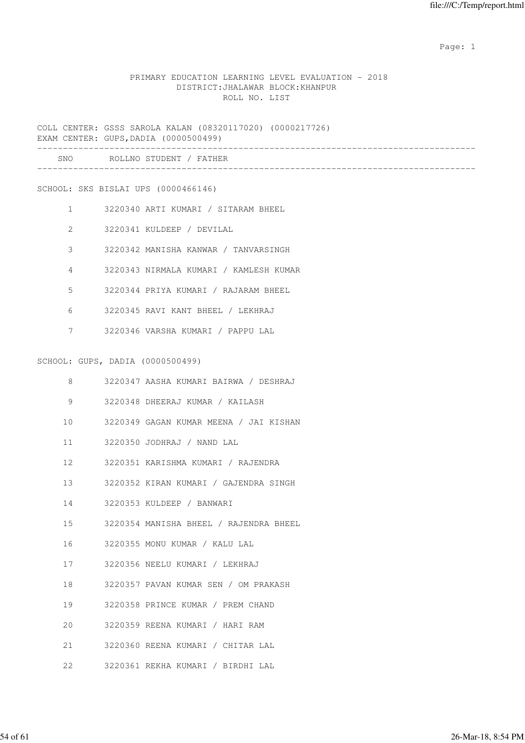PRIMARY EDUCATION LEARNING LEVEL EVALUATION - 2018
DISTRICT:JHALAWAR BLOCK:KHANPUR
ROLL NO. LIST

COLL CENTER: GSSS SAROLA KALAN (08320117020) (0000217726)
EXAM CENTER: GUPS,DADIA (0000500499)

| SNO | ROLLNO | STUDENT / FATHER |
|---|---|---|

SCHOOL: SKS BISLAI UPS (0000466146)

| SNO | ROLLNO | STUDENT / FATHER |
|---|---|---|
| 1 | 3220340 | ARTI KUMARI / SITARAM BHEEL |
| 2 | 3220341 | KULDEEP / DEVILAL |
| 3 | 3220342 | MANISHA KANWAR / TANVARSINGH |
| 4 | 3220343 | NIRMALA KUMARI / KAMLESH KUMAR |
| 5 | 3220344 | PRIYA KUMARI / RAJARAM BHEEL |
| 6 | 3220345 | RAVI KANT BHEEL / LEKHRAJ |
| 7 | 3220346 | VARSHA KUMARI / PAPPU LAL |

SCHOOL: GUPS, DADIA (0000500499)

| SNO | ROLLNO | STUDENT / FATHER |
|---|---|---|
| 8 | 3220347 | AASHA KUMARI BAIRWA / DESHRAJ |
| 9 | 3220348 | DHEERAJ KUMAR / KAILASH |
| 10 | 3220349 | GAGAN KUMAR MEENA / JAI KISHAN |
| 11 | 3220350 | JODHRAJ / NAND LAL |
| 12 | 3220351 | KARISHMA KUMARI / RAJENDRA |
| 13 | 3220352 | KIRAN KUMARI / GAJENDRA SINGH |
| 14 | 3220353 | KULDEEP / BANWARI |
| 15 | 3220354 | MANISHA BHEEL / RAJENDRA BHEEL |
| 16 | 3220355 | MONU KUMAR / KALU LAL |
| 17 | 3220356 | NEELU KUMARI / LEKHRAJ |
| 18 | 3220357 | PAVAN KUMAR SEN / OM PRAKASH |
| 19 | 3220358 | PRINCE KUMAR / PREM CHAND |
| 20 | 3220359 | REENA KUMARI / HARI RAM |
| 21 | 3220360 | REENA KUMARI / CHITAR LAL |
| 22 | 3220361 | REKHA KUMARI / BIRDHI LAL |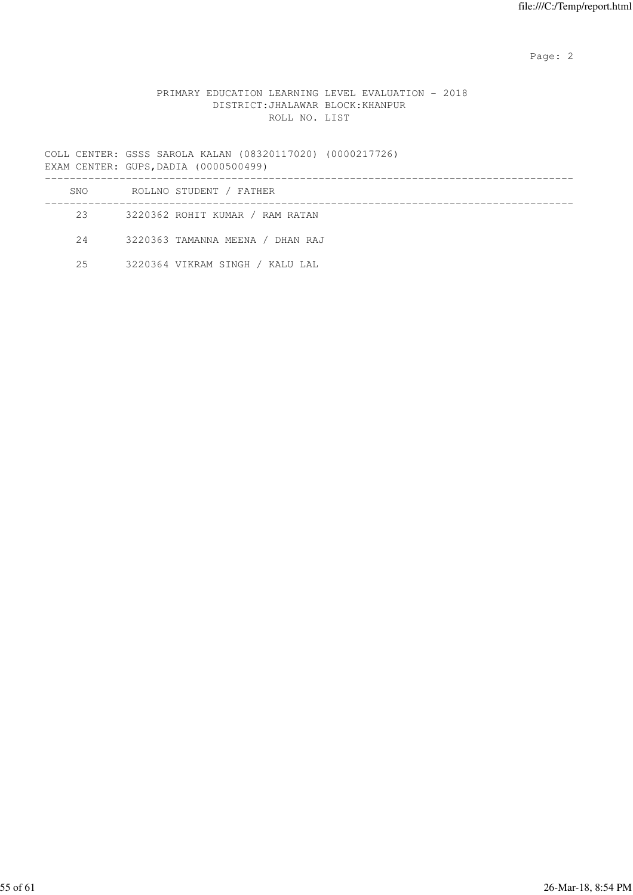PRIMARY EDUCATION LEARNING LEVEL EVALUATION - 2018
DISTRICT:JHALAWAR BLOCK:KHANPUR
ROLL NO. LIST

COLL CENTER: GSSS SAROLA KALAN (08320117020) (0000217726)
EXAM CENTER: GUPS,DADIA (0000500499)

| SNO | ROLLNO | STUDENT / FATHER |
|---|---|---|
| 23 | 3220362 | ROHIT KUMAR / RAM RATAN |
| 24 | 3220363 | TAMANNA MEENA / DHAN RAJ |
| 25 | 3220364 | VIKRAM SINGH / KALU LAL |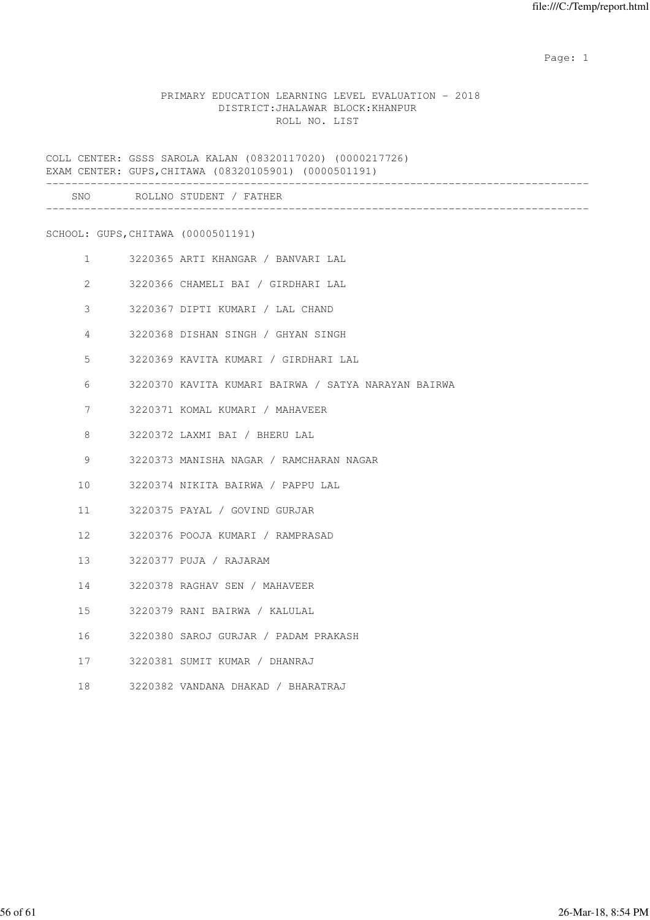PRIMARY EDUCATION LEARNING LEVEL EVALUATION - 2018
DISTRICT:JHALAWAR BLOCK:KHANPUR
ROLL NO. LIST

COLL CENTER: GSSS SAROLA KALAN (08320117020) (0000217726)
EXAM CENTER: GUPS,CHITAWA (08320105901) (0000501191)

| SNO | ROLLNO | STUDENT / FATHER |
|---|---|---|

SCHOOL: GUPS,CHITAWA (0000501191)

| SNO | ROLLNO | STUDENT / FATHER |
|---|---|---|
| 1 | 3220365 | ARTI KHANGAR / BANVARI LAL |
| 2 | 3220366 | CHAMELI BAI / GIRDHARI LAL |
| 3 | 3220367 | DIPTI KUMARI / LAL CHAND |
| 4 | 3220368 | DISHAN SINGH / GHYAN SINGH |
| 5 | 3220369 | KAVITA KUMARI / GIRDHARI LAL |
| 6 | 3220370 | KAVITA KUMARI BAIRWA / SATYA NARAYAN BAIRWA |
| 7 | 3220371 | KOMAL KUMARI / MAHAVEER |
| 8 | 3220372 | LAXMI BAI / BHERU LAL |
| 9 | 3220373 | MANISHA NAGAR / RAMCHARAN NAGAR |
| 10 | 3220374 | NIKITA BAIRWA / PAPPU LAL |
| 11 | 3220375 | PAYAL / GOVIND GURJAR |
| 12 | 3220376 | POOJA KUMARI / RAMPRASAD |
| 13 | 3220377 | PUJA / RAJARAM |
| 14 | 3220378 | RAGHAV SEN / MAHAVEER |
| 15 | 3220379 | RANI BAIRWA / KALULAL |
| 16 | 3220380 | SAROJ GURJAR / PADAM PRAKASH |
| 17 | 3220381 | SUMIT KUMAR / DHANRAJ |
| 18 | 3220382 | VANDANA DHAKAD / BHARATRAJ |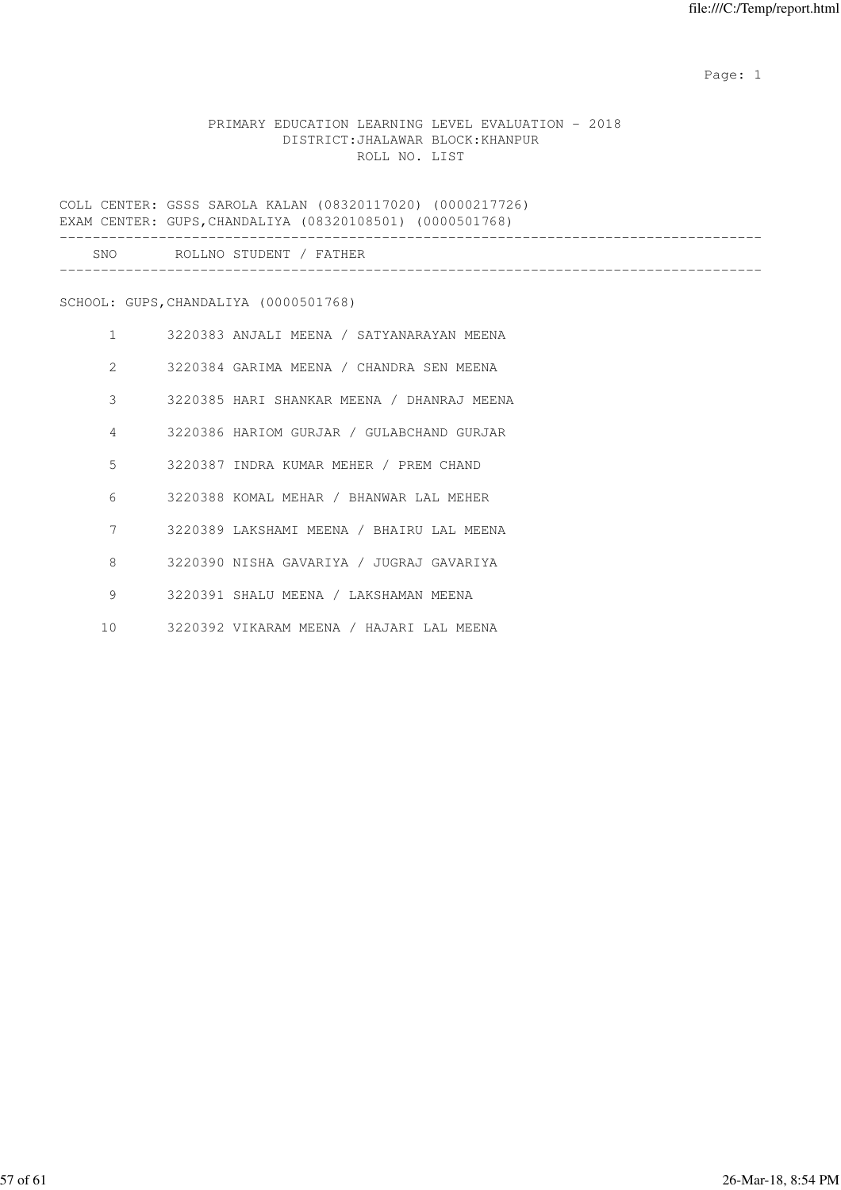PRIMARY EDUCATION LEARNING LEVEL EVALUATION - 2018
DISTRICT:JHALAWAR BLOCK:KHANPUR
ROLL NO. LIST

COLL CENTER: GSSS SAROLA KALAN (08320117020) (0000217726)
EXAM CENTER: GUPS,CHANDALIYA (08320108501) (0000501768)

| SNO | ROLLNO | STUDENT / FATHER |
|---|---|---|

SCHOOL: GUPS,CHANDALIYA (0000501768)

| SNO | ROLLNO | STUDENT / FATHER |
|---|---|---|
| 1 | 3220383 | ANJALI MEENA / SATYANARAYAN MEENA |
| 2 | 3220384 | GARIMA MEENA / CHANDRA SEN MEENA |
| 3 | 3220385 | HARI SHANKAR MEENA / DHANRAJ MEENA |
| 4 | 3220386 | HARIOM GURJAR / GULABCHAND GURJAR |
| 5 | 3220387 | INDRA KUMAR MEHER / PREM CHAND |
| 6 | 3220388 | KOMAL MEHAR / BHANWAR LAL MEHER |
| 7 | 3220389 | LAKSHAMI MEENA / BHAIRU LAL MEENA |
| 8 | 3220390 | NISHA GAVARIYA / JUGRAJ GAVARIYA |
| 9 | 3220391 | SHALU MEENA / LAKSHAMAN MEENA |
| 10 | 3220392 | VIKARAM MEENA / HAJARI LAL MEENA |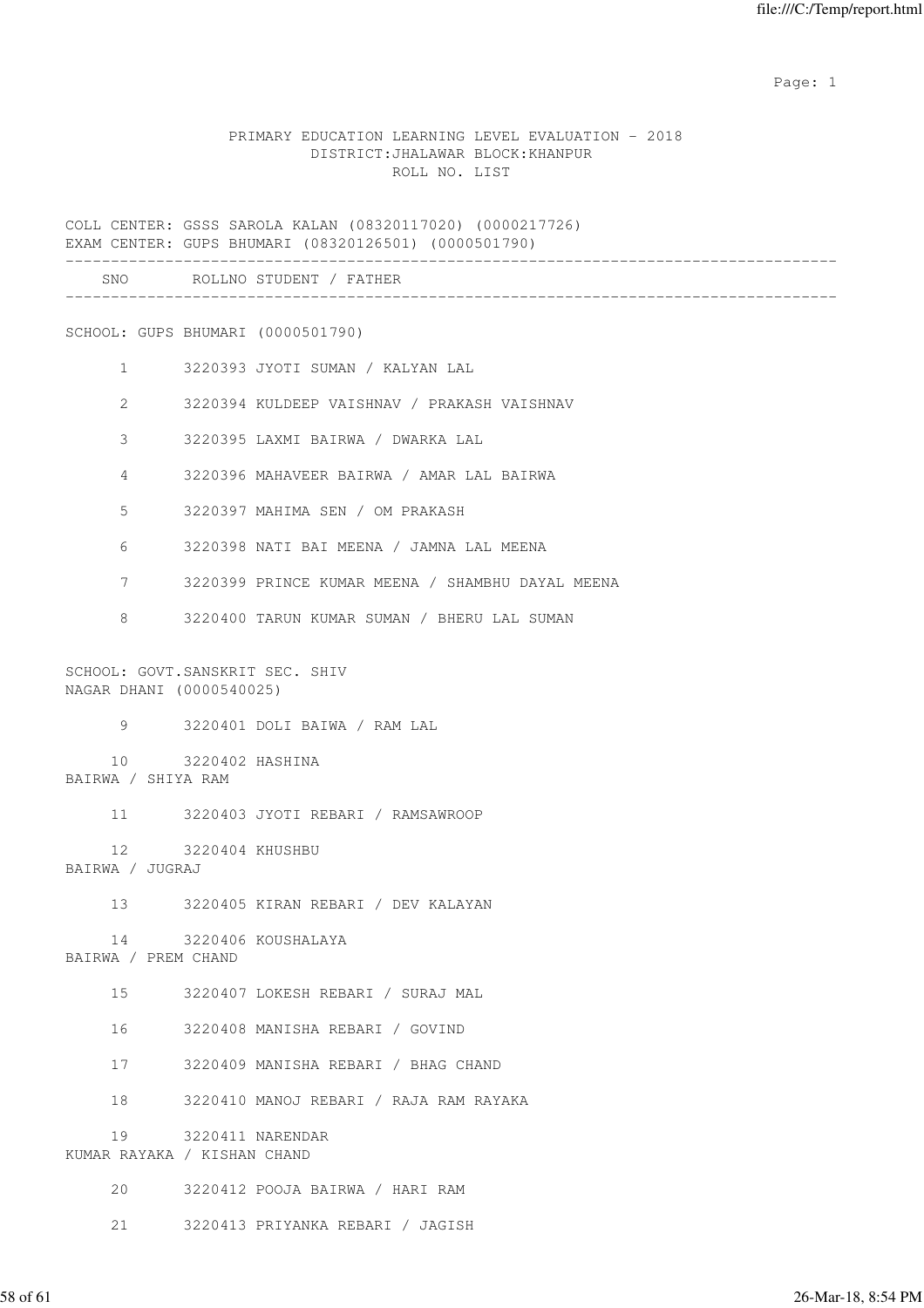PRIMARY EDUCATION LEARNING LEVEL EVALUATION - 2018
DISTRICT:JHALAWAR BLOCK:KHANPUR
ROLL NO. LIST

COLL CENTER: GSSS SAROLA KALAN (08320117020) (0000217726)
EXAM CENTER: GUPS BHUMARI (08320126501) (0000501790)

| SNO | ROLLNO | STUDENT / FATHER |
|---|---|---|
| **SCHOOL: GUPS BHUMARI (0000501790)** | | |
| 1 | 3220393 | JYOTI SUMAN / KALYAN LAL |
| 2 | 3220394 | KULDEEP VAISHNAV / PRAKASH VAISHNAV |
| 3 | 3220395 | LAXMI BAIRWA / DWARKA LAL |
| 4 | 3220396 | MAHAVEER BAIRWA / AMAR LAL BAIRWA |
| 5 | 3220397 | MAHIMA SEN / OM PRAKASH |
| 6 | 3220398 | NATI BAI MEENA / JAMNA LAL MEENA |
| 7 | 3220399 | PRINCE KUMAR MEENA / SHAMBHU DAYAL MEENA |
| 8 | 3220400 | TARUN KUMAR SUMAN / BHERU LAL SUMAN |
| **SCHOOL: GOVT.SANSKRIT SEC. SHIV NAGAR DHANI (0000540025)** | | |
| 9 | 3220401 | DOLI BAIWA / RAM LAL |
| 10 | 3220402 | HASHINA BAIRWA / SHIYA RAM |
| 11 | 3220403 | JYOTI REBARI / RAMSAWROOP |
| 12 | 3220404 | KHUSHBU BAIRWA / JUGRAJ |
| 13 | 3220405 | KIRAN REBARI / DEV KALAYAN |
| 14 | 3220406 | KOUSHALAYA BAIRWA / PREM CHAND |
| 15 | 3220407 | LOKESH REBARI / SURAJ MAL |
| 16 | 3220408 | MANISHA REBARI / GOVIND |
| 17 | 3220409 | MANISHA REBARI / BHAG CHAND |
| 18 | 3220410 | MANOJ REBARI / RAJA RAM RAYAKA |
| 19 | 3220411 | NARENDAR KUMAR RAYAKA / KISHAN CHAND |
| 20 | 3220412 | POOJA BAIRWA / HARI RAM |
| 21 | 3220413 | PRIYANKA REBARI / JAGISH |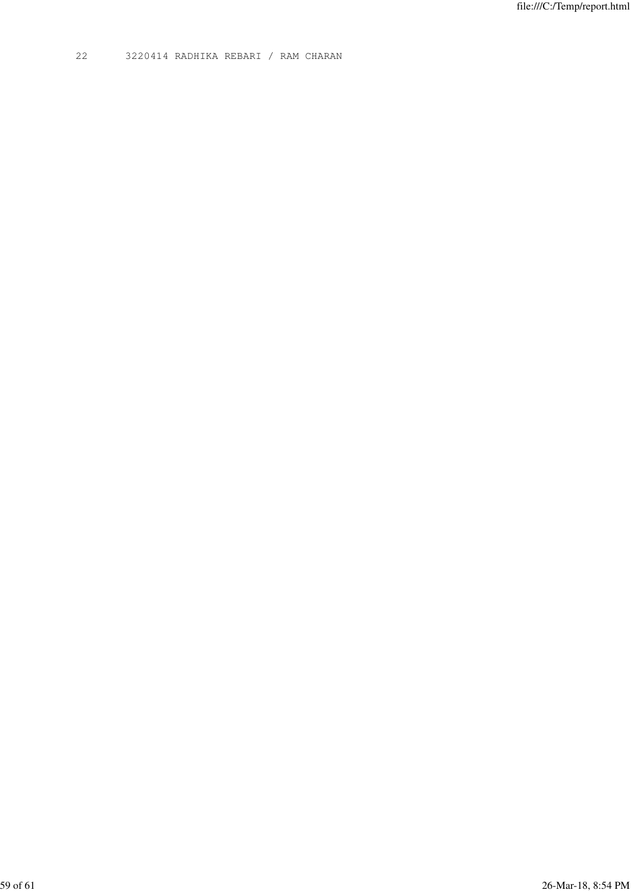22 3220414 RADHIKA REBARI / RAM CHARAN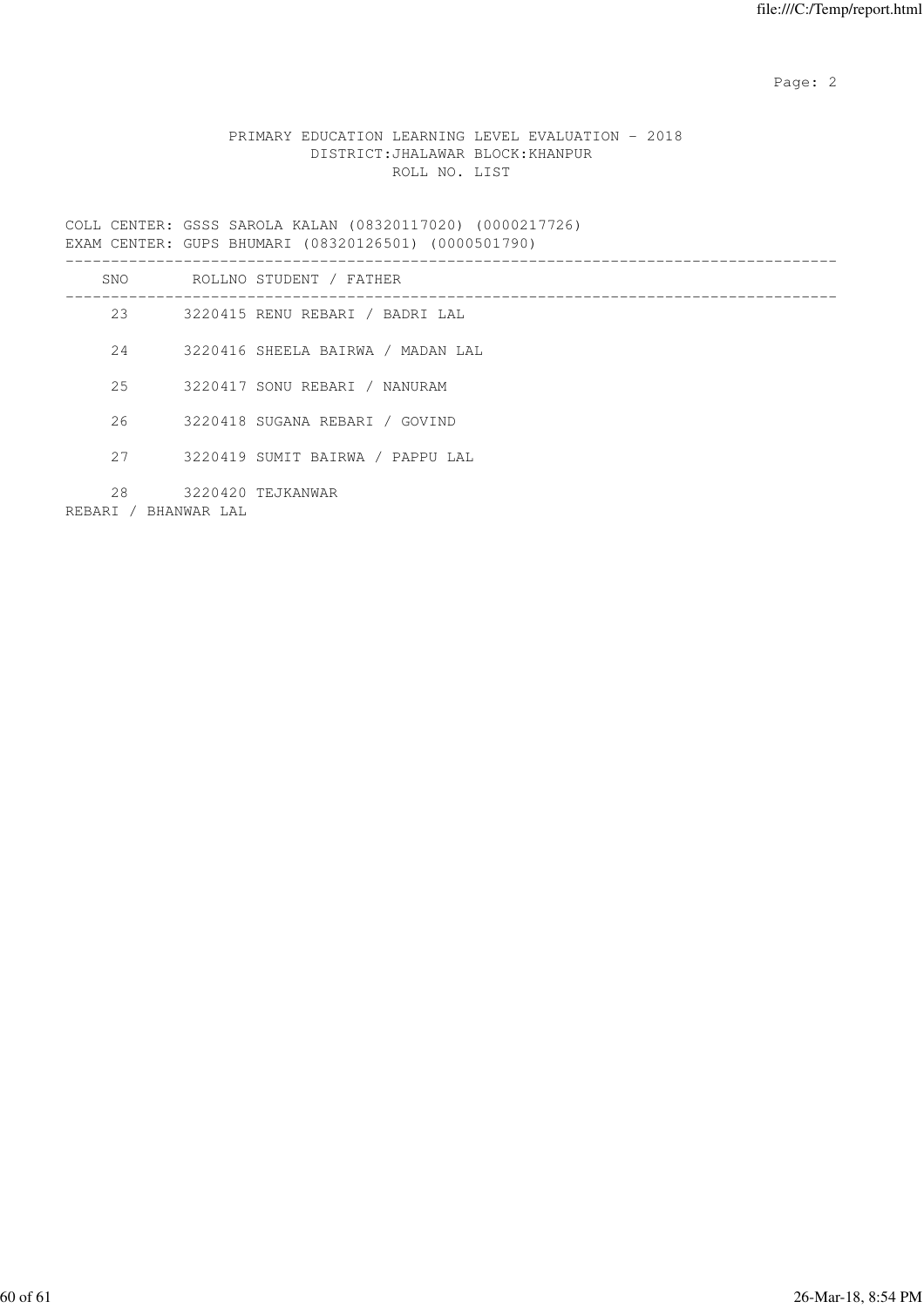PRIMARY EDUCATION LEARNING LEVEL EVALUATION - 2018
DISTRICT:JHALAWAR BLOCK:KHANPUR
ROLL NO. LIST

COLL CENTER: GSSS SAROLA KALAN (08320117020) (0000217726)
EXAM CENTER: GUPS BHUMARI (08320126501) (0000501790)

| SNO | ROLLNO | STUDENT / FATHER |
|---|---|---|
| 23 | 3220415 | RENU REBARI / BADRI LAL |
| 24 | 3220416 | SHEELA BAIRWA / MADAN LAL |
| 25 | 3220417 | SONU REBARI / NANURAM |
| 26 | 3220418 | SUGANA REBARI / GOVIND |
| 27 | 3220419 | SUMIT BAIRWA / PAPPU LAL |
| 28 | 3220420 | TEJKANWAR REBARI / BHANWAR LAL |